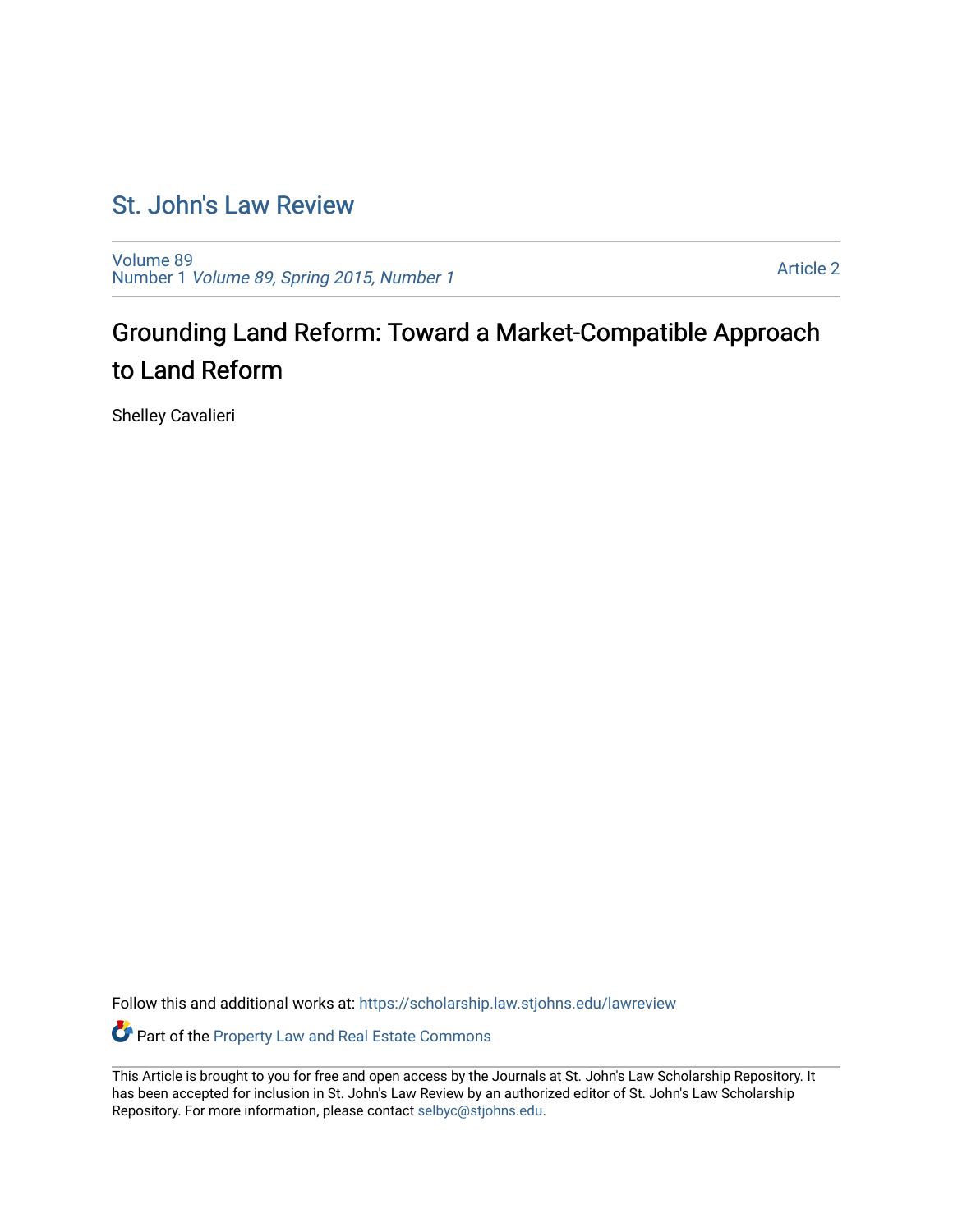# St. John's Law Review

Volume 89
Number 1 *Volume 89, Spring 2015, Number 1*

Article 2

## Grounding Land Reform: Toward a Market-Compatible Approach to Land Reform

Shelley Cavalieri

Follow this and additional works at: https://scholarship.law.stjohns.edu/lawreview

Part of the Property Law and Real Estate Commons

This Article is brought to you for free and open access by the Journals at St. John's Law Scholarship Repository. It has been accepted for inclusion in St. John's Law Review by an authorized editor of St. John's Law Scholarship Repository. For more information, please contact selbyc@stjohns.edu.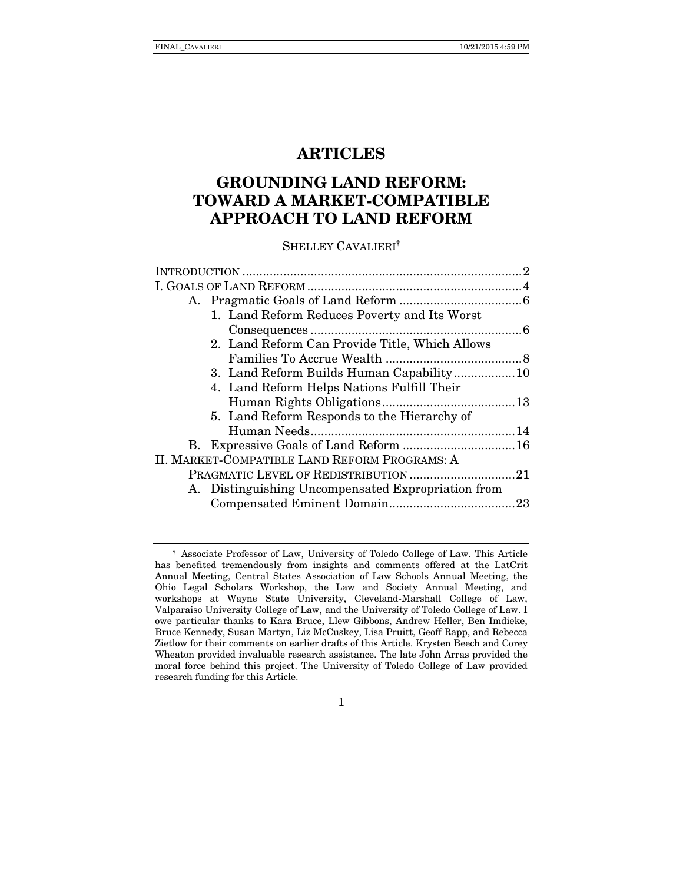# ARTICLES

# GROUNDING LAND REFORM: TOWARD A MARKET-COMPATIBLE APPROACH TO LAND REFORM

SHELLEY CAVALIERI[†]

INTRODUCTION .................................................................................. 2
I. GOALS OF LAND REFORM ............................................................... 4
- A. Pragmatic Goals of Land Reform .................................... 6
  - 1. Land Reform Reduces Poverty and Its Worst Consequences ............................................................. 6
  - 2. Land Reform Can Provide Title, Which Allows Families To Accrue Wealth ........................................ 8
  - 3. Land Reform Builds Human Capability .................. 10
  - 4. Land Reform Helps Nations Fulfill Their Human Rights Obligations ....................................... 13
  - 5. Land Reform Responds to the Hierarchy of Human Needs ............................................................ 14
- B. Expressive Goals of Land Reform ................................. 16

II. MARKET-COMPATIBLE LAND REFORM PROGRAMS: A PRAGMATIC LEVEL OF REDISTRIBUTION ............................... 21
- A. Distinguishing Uncompensated Expropriation from Compensated Eminent Domain..................................... 23

[†] Associate Professor of Law, University of Toledo College of Law. This Article has benefited tremendously from insights and comments offered at the LatCrit Annual Meeting, Central States Association of Law Schools Annual Meeting, the Ohio Legal Scholars Workshop, the Law and Society Annual Meeting, and workshops at Wayne State University, Cleveland-Marshall College of Law, Valparaiso University College of Law, and the University of Toledo College of Law. I owe particular thanks to Kara Bruce, Llew Gibbons, Andrew Heller, Ben Imdieke, Bruce Kennedy, Susan Martyn, Liz McCuskey, Lisa Pruitt, Geoff Rapp, and Rebecca Zietlow for their comments on earlier drafts of this Article. Krysten Beech and Corey Wheaton provided invaluable research assistance. The late John Arras provided the moral force behind this project. The University of Toledo College of Law provided research funding for this Article.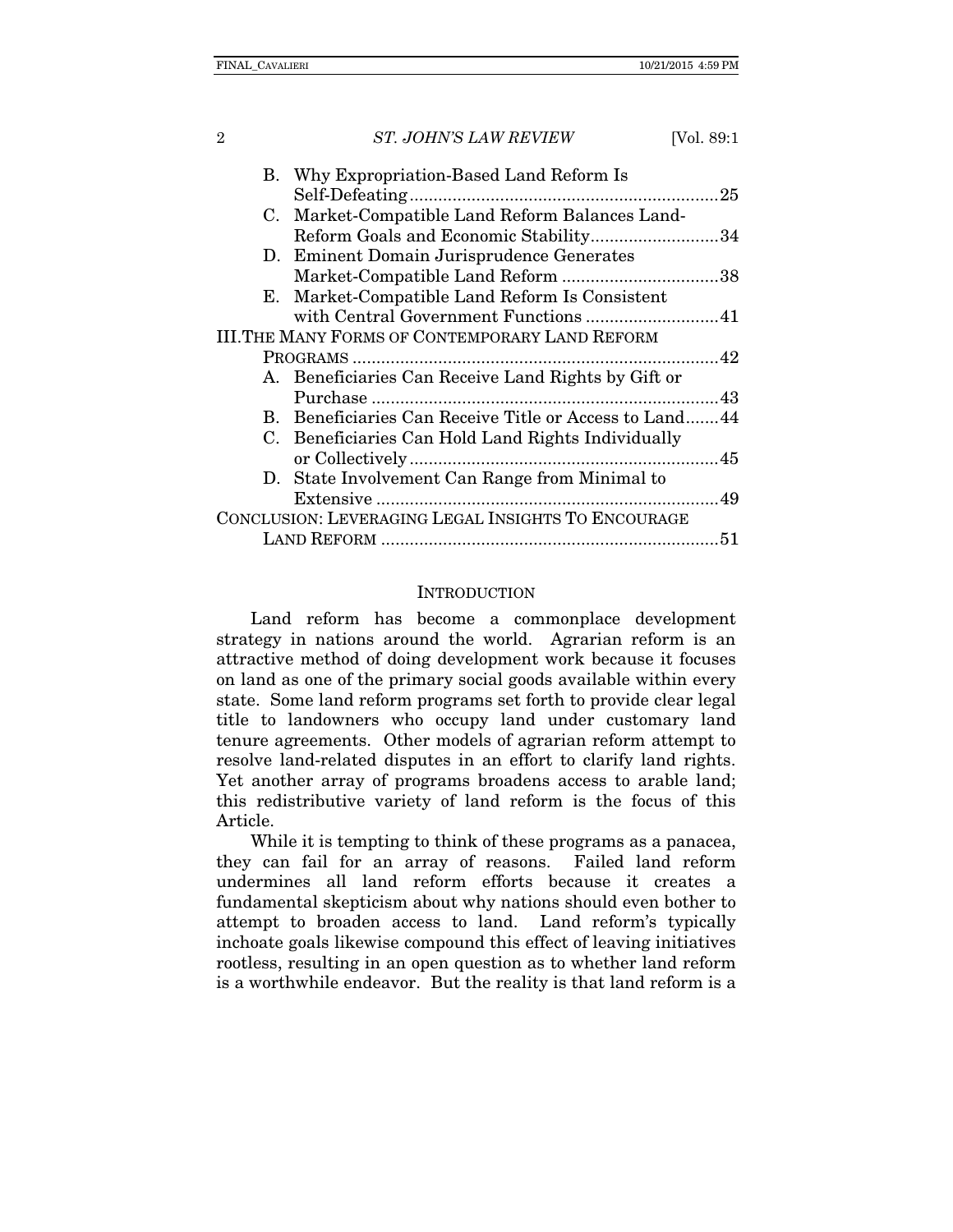B. Why Expropriation-Based Land Reform Is Self-Defeating ........ 25

C. Market-Compatible Land Reform Balances Land-Reform Goals and Economic Stability ........ 34

D. Eminent Domain Jurisprudence Generates Market-Compatible Land Reform ........ 38

E. Market-Compatible Land Reform Is Consistent with Central Government Functions ........ 41

III. THE MANY FORMS OF CONTEMPORARY LAND REFORM PROGRAMS ........ 42

A. Beneficiaries Can Receive Land Rights by Gift or Purchase ........ 43

B. Beneficiaries Can Receive Title or Access to Land ........ 44

C. Beneficiaries Can Hold Land Rights Individually or Collectively ........ 45

D. State Involvement Can Range from Minimal to Extensive ........ 49

CONCLUSION: LEVERAGING LEGAL INSIGHTS TO ENCOURAGE LAND REFORM ........ 51

## INTRODUCTION

Land reform has become a commonplace development strategy in nations around the world. Agrarian reform is an attractive method of doing development work because it focuses on land as one of the primary social goods available within every state. Some land reform programs set forth to provide clear legal title to landowners who occupy land under customary land tenure agreements. Other models of agrarian reform attempt to resolve land-related disputes in an effort to clarify land rights. Yet another array of programs broadens access to arable land; this redistributive variety of land reform is the focus of this Article.

While it is tempting to think of these programs as a panacea, they can fail for an array of reasons. Failed land reform undermines all land reform efforts because it creates a fundamental skepticism about why nations should even bother to attempt to broaden access to land. Land reform's typically inchoate goals likewise compound this effect of leaving initiatives rootless, resulting in an open question as to whether land reform is a worthwhile endeavor. But the reality is that land reform is a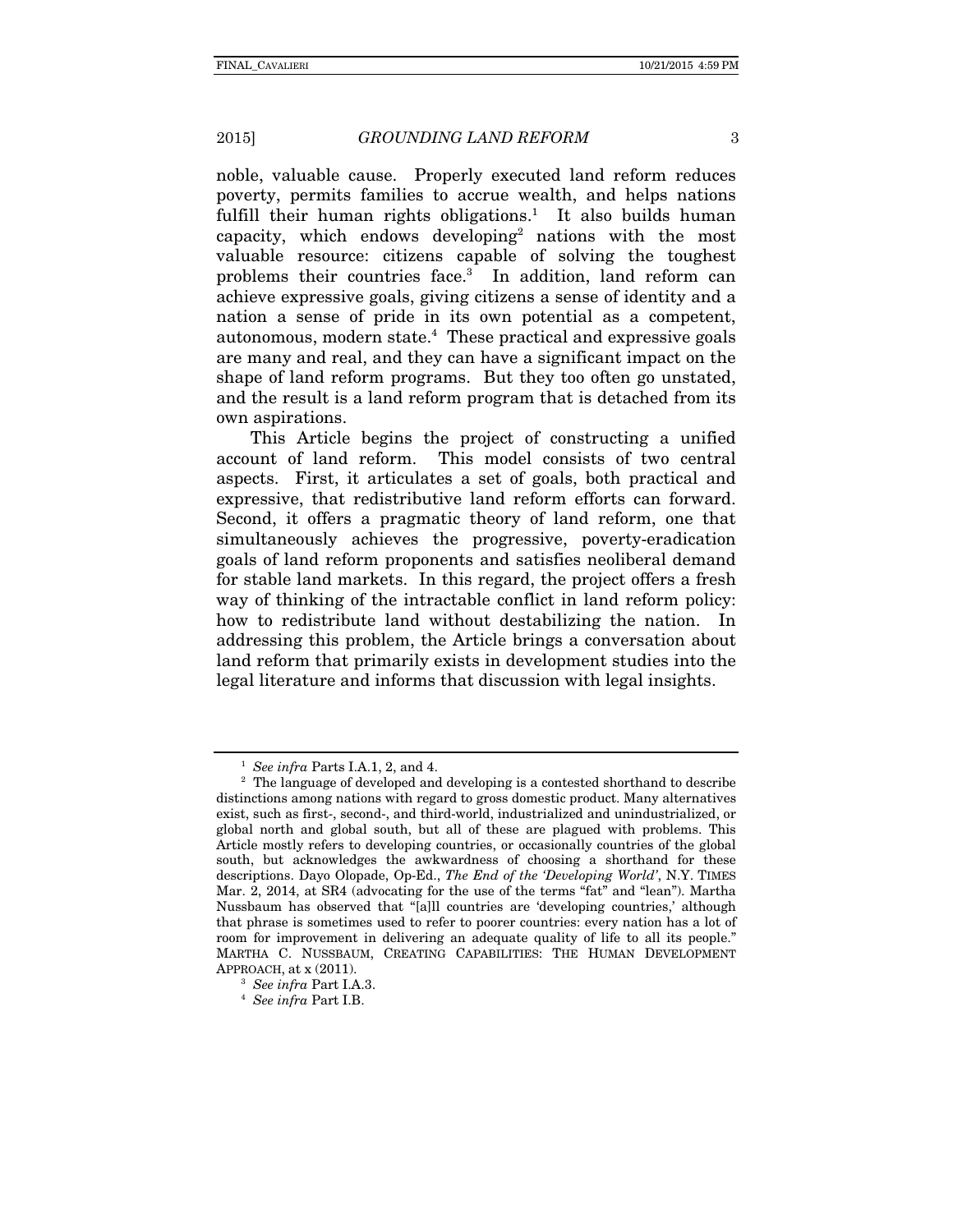noble, valuable cause. Properly executed land reform reduces poverty, permits families to accrue wealth, and helps nations fulfill their human rights obligations.[1] It also builds human capacity, which endows developing[2] nations with the most valuable resource: citizens capable of solving the toughest problems their countries face.[3] In addition, land reform can achieve expressive goals, giving citizens a sense of identity and a nation a sense of pride in its own potential as a competent, autonomous, modern state.[4] These practical and expressive goals are many and real, and they can have a significant impact on the shape of land reform programs. But they too often go unstated, and the result is a land reform program that is detached from its own aspirations.

This Article begins the project of constructing a unified account of land reform. This model consists of two central aspects. First, it articulates a set of goals, both practical and expressive, that redistributive land reform efforts can forward. Second, it offers a pragmatic theory of land reform, one that simultaneously achieves the progressive, poverty-eradication goals of land reform proponents and satisfies neoliberal demand for stable land markets. In this regard, the project offers a fresh way of thinking of the intractable conflict in land reform policy: how to redistribute land without destabilizing the nation. In addressing this problem, the Article brings a conversation about land reform that primarily exists in development studies into the legal literature and informs that discussion with legal insights.

---

[1] *See infra* Parts I.A.1, 2, and 4.

[2] The language of developed and developing is a contested shorthand to describe distinctions among nations with regard to gross domestic product. Many alternatives exist, such as first-, second-, and third-world, industrialized and unindustrialized, or global north and global south, but all of these are plagued with problems. This Article mostly refers to developing countries, or occasionally countries of the global south, but acknowledges the awkwardness of choosing a shorthand for these descriptions. Dayo Olopade, Op-Ed., *The End of the 'Developing World'*, N.Y. TIMES Mar. 2, 2014, at SR4 (advocating for the use of the terms "fat" and "lean"). Martha Nussbaum has observed that "[a]ll countries are 'developing countries,' although that phrase is sometimes used to refer to poorer countries: every nation has a lot of room for improvement in delivering an adequate quality of life to all its people." MARTHA C. NUSSBAUM, CREATING CAPABILITIES: THE HUMAN DEVELOPMENT APPROACH, at x (2011).

[3] *See infra* Part I.A.3.

[4] *See infra* Part I.B.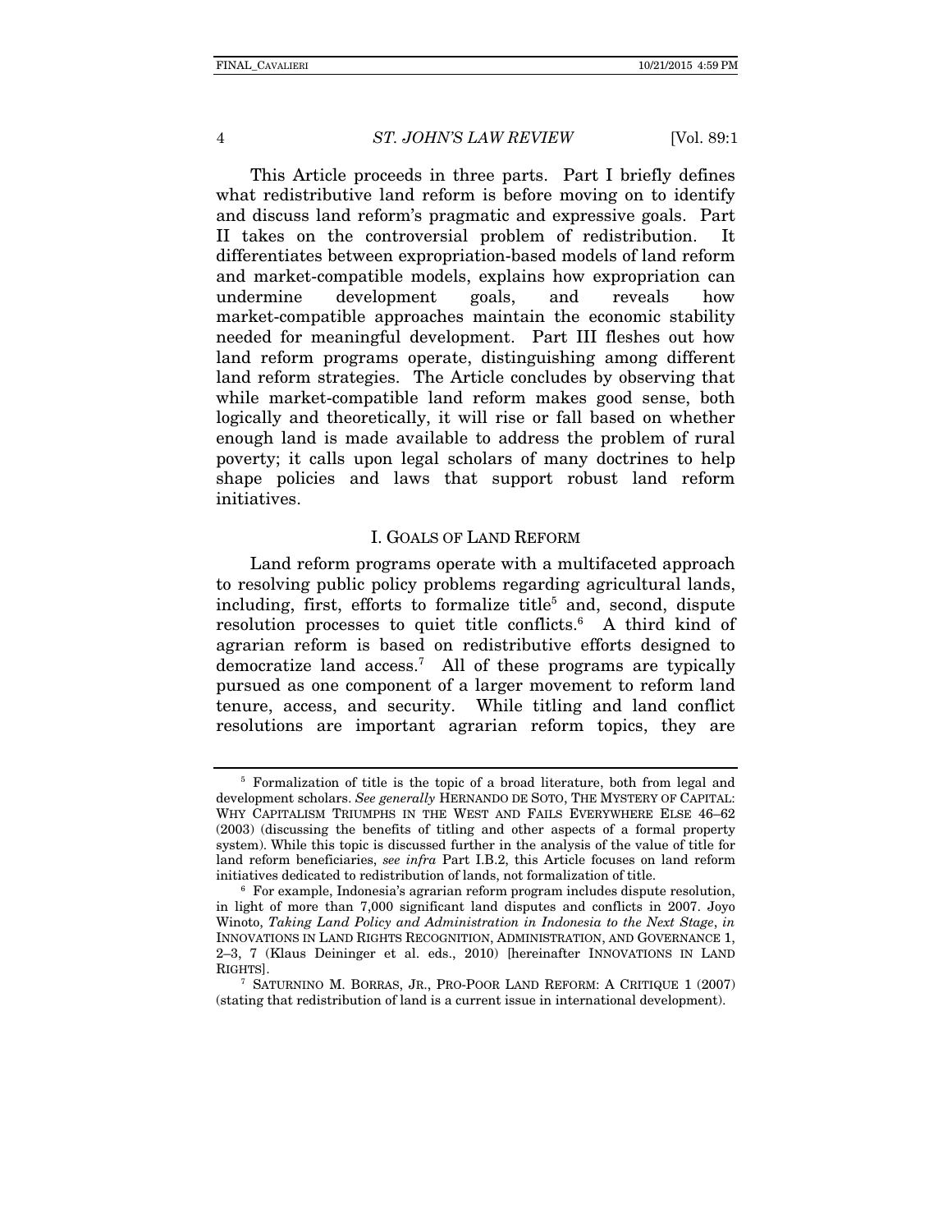This Article proceeds in three parts. Part I briefly defines what redistributive land reform is before moving on to identify and discuss land reform's pragmatic and expressive goals. Part II takes on the controversial problem of redistribution. It differentiates between expropriation-based models of land reform and market-compatible models, explains how expropriation can undermine development goals, and reveals how market-compatible approaches maintain the economic stability needed for meaningful development. Part III fleshes out how land reform programs operate, distinguishing among different land reform strategies. The Article concludes by observing that while market-compatible land reform makes good sense, both logically and theoretically, it will rise or fall based on whether enough land is made available to address the problem of rural poverty; it calls upon legal scholars of many doctrines to help shape policies and laws that support robust land reform initiatives.

## I. GOALS OF LAND REFORM

Land reform programs operate with a multifaceted approach to resolving public policy problems regarding agricultural lands, including, first, efforts to formalize title[5] and, second, dispute resolution processes to quiet title conflicts.[6] A third kind of agrarian reform is based on redistributive efforts designed to democratize land access.[7] All of these programs are typically pursued as one component of a larger movement to reform land tenure, access, and security. While titling and land conflict resolutions are important agrarian reform topics, they are

---

[5] Formalization of title is the topic of a broad literature, both from legal and development scholars. *See generally* HERNANDO DE SOTO, THE MYSTERY OF CAPITAL: WHY CAPITALISM TRIUMPHS IN THE WEST AND FAILS EVERYWHERE ELSE 46–62 (2003) (discussing the benefits of titling and other aspects of a formal property system). While this topic is discussed further in the analysis of the value of title for land reform beneficiaries, *see infra* Part I.B.2, this Article focuses on land reform initiatives dedicated to redistribution of lands, not formalization of title.

[6] For example, Indonesia's agrarian reform program includes dispute resolution, in light of more than 7,000 significant land disputes and conflicts in 2007. Joyo Winoto, *Taking Land Policy and Administration in Indonesia to the Next Stage*, *in* INNOVATIONS IN LAND RIGHTS RECOGNITION, ADMINISTRATION, AND GOVERNANCE 1, 2–3, 7 (Klaus Deininger et al. eds., 2010) [hereinafter INNOVATIONS IN LAND RIGHTS].

[7] SATURNINO M. BORRAS, JR., PRO-POOR LAND REFORM: A CRITIQUE 1 (2007) (stating that redistribution of land is a current issue in international development).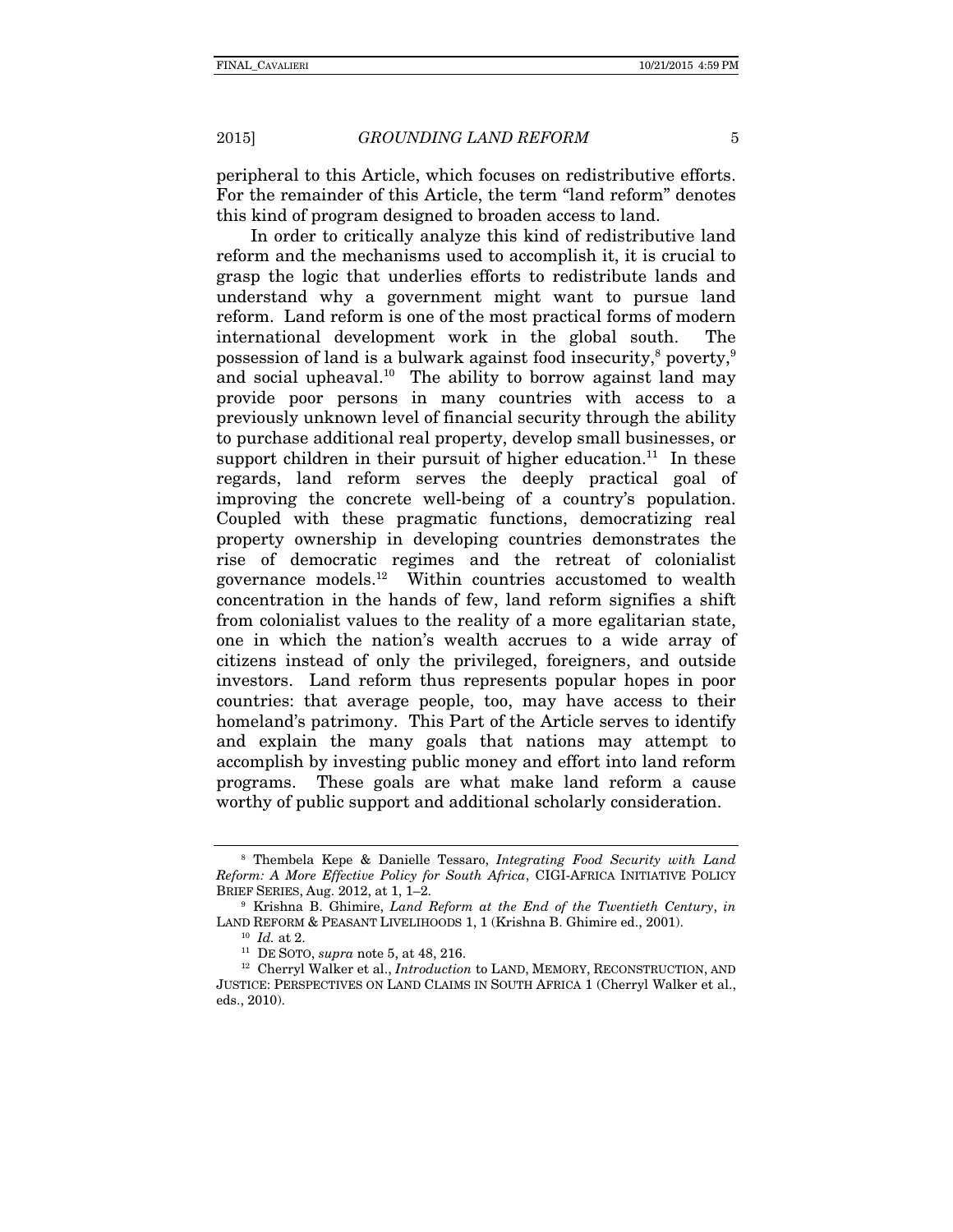peripheral to this Article, which focuses on redistributive efforts. For the remainder of this Article, the term "land reform" denotes this kind of program designed to broaden access to land.

In order to critically analyze this kind of redistributive land reform and the mechanisms used to accomplish it, it is crucial to grasp the logic that underlies efforts to redistribute lands and understand why a government might want to pursue land reform. Land reform is one of the most practical forms of modern international development work in the global south. The possession of land is a bulwark against food insecurity,[8] poverty,[9] and social upheaval.[10] The ability to borrow against land may provide poor persons in many countries with access to a previously unknown level of financial security through the ability to purchase additional real property, develop small businesses, or support children in their pursuit of higher education.[11] In these regards, land reform serves the deeply practical goal of improving the concrete well-being of a country's population. Coupled with these pragmatic functions, democratizing real property ownership in developing countries demonstrates the rise of democratic regimes and the retreat of colonialist governance models.[12] Within countries accustomed to wealth concentration in the hands of few, land reform signifies a shift from colonialist values to the reality of a more egalitarian state, one in which the nation's wealth accrues to a wide array of citizens instead of only the privileged, foreigners, and outside investors. Land reform thus represents popular hopes in poor countries: that average people, too, may have access to their homeland's patrimony. This Part of the Article serves to identify and explain the many goals that nations may attempt to accomplish by investing public money and effort into land reform programs. These goals are what make land reform a cause worthy of public support and additional scholarly consideration.

---

[8] Thembela Kepe & Danielle Tessaro, *Integrating Food Security with Land Reform: A More Effective Policy for South Africa*, CIGI-AFRICA INITIATIVE POLICY BRIEF SERIES, Aug. 2012, at 1, 1–2.

[9] Krishna B. Ghimire, *Land Reform at the End of the Twentieth Century*, *in* LAND REFORM & PEASANT LIVELIHOODS 1, 1 (Krishna B. Ghimire ed., 2001).

[10] *Id.* at 2.

[11] DE SOTO, *supra* note 5, at 48, 216.

[12] Cherryl Walker et al., *Introduction* to LAND, MEMORY, RECONSTRUCTION, AND JUSTICE: PERSPECTIVES ON LAND CLAIMS IN SOUTH AFRICA 1 (Cherryl Walker et al., eds., 2010).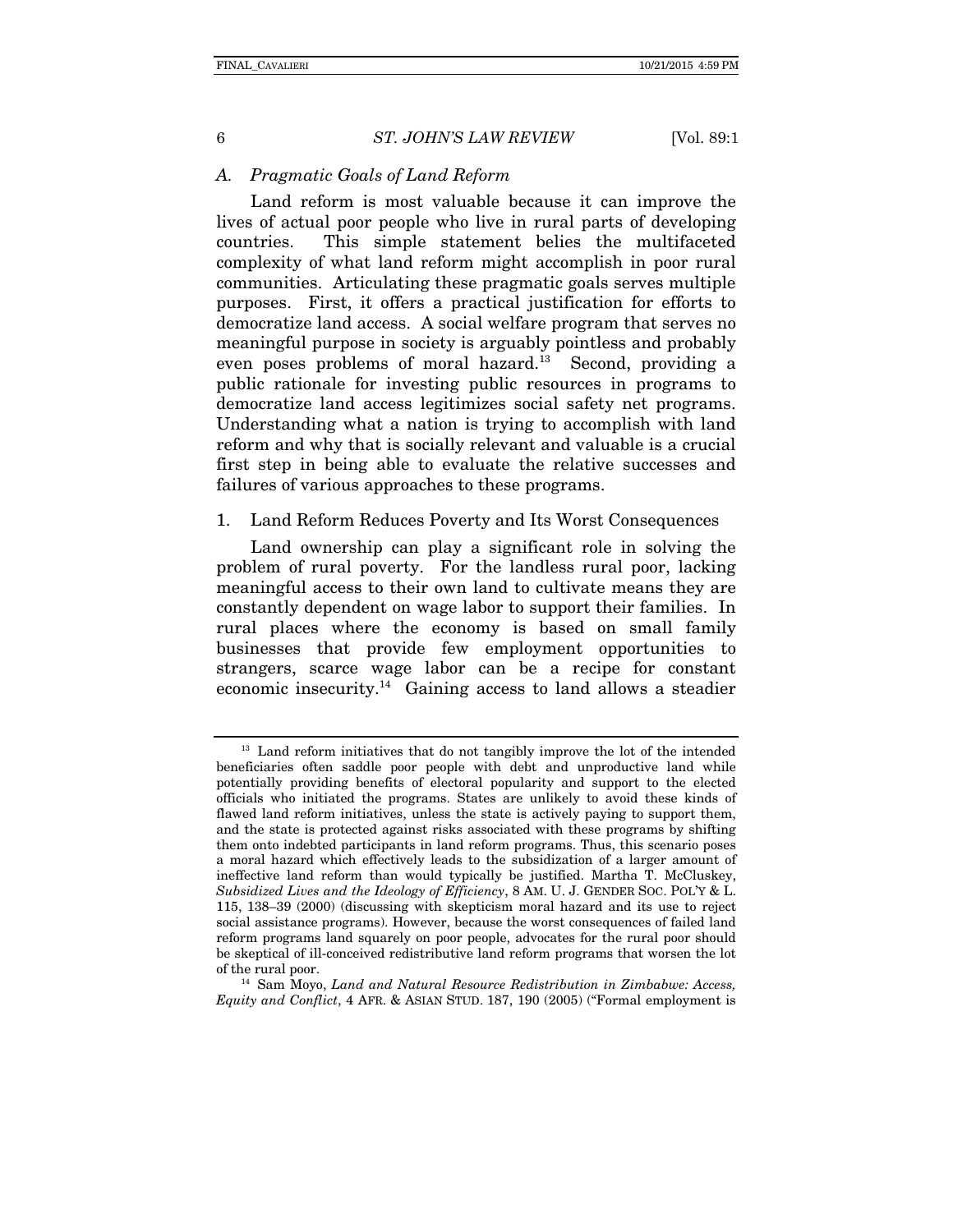### A. *Pragmatic Goals of Land Reform*

Land reform is most valuable because it can improve the lives of actual poor people who live in rural parts of developing countries. This simple statement belies the multifaceted complexity of what land reform might accomplish in poor rural communities. Articulating these pragmatic goals serves multiple purposes. First, it offers a practical justification for efforts to democratize land access. A social welfare program that serves no meaningful purpose in society is arguably pointless and probably even poses problems of moral hazard.[13] Second, providing a public rationale for investing public resources in programs to democratize land access legitimizes social safety net programs. Understanding what a nation is trying to accomplish with land reform and why that is socially relevant and valuable is a crucial first step in being able to evaluate the relative successes and failures of various approaches to these programs.

#### 1. Land Reform Reduces Poverty and Its Worst Consequences

Land ownership can play a significant role in solving the problem of rural poverty. For the landless rural poor, lacking meaningful access to their own land to cultivate means they are constantly dependent on wage labor to support their families. In rural places where the economy is based on small family businesses that provide few employment opportunities to strangers, scarce wage labor can be a recipe for constant economic insecurity.[14] Gaining access to land allows a steadier

---

[13] Land reform initiatives that do not tangibly improve the lot of the intended beneficiaries often saddle poor people with debt and unproductive land while potentially providing benefits of electoral popularity and support to the elected officials who initiated the programs. States are unlikely to avoid these kinds of flawed land reform initiatives, unless the state is actively paying to support them, and the state is protected against risks associated with these programs by shifting them onto indebted participants in land reform programs. Thus, this scenario poses a moral hazard which effectively leads to the subsidization of a larger amount of ineffective land reform than would typically be justified. Martha T. McCluskey, *Subsidized Lives and the Ideology of Efficiency*, 8 AM. U. J. GENDER SOC. POL'Y & L. 115, 138–39 (2000) (discussing with skepticism moral hazard and its use to reject social assistance programs). However, because the worst consequences of failed land reform programs land squarely on poor people, advocates for the rural poor should be skeptical of ill-conceived redistributive land reform programs that worsen the lot of the rural poor.

[14] Sam Moyo, *Land and Natural Resource Redistribution in Zimbabwe: Access, Equity and Conflict*, 4 AFR. & ASIAN STUD. 187, 190 (2005) ("Formal employment is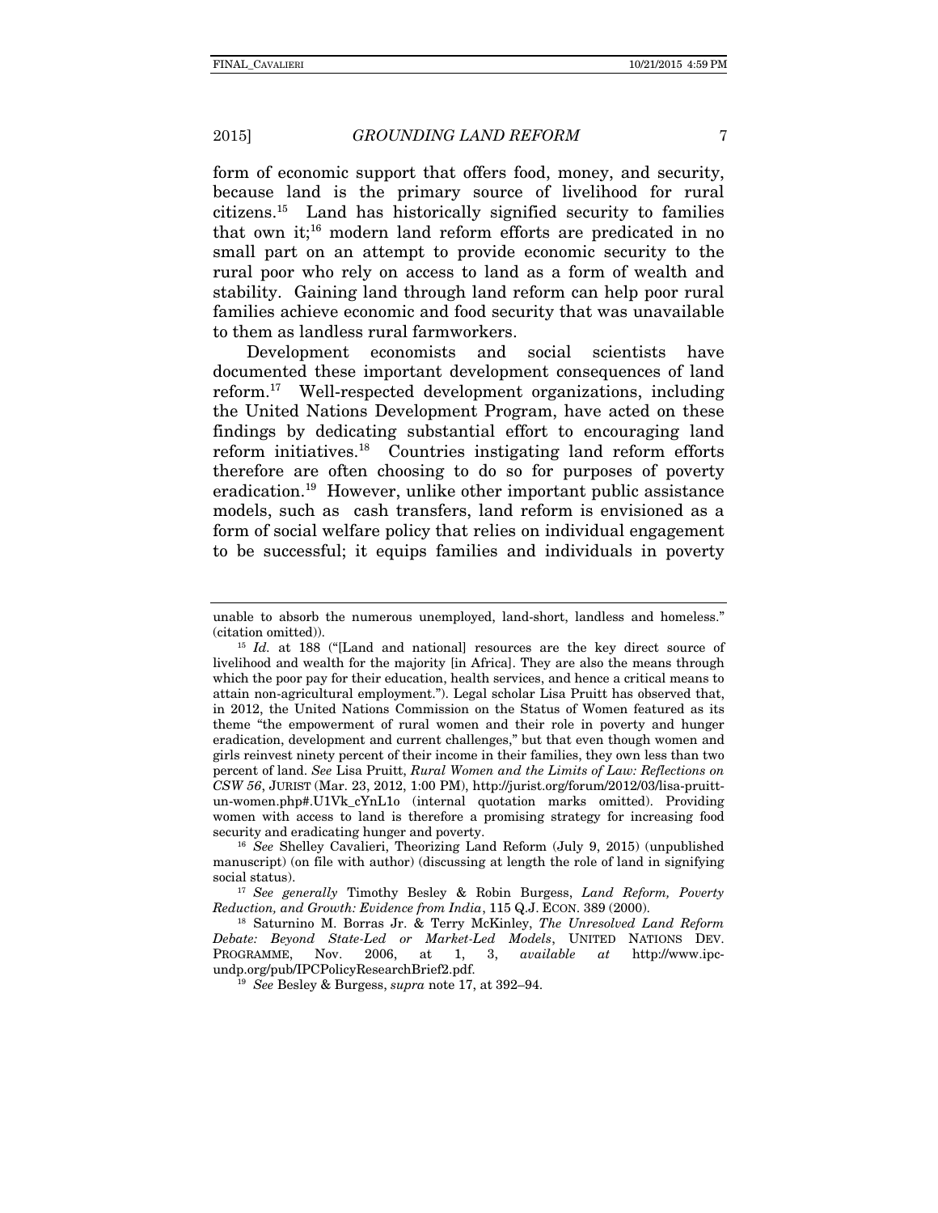form of economic support that offers food, money, and security, because land is the primary source of livelihood for rural citizens.[15] Land has historically signified security to families that own it;[16] modern land reform efforts are predicated in no small part on an attempt to provide economic security to the rural poor who rely on access to land as a form of wealth and stability. Gaining land through land reform can help poor rural families achieve economic and food security that was unavailable to them as landless rural farmworkers.

Development economists and social scientists have documented these important development consequences of land reform.[17] Well-respected development organizations, including the United Nations Development Program, have acted on these findings by dedicating substantial effort to encouraging land reform initiatives.[18] Countries instigating land reform efforts therefore are often choosing to do so for purposes of poverty eradication.[19] However, unlike other important public assistance models, such as cash transfers, land reform is envisioned as a form of social welfare policy that relies on individual engagement to be successful; it equips families and individuals in poverty

---

unable to absorb the numerous unemployed, land-short, landless and homeless." (citation omitted)).

[15] *Id.* at 188 ("[Land and national] resources are the key direct source of livelihood and wealth for the majority [in Africa]. They are also the means through which the poor pay for their education, health services, and hence a critical means to attain non-agricultural employment."). Legal scholar Lisa Pruitt has observed that, in 2012, the United Nations Commission on the Status of Women featured as its theme "the empowerment of rural women and their role in poverty and hunger eradication, development and current challenges," but that even though women and girls reinvest ninety percent of their income in their families, they own less than two percent of land. *See* Lisa Pruitt, *Rural Women and the Limits of Law: Reflections on CSW 56*, JURIST (Mar. 23, 2012, 1:00 PM), http://jurist.org/forum/2012/03/lisa-pruitt-un-women.php#.U1Vk_cYnL1o (internal quotation marks omitted). Providing women with access to land is therefore a promising strategy for increasing food security and eradicating hunger and poverty.

[16] *See* Shelley Cavalieri, Theorizing Land Reform (July 9, 2015) (unpublished manuscript) (on file with author) (discussing at length the role of land in signifying social status).

[17] *See generally* Timothy Besley & Robin Burgess, *Land Reform, Poverty Reduction, and Growth: Evidence from India*, 115 Q.J. ECON. 389 (2000).

[18] Saturnino M. Borras Jr. & Terry McKinley, *The Unresolved Land Reform Debate: Beyond State-Led or Market-Led Models*, UNITED NATIONS DEV. PROGRAMME, Nov. 2006, at 1, 3, *available at* http://www.ipc-undp.org/pub/IPCPolicyResearchBrief2.pdf.

[19] *See* Besley & Burgess, *supra* note 17, at 392–94.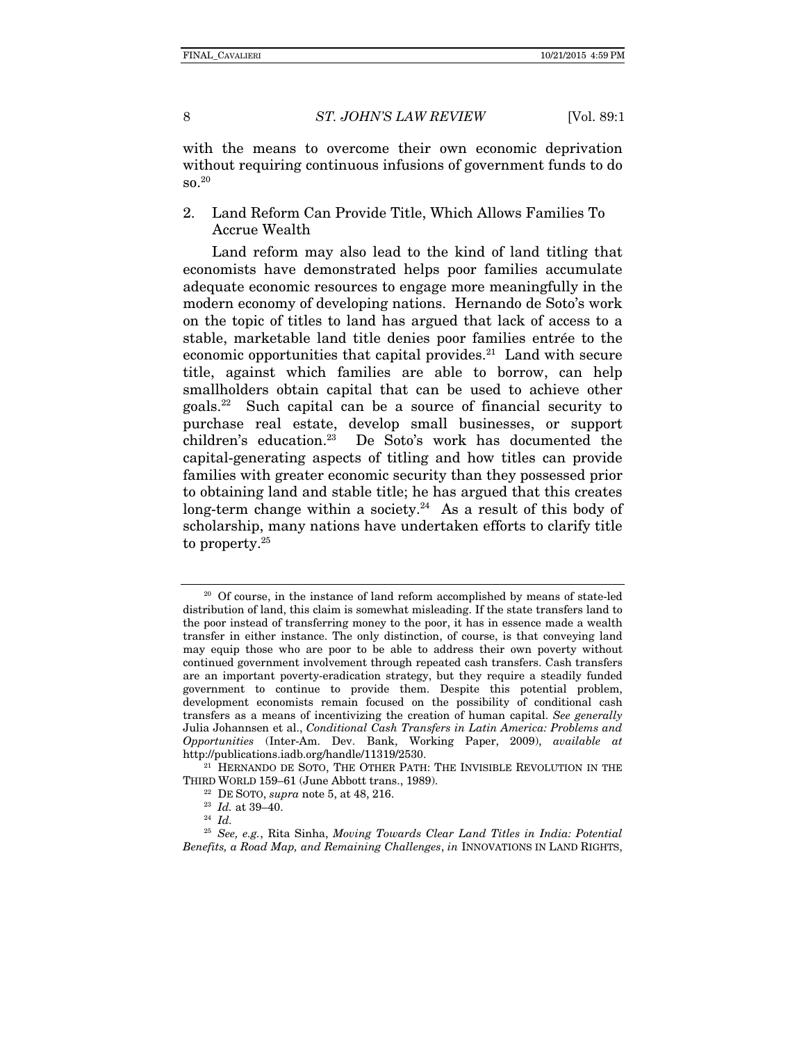with the means to overcome their own economic deprivation without requiring continuous infusions of government funds to do so.[20]

2. Land Reform Can Provide Title, Which Allows Families To Accrue Wealth

Land reform may also lead to the kind of land titling that economists have demonstrated helps poor families accumulate adequate economic resources to engage more meaningfully in the modern economy of developing nations. Hernando de Soto's work on the topic of titles to land has argued that lack of access to a stable, marketable land title denies poor families entrée to the economic opportunities that capital provides.[21] Land with secure title, against which families are able to borrow, can help smallholders obtain capital that can be used to achieve other goals.[22] Such capital can be a source of financial security to purchase real estate, develop small businesses, or support children's education.[23] De Soto's work has documented the capital-generating aspects of titling and how titles can provide families with greater economic security than they possessed prior to obtaining land and stable title; he has argued that this creates long-term change within a society.[24] As a result of this body of scholarship, many nations have undertaken efforts to clarify title to property.[25]

---

[20] Of course, in the instance of land reform accomplished by means of state-led distribution of land, this claim is somewhat misleading. If the state transfers land to the poor instead of transferring money to the poor, it has in essence made a wealth transfer in either instance. The only distinction, of course, is that conveying land may equip those who are poor to be able to address their own poverty without continued government involvement through repeated cash transfers. Cash transfers are an important poverty-eradication strategy, but they require a steadily funded government to continue to provide them. Despite this potential problem, development economists remain focused on the possibility of conditional cash transfers as a means of incentivizing the creation of human capital. *See generally* Julia Johannsen et al., *Conditional Cash Transfers in Latin America: Problems and Opportunities* (Inter-Am. Dev. Bank, Working Paper, 2009), *available at* http://publications.iadb.org/handle/11319/2530.

[21] HERNANDO DE SOTO, THE OTHER PATH: THE INVISIBLE REVOLUTION IN THE THIRD WORLD 159–61 (June Abbott trans., 1989).

[22] DE SOTO, *supra* note 5, at 48, 216.

[23] *Id.* at 39–40.

[24] *Id.*

[25] *See, e.g.*, Rita Sinha, *Moving Towards Clear Land Titles in India: Potential Benefits, a Road Map, and Remaining Challenges*, *in* INNOVATIONS IN LAND RIGHTS,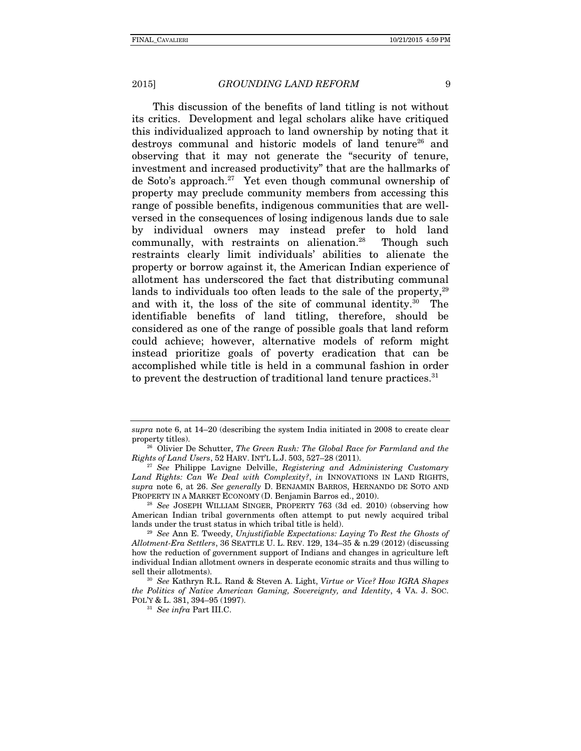This discussion of the benefits of land titling is not without its critics. Development and legal scholars alike have critiqued this individualized approach to land ownership by noting that it destroys communal and historic models of land tenure[26] and observing that it may not generate the "security of tenure, investment and increased productivity" that are the hallmarks of de Soto's approach.[27] Yet even though communal ownership of property may preclude community members from accessing this range of possible benefits, indigenous communities that are well-versed in the consequences of losing indigenous lands due to sale by individual owners may instead prefer to hold land communally, with restraints on alienation.[28] Though such restraints clearly limit individuals' abilities to alienate the property or borrow against it, the American Indian experience of allotment has underscored the fact that distributing communal lands to individuals too often leads to the sale of the property,[29] and with it, the loss of the site of communal identity.[30] The identifiable benefits of land titling, therefore, should be considered as one of the range of possible goals that land reform could achieve; however, alternative models of reform might instead prioritize goals of poverty eradication that can be accomplished while title is held in a communal fashion in order to prevent the destruction of traditional land tenure practices.[31]

---

*supra* note 6, at 14–20 (describing the system India initiated in 2008 to create clear property titles).

[26] Olivier De Schutter, *The Green Rush: The Global Race for Farmland and the Rights of Land Users*, 52 HARV. INT'L L.J. 503, 527–28 (2011).

[27] *See* Philippe Lavigne Delville, *Registering and Administering Customary Land Rights: Can We Deal with Complexity?*, *in* INNOVATIONS IN LAND RIGHTS, *supra* note 6, at 26. *See generally* D. BENJAMIN BARROS, HERNANDO DE SOTO AND PROPERTY IN A MARKET ECONOMY (D. Benjamin Barros ed., 2010).

[28] *See* JOSEPH WILLIAM SINGER, PROPERTY 763 (3d ed. 2010) (observing how American Indian tribal governments often attempt to put newly acquired tribal lands under the trust status in which tribal title is held).

[29] *See* Ann E. Tweedy, *Unjustifiable Expectations: Laying To Rest the Ghosts of Allotment-Era Settlers*, 36 SEATTLE U. L. REV. 129, 134–35 & n.29 (2012) (discussing how the reduction of government support of Indians and changes in agriculture left individual Indian allotment owners in desperate economic straits and thus willing to sell their allotments).

[30] *See* Kathryn R.L. Rand & Steven A. Light, *Virtue or Vice? How IGRA Shapes the Politics of Native American Gaming, Sovereignty, and Identity*, 4 VA. J. SOC. POL'Y & L. 381, 394–95 (1997).

[31] *See infra* Part III.C.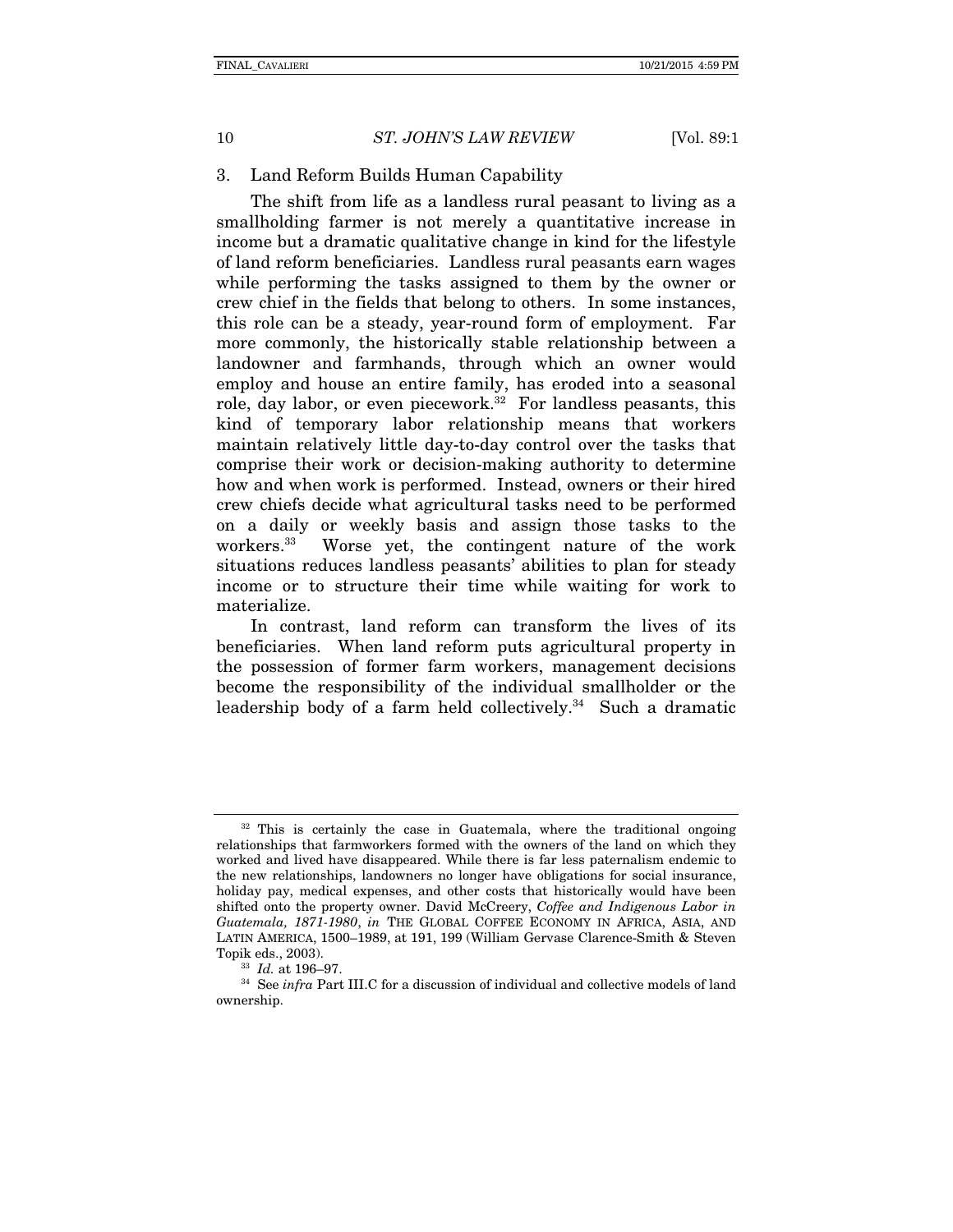### 3. Land Reform Builds Human Capability

The shift from life as a landless rural peasant to living as a smallholding farmer is not merely a quantitative increase in income but a dramatic qualitative change in kind for the lifestyle of land reform beneficiaries. Landless rural peasants earn wages while performing the tasks assigned to them by the owner or crew chief in the fields that belong to others. In some instances, this role can be a steady, year-round form of employment. Far more commonly, the historically stable relationship between a landowner and farmhands, through which an owner would employ and house an entire family, has eroded into a seasonal role, day labor, or even piecework.[32] For landless peasants, this kind of temporary labor relationship means that workers maintain relatively little day-to-day control over the tasks that comprise their work or decision-making authority to determine how and when work is performed. Instead, owners or their hired crew chiefs decide what agricultural tasks need to be performed on a daily or weekly basis and assign those tasks to the workers.[33] Worse yet, the contingent nature of the work situations reduces landless peasants' abilities to plan for steady income or to structure their time while waiting for work to materialize.

In contrast, land reform can transform the lives of its beneficiaries. When land reform puts agricultural property in the possession of former farm workers, management decisions become the responsibility of the individual smallholder or the leadership body of a farm held collectively.[34] Such a dramatic

---

[32] This is certainly the case in Guatemala, where the traditional ongoing relationships that farmworkers formed with the owners of the land on which they worked and lived have disappeared. While there is far less paternalism endemic to the new relationships, landowners no longer have obligations for social insurance, holiday pay, medical expenses, and other costs that historically would have been shifted onto the property owner. David McCreery, *Coffee and Indigenous Labor in Guatemala, 1871-1980*, *in* THE GLOBAL COFFEE ECONOMY IN AFRICA, ASIA, AND LATIN AMERICA, 1500–1989, at 191, 199 (William Gervase Clarence-Smith & Steven Topik eds., 2003).

[33] *Id.* at 196–97.

[34] See *infra* Part III.C for a discussion of individual and collective models of land ownership.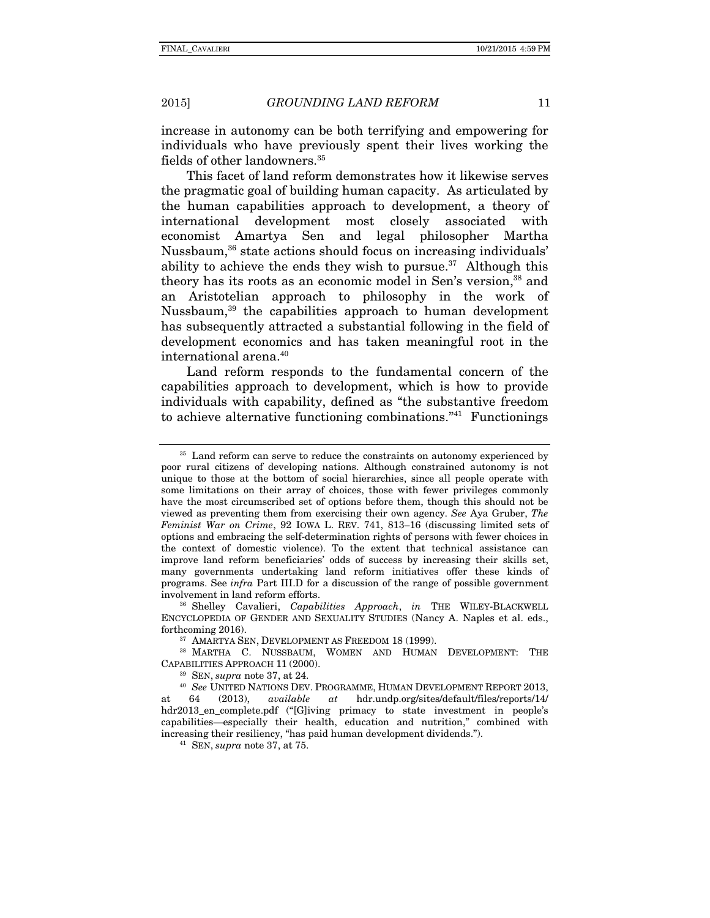increase in autonomy can be both terrifying and empowering for individuals who have previously spent their lives working the fields of other landowners.[35]

This facet of land reform demonstrates how it likewise serves the pragmatic goal of building human capacity. As articulated by the human capabilities approach to development, a theory of international development most closely associated with economist Amartya Sen and legal philosopher Martha Nussbaum,[36] state actions should focus on increasing individuals' ability to achieve the ends they wish to pursue.[37] Although this theory has its roots as an economic model in Sen's version,[38] and an Aristotelian approach to philosophy in the work of Nussbaum,[39] the capabilities approach to human development has subsequently attracted a substantial following in the field of development economics and has taken meaningful root in the international arena.[40]

Land reform responds to the fundamental concern of the capabilities approach to development, which is how to provide individuals with capability, defined as "the substantive freedom to achieve alternative functioning combinations."[41] Functionings

---

[35] Land reform can serve to reduce the constraints on autonomy experienced by poor rural citizens of developing nations. Although constrained autonomy is not unique to those at the bottom of social hierarchies, since all people operate with some limitations on their array of choices, those with fewer privileges commonly have the most circumscribed set of options before them, though this should not be viewed as preventing them from exercising their own agency. *See* Aya Gruber, *The Feminist War on Crime*, 92 IOWA L. REV. 741, 813–16 (discussing limited sets of options and embracing the self-determination rights of persons with fewer choices in the context of domestic violence). To the extent that technical assistance can improve land reform beneficiaries' odds of success by increasing their skills set, many governments undertaking land reform initiatives offer these kinds of programs. See *infra* Part III.D for a discussion of the range of possible government involvement in land reform efforts.

[36] Shelley Cavalieri, *Capabilities Approach*, *in* THE WILEY-BLACKWELL ENCYCLOPEDIA OF GENDER AND SEXUALITY STUDIES (Nancy A. Naples et al. eds., forthcoming 2016).

[37] AMARTYA SEN, DEVELOPMENT AS FREEDOM 18 (1999).

[38] MARTHA C. NUSSBAUM, WOMEN AND HUMAN DEVELOPMENT: THE CAPABILITIES APPROACH 11 (2000).

[39] SEN, *supra* note 37, at 24.

[40] *See* UNITED NATIONS DEV. PROGRAMME, HUMAN DEVELOPMENT REPORT 2013, at 64 (2013), *available at* hdr.undp.org/sites/default/files/reports/14/hdr2013_en_complete.pdf ("[G]iving primacy to state investment in people's capabilities—especially their health, education and nutrition," combined with increasing their resiliency, "has paid human development dividends.").

[41] SEN, *supra* note 37, at 75.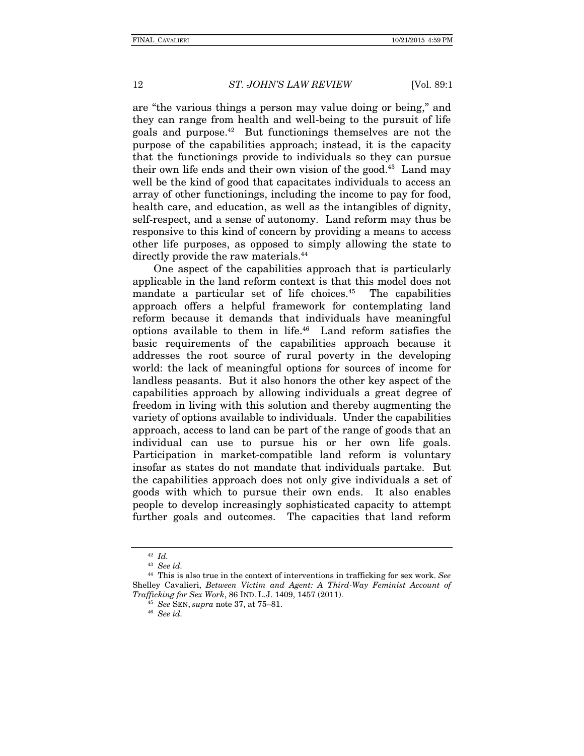are "the various things a person may value doing or being," and they can range from health and well-being to the pursuit of life goals and purpose.[42] But functionings themselves are not the purpose of the capabilities approach; instead, it is the capacity that the functionings provide to individuals so they can pursue their own life ends and their own vision of the good.[43] Land may well be the kind of good that capacitates individuals to access an array of other functionings, including the income to pay for food, health care, and education, as well as the intangibles of dignity, self-respect, and a sense of autonomy. Land reform may thus be responsive to this kind of concern by providing a means to access other life purposes, as opposed to simply allowing the state to directly provide the raw materials.[44]

One aspect of the capabilities approach that is particularly applicable in the land reform context is that this model does not mandate a particular set of life choices.[45] The capabilities approach offers a helpful framework for contemplating land reform because it demands that individuals have meaningful options available to them in life.[46] Land reform satisfies the basic requirements of the capabilities approach because it addresses the root source of rural poverty in the developing world: the lack of meaningful options for sources of income for landless peasants. But it also honors the other key aspect of the capabilities approach by allowing individuals a great degree of freedom in living with this solution and thereby augmenting the variety of options available to individuals. Under the capabilities approach, access to land can be part of the range of goods that an individual can use to pursue his or her own life goals. Participation in market-compatible land reform is voluntary insofar as states do not mandate that individuals partake. But the capabilities approach does not only give individuals a set of goods with which to pursue their own ends. It also enables people to develop increasingly sophisticated capacity to attempt further goals and outcomes. The capacities that land reform

---

[42] *Id.*

[43] *See id.*

[44] This is also true in the context of interventions in trafficking for sex work. *See* Shelley Cavalieri, *Between Victim and Agent: A Third-Way Feminist Account of Trafficking for Sex Work*, 86 IND. L.J. 1409, 1457 (2011).

[45] *See* SEN, *supra* note 37, at 75–81.

[46] *See id.*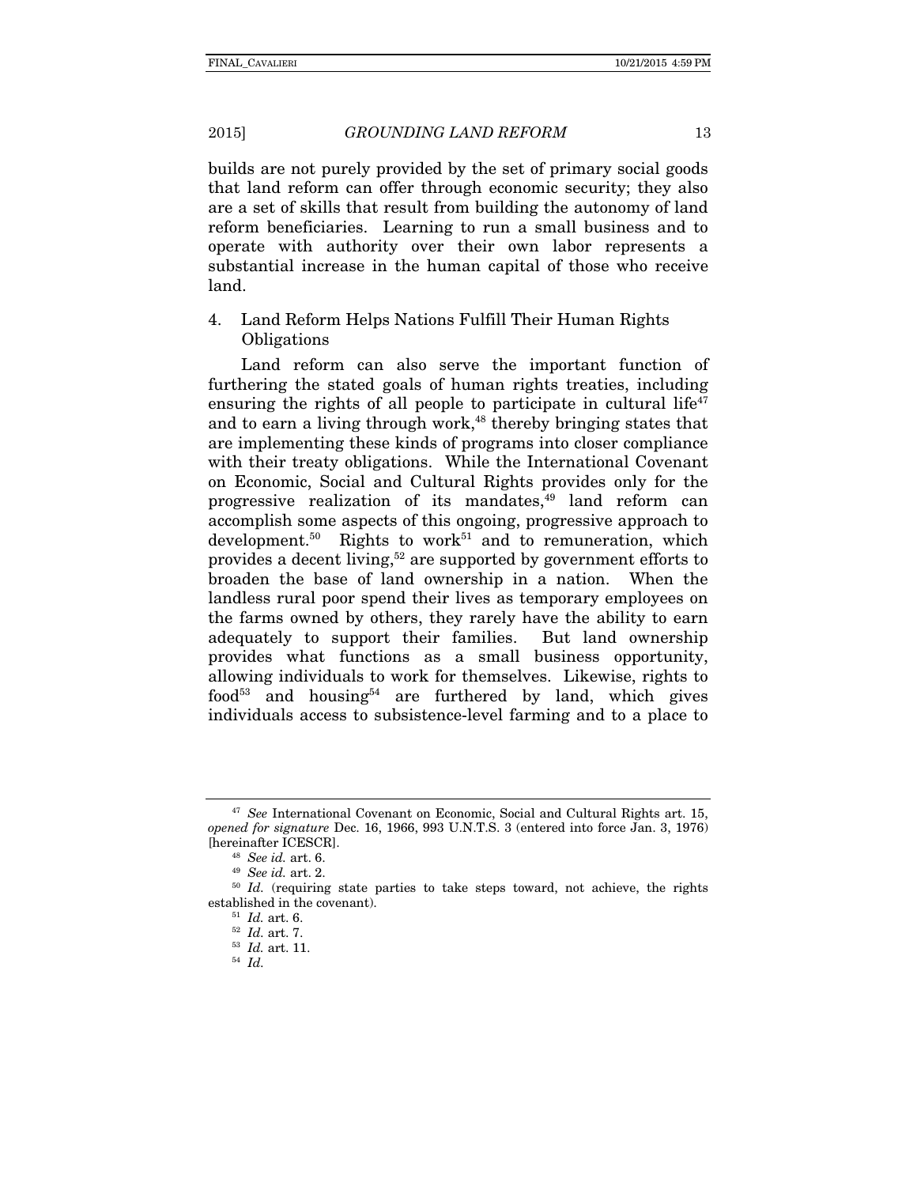builds are not purely provided by the set of primary social goods that land reform can offer through economic security; they also are a set of skills that result from building the autonomy of land reform beneficiaries. Learning to run a small business and to operate with authority over their own labor represents a substantial increase in the human capital of those who receive land.

### 4. Land Reform Helps Nations Fulfill Their Human Rights Obligations

Land reform can also serve the important function of furthering the stated goals of human rights treaties, including ensuring the rights of all people to participate in cultural life[47] and to earn a living through work,[48] thereby bringing states that are implementing these kinds of programs into closer compliance with their treaty obligations. While the International Covenant on Economic, Social and Cultural Rights provides only for the progressive realization of its mandates,[49] land reform can accomplish some aspects of this ongoing, progressive approach to development.[50] Rights to work[51] and to remuneration, which provides a decent living,[52] are supported by government efforts to broaden the base of land ownership in a nation. When the landless rural poor spend their lives as temporary employees on the farms owned by others, they rarely have the ability to earn adequately to support their families. But land ownership provides what functions as a small business opportunity, allowing individuals to work for themselves. Likewise, rights to food[53] and housing[54] are furthered by land, which gives individuals access to subsistence-level farming and to a place to

---

[47] *See* International Covenant on Economic, Social and Cultural Rights art. 15, *opened for signature* Dec. 16, 1966, 993 U.N.T.S. 3 (entered into force Jan. 3, 1976) [hereinafter ICESCR].

[48] *See id.* art. 6.

[49] *See id.* art. 2.

[50] *Id.* (requiring state parties to take steps toward, not achieve, the rights established in the covenant).

[51] *Id.* art. 6.

[52] *Id.* art. 7.

[53] *Id.* art. 11.

[54] *Id.*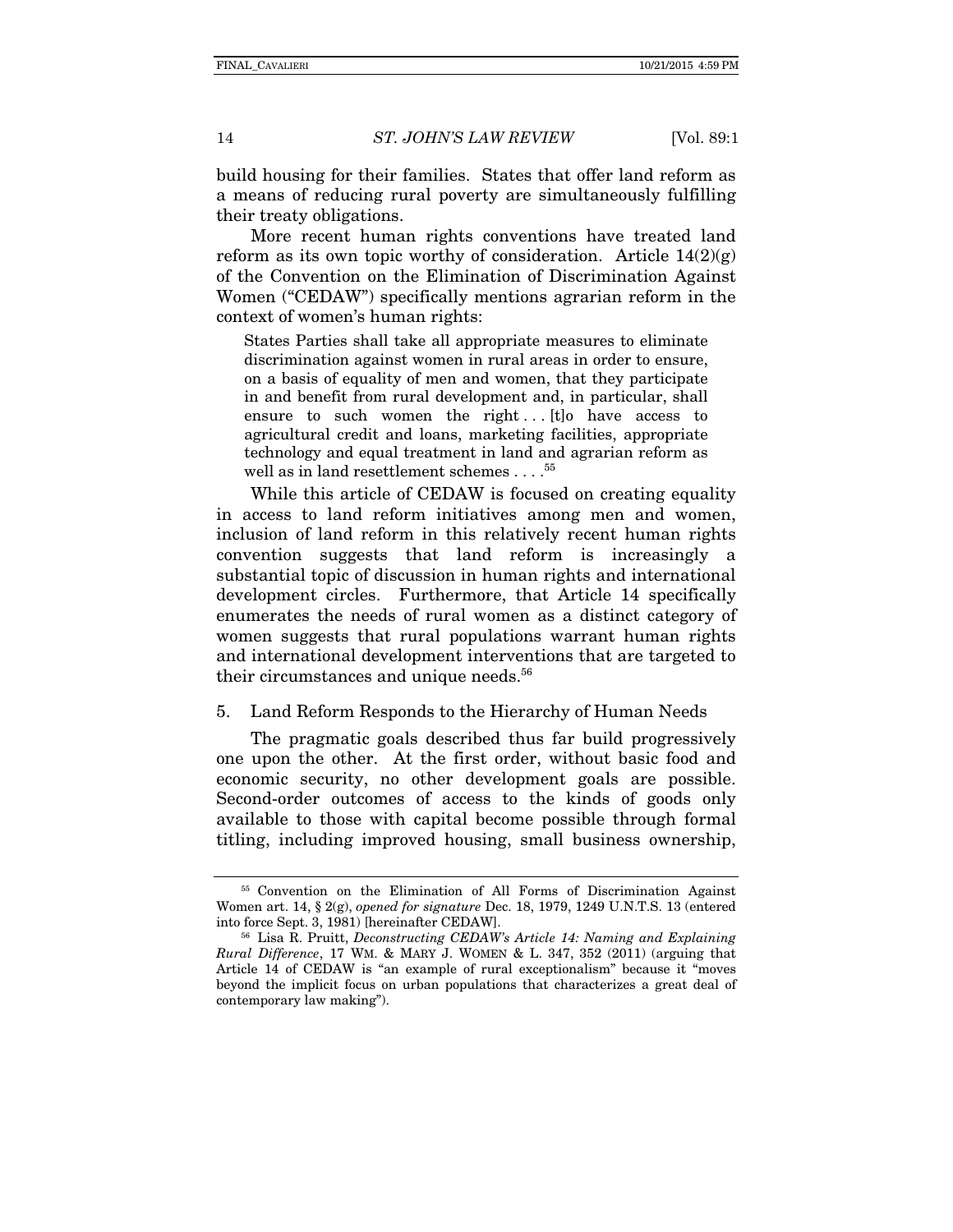build housing for their families. States that offer land reform as a means of reducing rural poverty are simultaneously fulfilling their treaty obligations.

More recent human rights conventions have treated land reform as its own topic worthy of consideration. Article 14(2)(g) of the Convention on the Elimination of Discrimination Against Women ("CEDAW") specifically mentions agrarian reform in the context of women's human rights:

> States Parties shall take all appropriate measures to eliminate discrimination against women in rural areas in order to ensure, on a basis of equality of men and women, that they participate in and benefit from rural development and, in particular, shall ensure to such women the right . . . [t]o have access to agricultural credit and loans, marketing facilities, appropriate technology and equal treatment in land and agrarian reform as well as in land resettlement schemes . . . .[55]

While this article of CEDAW is focused on creating equality in access to land reform initiatives among men and women, inclusion of land reform in this relatively recent human rights convention suggests that land reform is increasingly a substantial topic of discussion in human rights and international development circles. Furthermore, that Article 14 specifically enumerates the needs of rural women as a distinct category of women suggests that rural populations warrant human rights and international development interventions that are targeted to their circumstances and unique needs.[56]

### 5. Land Reform Responds to the Hierarchy of Human Needs

The pragmatic goals described thus far build progressively one upon the other. At the first order, without basic food and economic security, no other development goals are possible. Second-order outcomes of access to the kinds of goods only available to those with capital become possible through formal titling, including improved housing, small business ownership,

---

[55] Convention on the Elimination of All Forms of Discrimination Against Women art. 14, § 2(g), *opened for signature* Dec. 18, 1979, 1249 U.N.T.S. 13 (entered into force Sept. 3, 1981) [hereinafter CEDAW].

[56] Lisa R. Pruitt, *Deconstructing CEDAW's Article 14: Naming and Explaining Rural Difference*, 17 WM. & MARY J. WOMEN & L. 347, 352 (2011) (arguing that Article 14 of CEDAW is "an example of rural exceptionalism" because it "moves beyond the implicit focus on urban populations that characterizes a great deal of contemporary law making").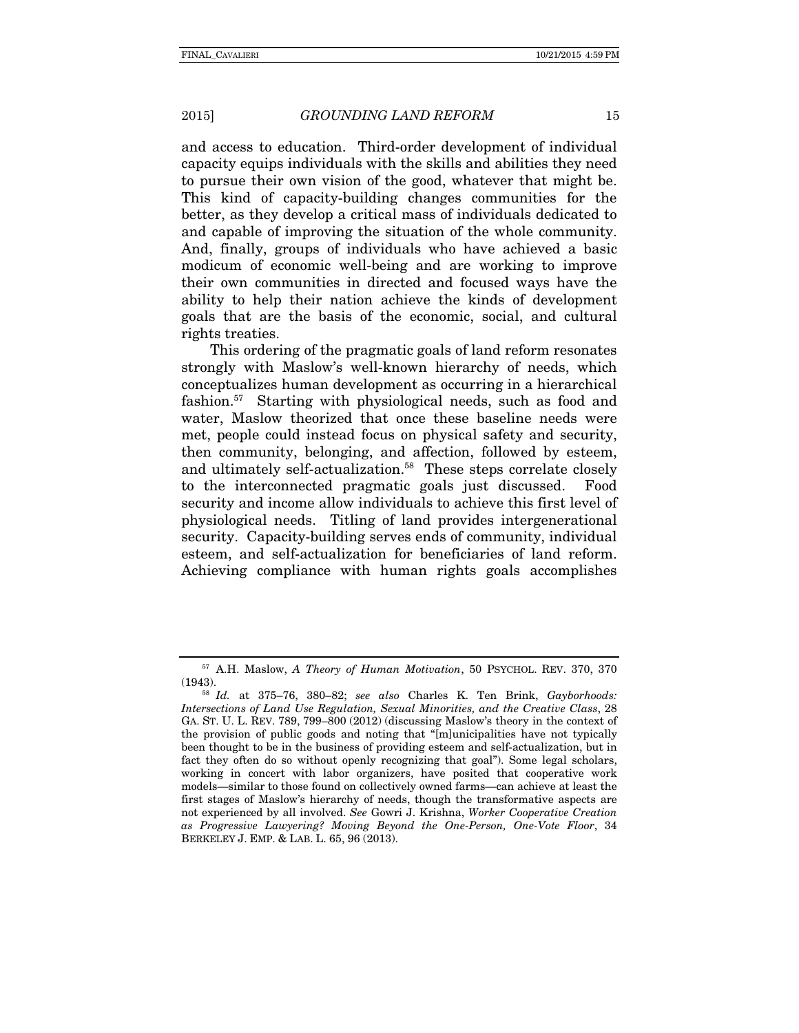and access to education. Third-order development of individual capacity equips individuals with the skills and abilities they need to pursue their own vision of the good, whatever that might be. This kind of capacity-building changes communities for the better, as they develop a critical mass of individuals dedicated to and capable of improving the situation of the whole community. And, finally, groups of individuals who have achieved a basic modicum of economic well-being and are working to improve their own communities in directed and focused ways have the ability to help their nation achieve the kinds of development goals that are the basis of the economic, social, and cultural rights treaties.

This ordering of the pragmatic goals of land reform resonates strongly with Maslow's well-known hierarchy of needs, which conceptualizes human development as occurring in a hierarchical fashion.[57] Starting with physiological needs, such as food and water, Maslow theorized that once these baseline needs were met, people could instead focus on physical safety and security, then community, belonging, and affection, followed by esteem, and ultimately self-actualization.[58] These steps correlate closely to the interconnected pragmatic goals just discussed. Food security and income allow individuals to achieve this first level of physiological needs. Titling of land provides intergenerational security. Capacity-building serves ends of community, individual esteem, and self-actualization for beneficiaries of land reform. Achieving compliance with human rights goals accomplishes

---

[57] A.H. Maslow, *A Theory of Human Motivation*, 50 PSYCHOL. REV. 370, 370 (1943).

[58] *Id.* at 375–76, 380–82; *see also* Charles K. Ten Brink, *Gayborhoods: Intersections of Land Use Regulation, Sexual Minorities, and the Creative Class*, 28 GA. ST. U. L. REV. 789, 799–800 (2012) (discussing Maslow's theory in the context of the provision of public goods and noting that "[m]unicipalities have not typically been thought to be in the business of providing esteem and self-actualization, but in fact they often do so without openly recognizing that goal"). Some legal scholars, working in concert with labor organizers, have posited that cooperative work models—similar to those found on collectively owned farms—can achieve at least the first stages of Maslow's hierarchy of needs, though the transformative aspects are not experienced by all involved. *See* Gowri J. Krishna, *Worker Cooperative Creation as Progressive Lawyering? Moving Beyond the One-Person, One-Vote Floor*, 34 BERKELEY J. EMP. & LAB. L. 65, 96 (2013).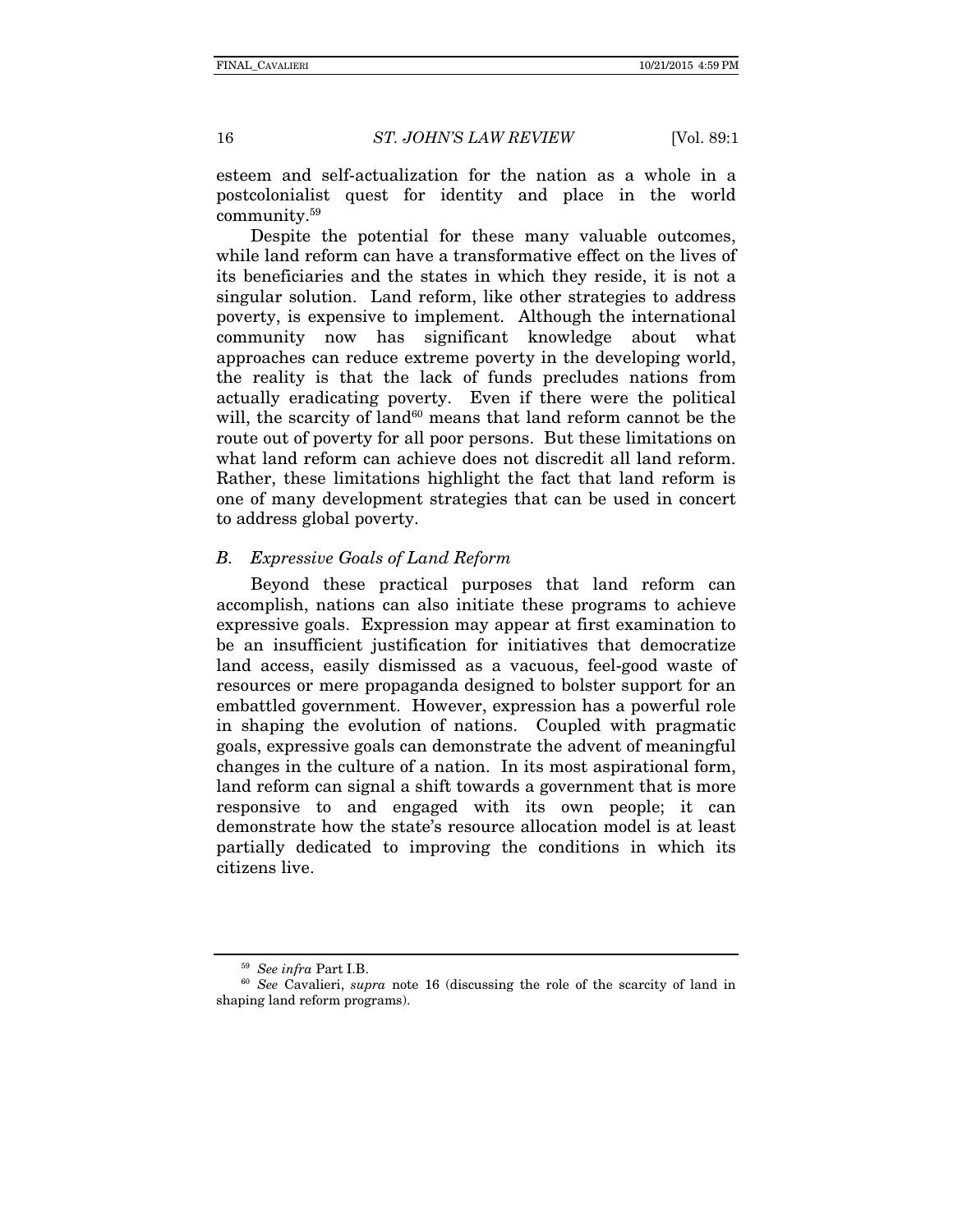esteem and self-actualization for the nation as a whole in a postcolonialist quest for identity and place in the world community.[59]

Despite the potential for these many valuable outcomes, while land reform can have a transformative effect on the lives of its beneficiaries and the states in which they reside, it is not a singular solution. Land reform, like other strategies to address poverty, is expensive to implement. Although the international community now has significant knowledge about what approaches can reduce extreme poverty in the developing world, the reality is that the lack of funds precludes nations from actually eradicating poverty. Even if there were the political will, the scarcity of land[60] means that land reform cannot be the route out of poverty for all poor persons. But these limitations on what land reform can achieve does not discredit all land reform. Rather, these limitations highlight the fact that land reform is one of many development strategies that can be used in concert to address global poverty.

### *B. Expressive Goals of Land Reform*

Beyond these practical purposes that land reform can accomplish, nations can also initiate these programs to achieve expressive goals. Expression may appear at first examination to be an insufficient justification for initiatives that democratize land access, easily dismissed as a vacuous, feel-good waste of resources or mere propaganda designed to bolster support for an embattled government. However, expression has a powerful role in shaping the evolution of nations. Coupled with pragmatic goals, expressive goals can demonstrate the advent of meaningful changes in the culture of a nation. In its most aspirational form, land reform can signal a shift towards a government that is more responsive to and engaged with its own people; it can demonstrate how the state's resource allocation model is at least partially dedicated to improving the conditions in which its citizens live.

---

[59] *See infra* Part I.B.

[60] *See* Cavalieri, *supra* note 16 (discussing the role of the scarcity of land in shaping land reform programs).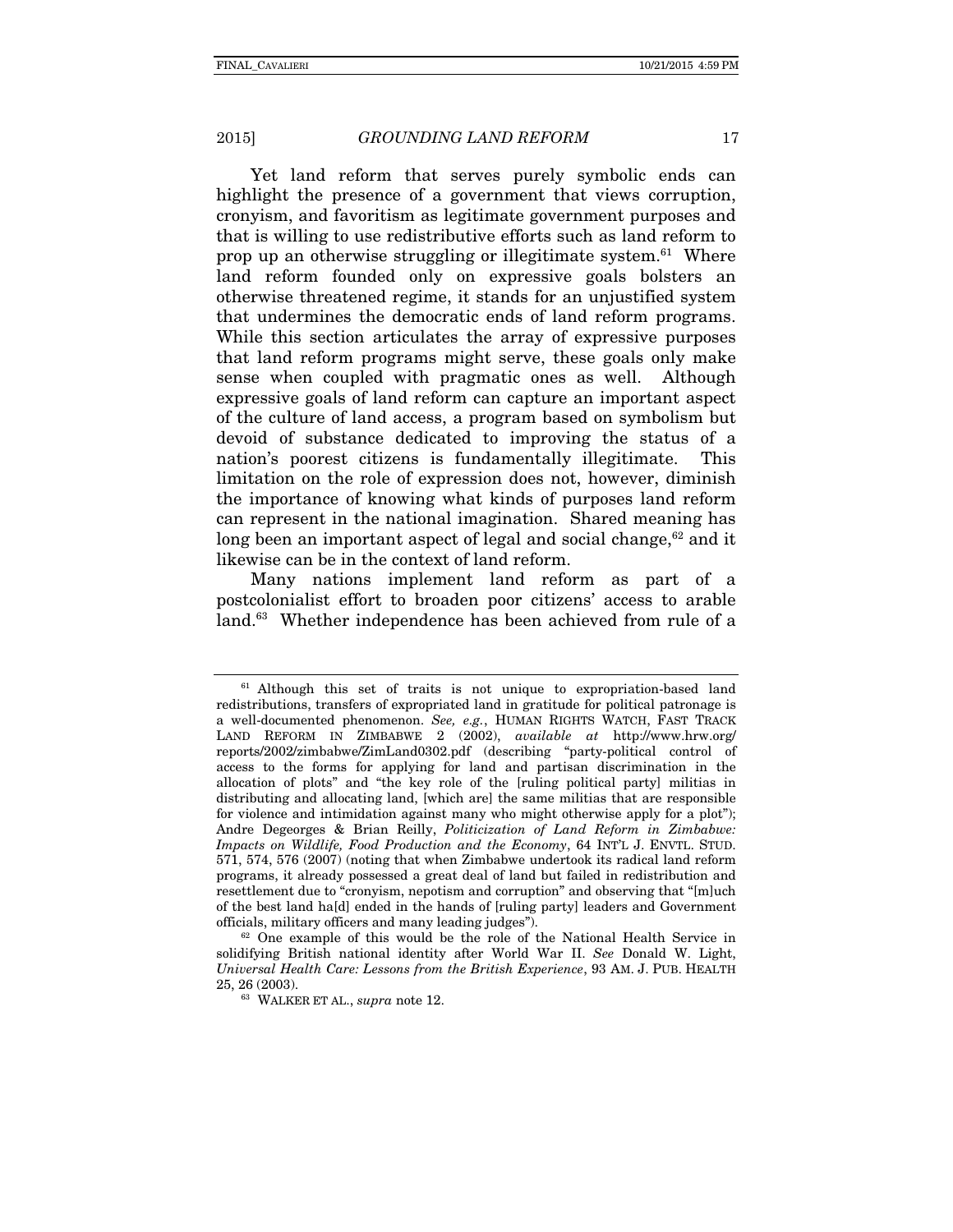Yet land reform that serves purely symbolic ends can highlight the presence of a government that views corruption, cronyism, and favoritism as legitimate government purposes and that is willing to use redistributive efforts such as land reform to prop up an otherwise struggling or illegitimate system.[61] Where land reform founded only on expressive goals bolsters an otherwise threatened regime, it stands for an unjustified system that undermines the democratic ends of land reform programs. While this section articulates the array of expressive purposes that land reform programs might serve, these goals only make sense when coupled with pragmatic ones as well. Although expressive goals of land reform can capture an important aspect of the culture of land access, a program based on symbolism but devoid of substance dedicated to improving the status of a nation's poorest citizens is fundamentally illegitimate. This limitation on the role of expression does not, however, diminish the importance of knowing what kinds of purposes land reform can represent in the national imagination. Shared meaning has long been an important aspect of legal and social change,[62] and it likewise can be in the context of land reform.

Many nations implement land reform as part of a postcolonialist effort to broaden poor citizens' access to arable land.[63] Whether independence has been achieved from rule of a

---

[61] Although this set of traits is not unique to expropriation-based land redistributions, transfers of expropriated land in gratitude for political patronage is a well-documented phenomenon. *See, e.g.*, HUMAN RIGHTS WATCH, FAST TRACK LAND REFORM IN ZIMBABWE 2 (2002), *available at* http://www.hrw.org/reports/2002/zimbabwe/ZimLand0302.pdf (describing "party-political control of access to the forms for applying for land and partisan discrimination in the allocation of plots" and "the key role of the [ruling political party] militias in distributing and allocating land, [which are] the same militias that are responsible for violence and intimidation against many who might otherwise apply for a plot"); Andre Degeorges & Brian Reilly, *Politicization of Land Reform in Zimbabwe: Impacts on Wildlife, Food Production and the Economy*, 64 INT'L J. ENVTL. STUD. 571, 574, 576 (2007) (noting that when Zimbabwe undertook its radical land reform programs, it already possessed a great deal of land but failed in redistribution and resettlement due to "cronyism, nepotism and corruption" and observing that "[m]uch of the best land ha[d] ended in the hands of [ruling party] leaders and Government officials, military officers and many leading judges").

[62] One example of this would be the role of the National Health Service in solidifying British national identity after World War II. *See* Donald W. Light, *Universal Health Care: Lessons from the British Experience*, 93 AM. J. PUB. HEALTH 25, 26 (2003).

[63] WALKER ET AL., *supra* note 12.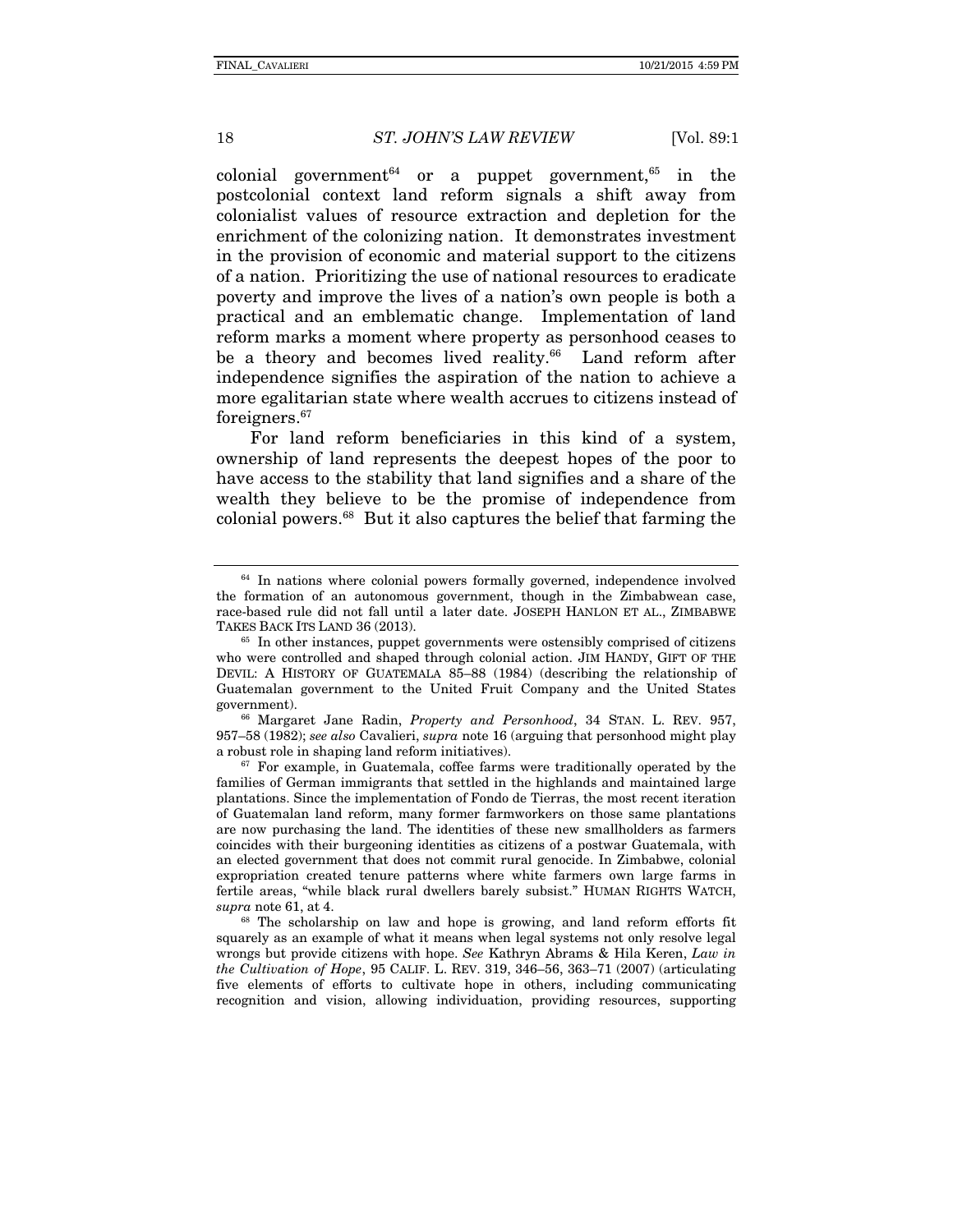colonial government[64] or a puppet government,[65] in the postcolonial context land reform signals a shift away from colonialist values of resource extraction and depletion for the enrichment of the colonizing nation. It demonstrates investment in the provision of economic and material support to the citizens of a nation. Prioritizing the use of national resources to eradicate poverty and improve the lives of a nation's own people is both a practical and an emblematic change. Implementation of land reform marks a moment where property as personhood ceases to be a theory and becomes lived reality.[66] Land reform after independence signifies the aspiration of the nation to achieve a more egalitarian state where wealth accrues to citizens instead of foreigners.[67]

For land reform beneficiaries in this kind of a system, ownership of land represents the deepest hopes of the poor to have access to the stability that land signifies and a share of the wealth they believe to be the promise of independence from colonial powers.[68] But it also captures the belief that farming the

---

[64] In nations where colonial powers formally governed, independence involved the formation of an autonomous government, though in the Zimbabwean case, race-based rule did not fall until a later date. JOSEPH HANLON ET AL., ZIMBABWE TAKES BACK ITS LAND 36 (2013).

[65] In other instances, puppet governments were ostensibly comprised of citizens who were controlled and shaped through colonial action. JIM HANDY, GIFT OF THE DEVIL: A HISTORY OF GUATEMALA 85–88 (1984) (describing the relationship of Guatemalan government to the United Fruit Company and the United States government).

[66] Margaret Jane Radin, *Property and Personhood*, 34 STAN. L. REV. 957, 957–58 (1982); *see also* Cavalieri, *supra* note 16 (arguing that personhood might play a robust role in shaping land reform initiatives).

[67] For example, in Guatemala, coffee farms were traditionally operated by the families of German immigrants that settled in the highlands and maintained large plantations. Since the implementation of Fondo de Tierras, the most recent iteration of Guatemalan land reform, many former farmworkers on those same plantations are now purchasing the land. The identities of these new smallholders as farmers coincides with their burgeoning identities as citizens of a postwar Guatemala, with an elected government that does not commit rural genocide. In Zimbabwe, colonial expropriation created tenure patterns where white farmers own large farms in fertile areas, "while black rural dwellers barely subsist." HUMAN RIGHTS WATCH, *supra* note 61, at 4.

[68] The scholarship on law and hope is growing, and land reform efforts fit squarely as an example of what it means when legal systems not only resolve legal wrongs but provide citizens with hope. *See* Kathryn Abrams & Hila Keren, *Law in the Cultivation of Hope*, 95 CALIF. L. REV. 319, 346–56, 363–71 (2007) (articulating five elements of efforts to cultivate hope in others, including communicating recognition and vision, allowing individuation, providing resources, supporting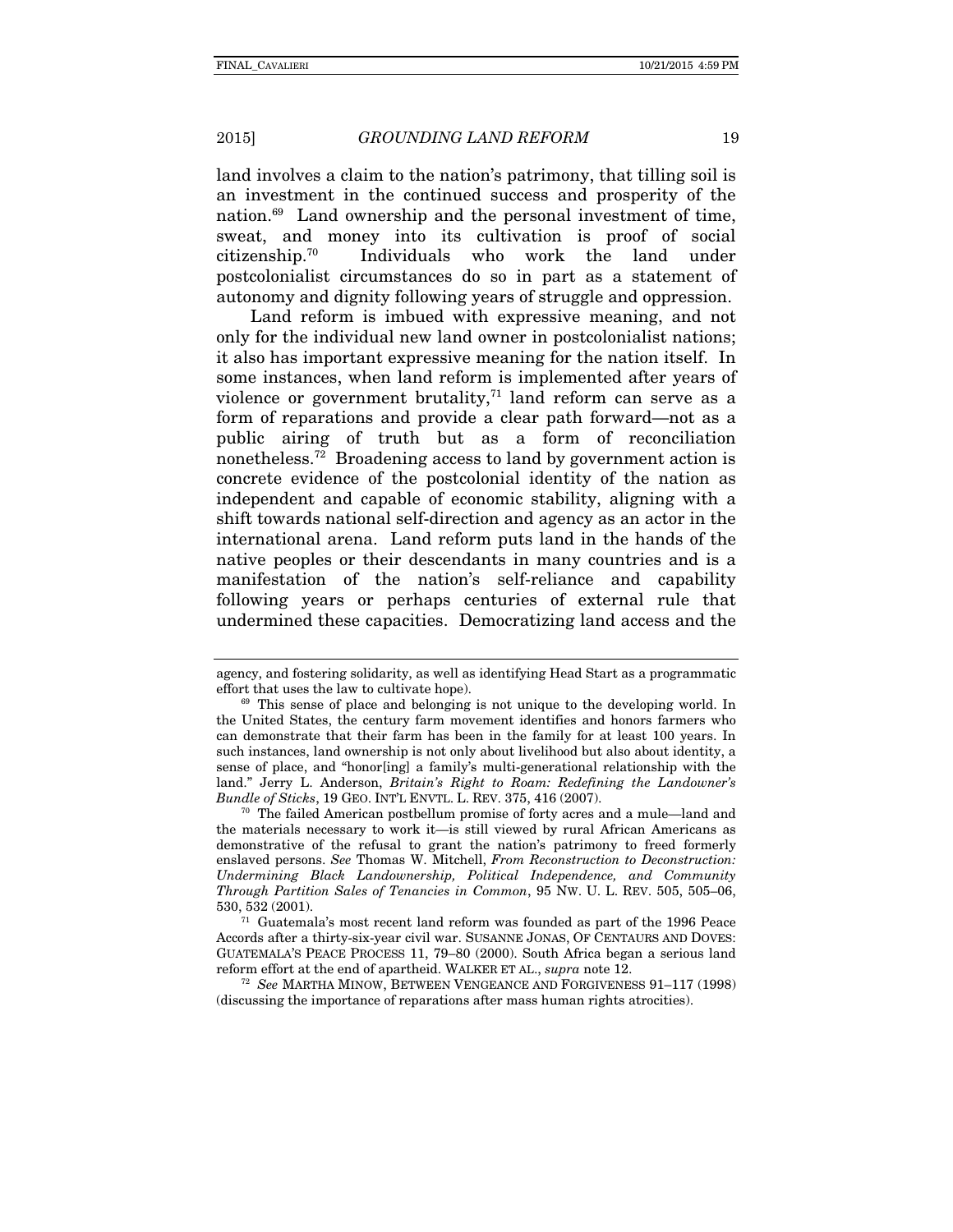land involves a claim to the nation's patrimony, that tilling soil is an investment in the continued success and prosperity of the nation.[69] Land ownership and the personal investment of time, sweat, and money into its cultivation is proof of social citizenship.[70] Individuals who work the land under postcolonialist circumstances do so in part as a statement of autonomy and dignity following years of struggle and oppression.

Land reform is imbued with expressive meaning, and not only for the individual new land owner in postcolonialist nations; it also has important expressive meaning for the nation itself. In some instances, when land reform is implemented after years of violence or government brutality,[71] land reform can serve as a form of reparations and provide a clear path forward—not as a public airing of truth but as a form of reconciliation nonetheless.[72] Broadening access to land by government action is concrete evidence of the postcolonial identity of the nation as independent and capable of economic stability, aligning with a shift towards national self-direction and agency as an actor in the international arena. Land reform puts land in the hands of the native peoples or their descendants in many countries and is a manifestation of the nation's self-reliance and capability following years or perhaps centuries of external rule that undermined these capacities. Democratizing land access and the

---

agency, and fostering solidarity, as well as identifying Head Start as a programmatic effort that uses the law to cultivate hope).

[69] This sense of place and belonging is not unique to the developing world. In the United States, the century farm movement identifies and honors farmers who can demonstrate that their farm has been in the family for at least 100 years. In such instances, land ownership is not only about livelihood but also about identity, a sense of place, and "honor[ing] a family's multi-generational relationship with the land." Jerry L. Anderson, *Britain's Right to Roam: Redefining the Landowner's Bundle of Sticks*, 19 GEO. INT'L ENVTL. L. REV. 375, 416 (2007).

[70] The failed American postbellum promise of forty acres and a mule—land and the materials necessary to work it—is still viewed by rural African Americans as demonstrative of the refusal to grant the nation's patrimony to freed formerly enslaved persons. *See* Thomas W. Mitchell, *From Reconstruction to Deconstruction: Undermining Black Landownership, Political Independence, and Community Through Partition Sales of Tenancies in Common*, 95 NW. U. L. REV. 505, 505–06, 530, 532 (2001).

[71] Guatemala's most recent land reform was founded as part of the 1996 Peace Accords after a thirty-six-year civil war. SUSANNE JONAS, OF CENTAURS AND DOVES: GUATEMALA'S PEACE PROCESS 11, 79–80 (2000). South Africa began a serious land reform effort at the end of apartheid. WALKER ET AL., *supra* note 12.

[72] *See* MARTHA MINOW, BETWEEN VENGEANCE AND FORGIVENESS 91–117 (1998) (discussing the importance of reparations after mass human rights atrocities).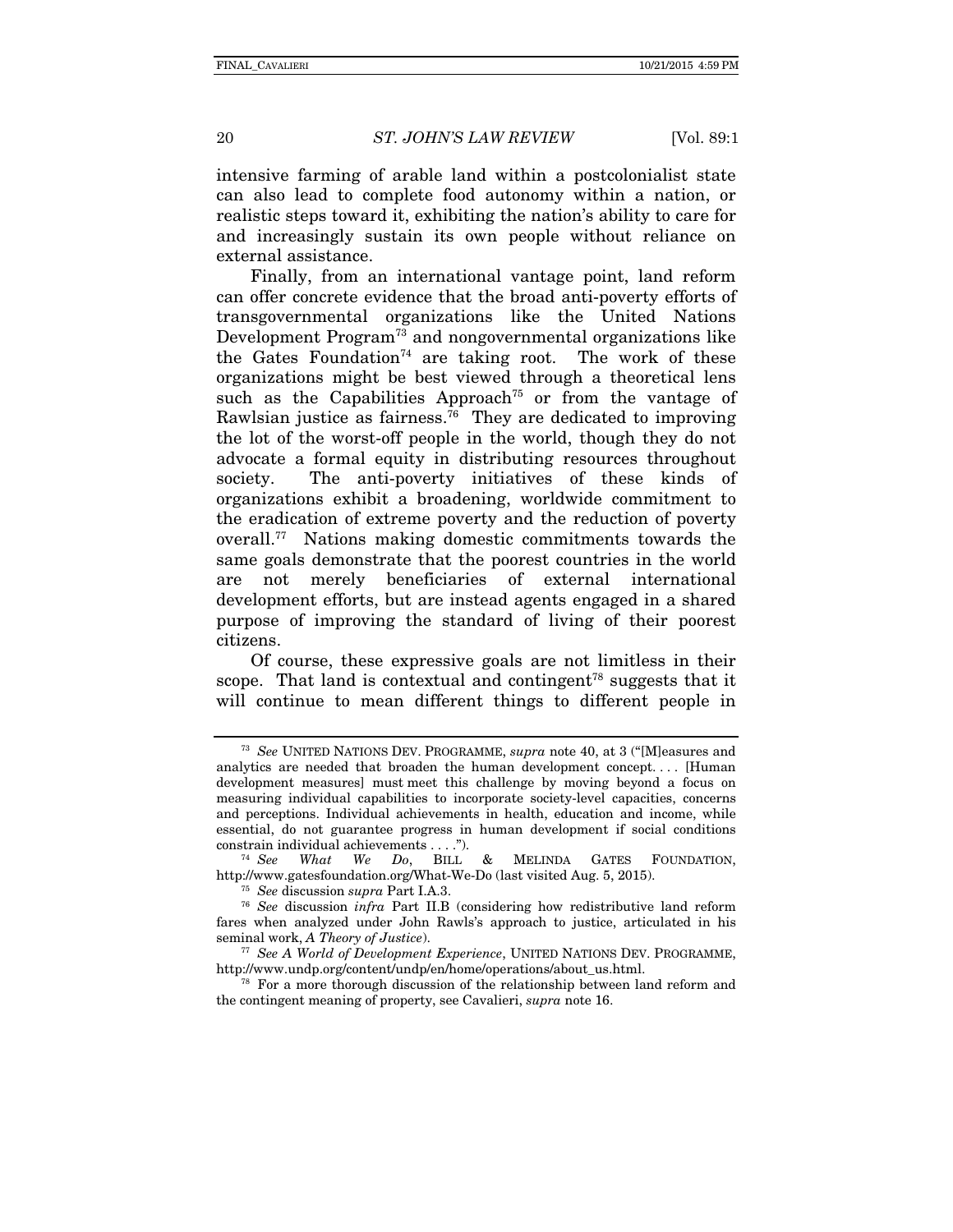intensive farming of arable land within a postcolonialist state can also lead to complete food autonomy within a nation, or realistic steps toward it, exhibiting the nation's ability to care for and increasingly sustain its own people without reliance on external assistance.

Finally, from an international vantage point, land reform can offer concrete evidence that the broad anti-poverty efforts of transgovernmental organizations like the United Nations Development Program[73] and nongovernmental organizations like the Gates Foundation[74] are taking root. The work of these organizations might be best viewed through a theoretical lens such as the Capabilities Approach[75] or from the vantage of Rawlsian justice as fairness.[76] They are dedicated to improving the lot of the worst-off people in the world, though they do not advocate a formal equity in distributing resources throughout society. The anti-poverty initiatives of these kinds of organizations exhibit a broadening, worldwide commitment to the eradication of extreme poverty and the reduction of poverty overall.[77] Nations making domestic commitments towards the same goals demonstrate that the poorest countries in the world are not merely beneficiaries of external international development efforts, but are instead agents engaged in a shared purpose of improving the standard of living of their poorest citizens.

Of course, these expressive goals are not limitless in their scope. That land is contextual and contingent[78] suggests that it will continue to mean different things to different people in

---

[73] *See* UNITED NATIONS DEV. PROGRAMME, *supra* note 40, at 3 ("[M]easures and analytics are needed that broaden the human development concept. . . . [Human development measures] must meet this challenge by moving beyond a focus on measuring individual capabilities to incorporate society-level capacities, concerns and perceptions. Individual achievements in health, education and income, while essential, do not guarantee progress in human development if social conditions constrain individual achievements . . . .").

[74] *See What We Do*, BILL & MELINDA GATES FOUNDATION, http://www.gatesfoundation.org/What-We-Do (last visited Aug. 5, 2015).

[75] *See* discussion *supra* Part I.A.3.

[76] *See* discussion *infra* Part II.B (considering how redistributive land reform fares when analyzed under John Rawls's approach to justice, articulated in his seminal work, *A Theory of Justice*).

[77] *See A World of Development Experience*, UNITED NATIONS DEV. PROGRAMME, http://www.undp.org/content/undp/en/home/operations/about_us.html.

[78] For a more thorough discussion of the relationship between land reform and the contingent meaning of property, see Cavalieri, *supra* note 16.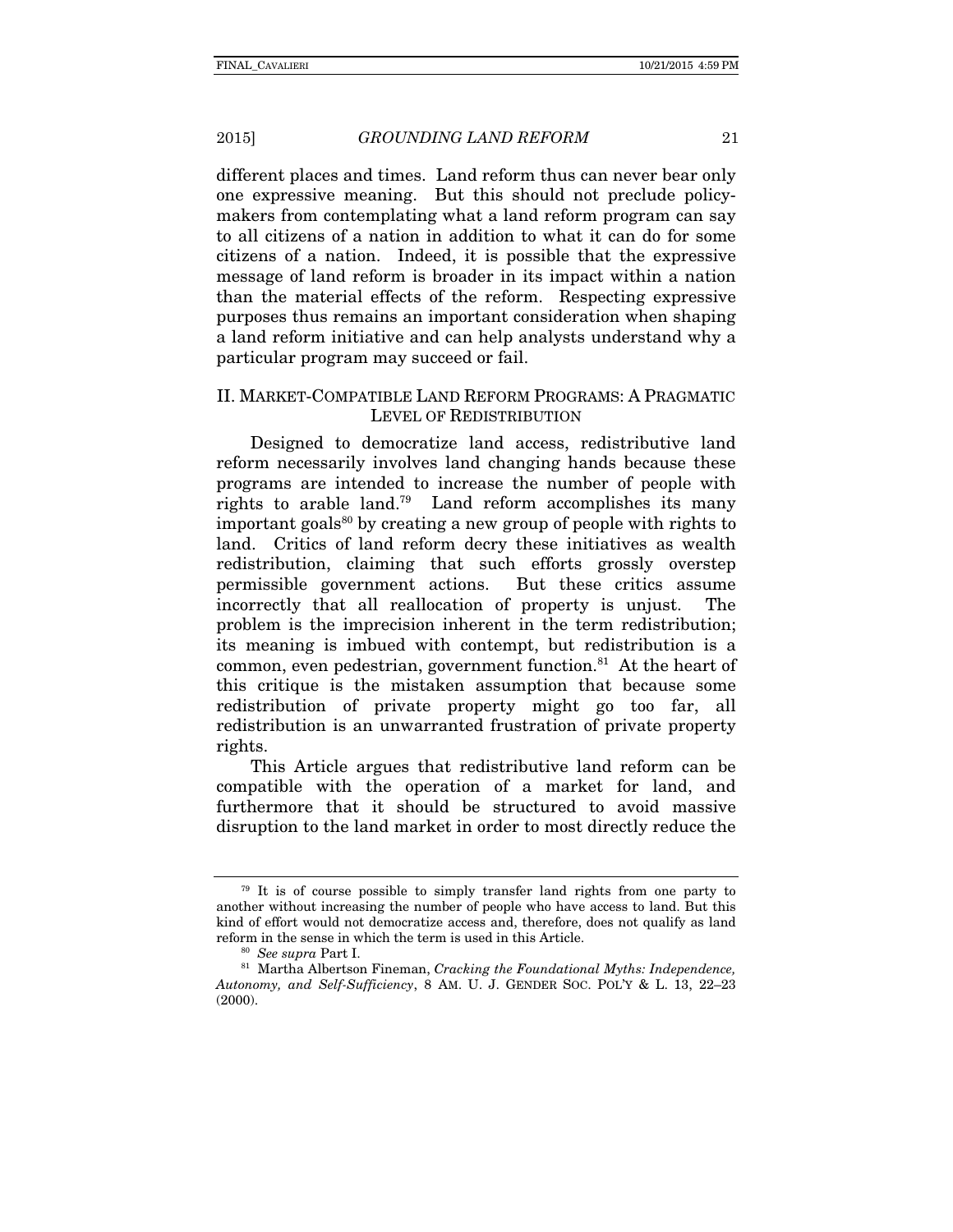different places and times. Land reform thus can never bear only one expressive meaning. But this should not preclude policy-makers from contemplating what a land reform program can say to all citizens of a nation in addition to what it can do for some citizens of a nation. Indeed, it is possible that the expressive message of land reform is broader in its impact within a nation than the material effects of the reform. Respecting expressive purposes thus remains an important consideration when shaping a land reform initiative and can help analysts understand why a particular program may succeed or fail.

## II. MARKET-COMPATIBLE LAND REFORM PROGRAMS: A PRAGMATIC LEVEL OF REDISTRIBUTION

Designed to democratize land access, redistributive land reform necessarily involves land changing hands because these programs are intended to increase the number of people with rights to arable land.[79] Land reform accomplishes its many important goals[80] by creating a new group of people with rights to land. Critics of land reform decry these initiatives as wealth redistribution, claiming that such efforts grossly overstep permissible government actions. But these critics assume incorrectly that all reallocation of property is unjust. The problem is the imprecision inherent in the term redistribution; its meaning is imbued with contempt, but redistribution is a common, even pedestrian, government function.[81] At the heart of this critique is the mistaken assumption that because some redistribution of private property might go too far, all redistribution is an unwarranted frustration of private property rights.

This Article argues that redistributive land reform can be compatible with the operation of a market for land, and furthermore that it should be structured to avoid massive disruption to the land market in order to most directly reduce the

---

[79] It is of course possible to simply transfer land rights from one party to another without increasing the number of people who have access to land. But this kind of effort would not democratize access and, therefore, does not qualify as land reform in the sense in which the term is used in this Article.

[80] *See supra* Part I.

[81] Martha Albertson Fineman, *Cracking the Foundational Myths: Independence, Autonomy, and Self-Sufficiency*, 8 AM. U. J. GENDER SOC. POL'Y & L. 13, 22–23 (2000).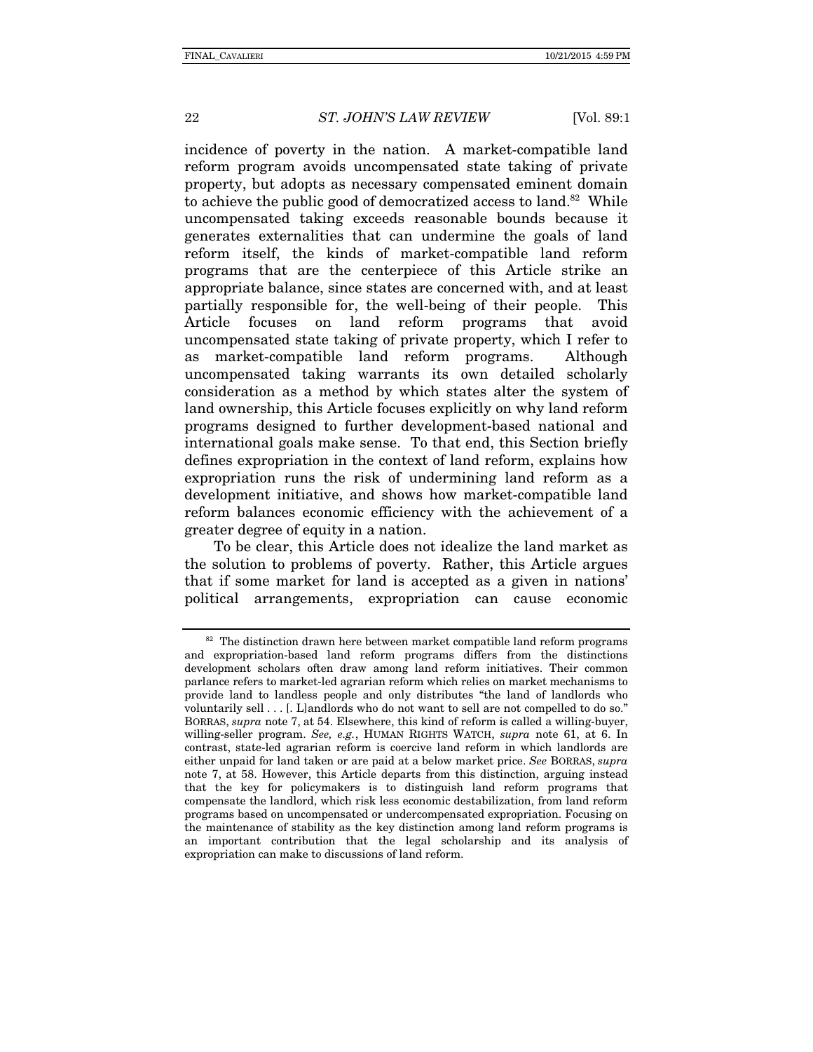incidence of poverty in the nation. A market-compatible land reform program avoids uncompensated state taking of private property, but adopts as necessary compensated eminent domain to achieve the public good of democratized access to land.[82] While uncompensated taking exceeds reasonable bounds because it generates externalities that can undermine the goals of land reform itself, the kinds of market-compatible land reform programs that are the centerpiece of this Article strike an appropriate balance, since states are concerned with, and at least partially responsible for, the well-being of their people. This Article focuses on land reform programs that avoid uncompensated state taking of private property, which I refer to as market-compatible land reform programs. Although uncompensated taking warrants its own detailed scholarly consideration as a method by which states alter the system of land ownership, this Article focuses explicitly on why land reform programs designed to further development-based national and international goals make sense. To that end, this Section briefly defines expropriation in the context of land reform, explains how expropriation runs the risk of undermining land reform as a development initiative, and shows how market-compatible land reform balances economic efficiency with the achievement of a greater degree of equity in a nation.

To be clear, this Article does not idealize the land market as the solution to problems of poverty. Rather, this Article argues that if some market for land is accepted as a given in nations' political arrangements, expropriation can cause economic

---

[82] The distinction drawn here between market compatible land reform programs and expropriation-based land reform programs differs from the distinctions development scholars often draw among land reform initiatives. Their common parlance refers to market-led agrarian reform which relies on market mechanisms to provide land to landless people and only distributes "the land of landlords who voluntarily sell . . . [. L]andlords who do not want to sell are not compelled to do so." BORRAS, *supra* note 7, at 54. Elsewhere, this kind of reform is called a willing-buyer, willing-seller program. *See, e.g.*, HUMAN RIGHTS WATCH, *supra* note 61, at 6. In contrast, state-led agrarian reform is coercive land reform in which landlords are either unpaid for land taken or are paid at a below market price. *See* BORRAS, *supra* note 7, at 58. However, this Article departs from this distinction, arguing instead that the key for policymakers is to distinguish land reform programs that compensate the landlord, which risk less economic destabilization, from land reform programs based on uncompensated or undercompensated expropriation. Focusing on the maintenance of stability as the key distinction among land reform programs is an important contribution that the legal scholarship and its analysis of expropriation can make to discussions of land reform.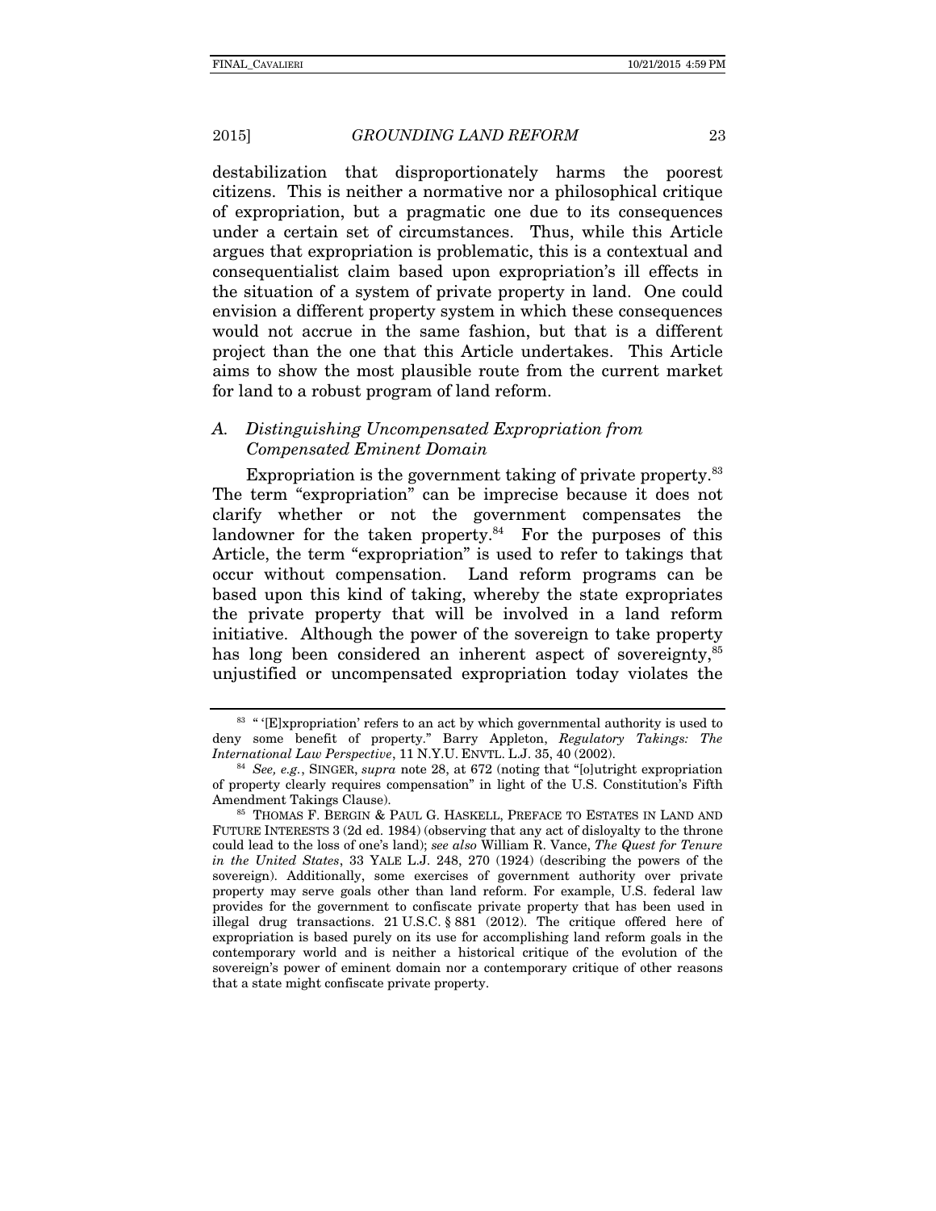destabilization that disproportionately harms the poorest citizens. This is neither a normative nor a philosophical critique of expropriation, but a pragmatic one due to its consequences under a certain set of circumstances. Thus, while this Article argues that expropriation is problematic, this is a contextual and consequentialist claim based upon expropriation's ill effects in the situation of a system of private property in land. One could envision a different property system in which these consequences would not accrue in the same fashion, but that is a different project than the one that this Article undertakes. This Article aims to show the most plausible route from the current market for land to a robust program of land reform.

### *A. Distinguishing Uncompensated Expropriation from Compensated Eminent Domain*

Expropriation is the government taking of private property.[83] The term "expropriation" can be imprecise because it does not clarify whether or not the government compensates the landowner for the taken property.[84] For the purposes of this Article, the term "expropriation" is used to refer to takings that occur without compensation. Land reform programs can be based upon this kind of taking, whereby the state expropriates the private property that will be involved in a land reform initiative. Although the power of the sovereign to take property has long been considered an inherent aspect of sovereignty,[85] unjustified or uncompensated expropriation today violates the

---

[83] " '[E]xpropriation' refers to an act by which governmental authority is used to deny some benefit of property." Barry Appleton, *Regulatory Takings: The International Law Perspective*, 11 N.Y.U. ENVTL. L.J. 35, 40 (2002).

[84] *See, e.g.*, SINGER, *supra* note 28, at 672 (noting that "[o]utright expropriation of property clearly requires compensation" in light of the U.S. Constitution's Fifth Amendment Takings Clause).

[85] THOMAS F. BERGIN & PAUL G. HASKELL, PREFACE TO ESTATES IN LAND AND FUTURE INTERESTS 3 (2d ed. 1984) (observing that any act of disloyalty to the throne could lead to the loss of one's land); *see also* William R. Vance, *The Quest for Tenure in the United States*, 33 YALE L.J. 248, 270 (1924) (describing the powers of the sovereign). Additionally, some exercises of government authority over private property may serve goals other than land reform. For example, U.S. federal law provides for the government to confiscate private property that has been used in illegal drug transactions. 21 U.S.C. § 881 (2012). The critique offered here of expropriation is based purely on its use for accomplishing land reform goals in the contemporary world and is neither a historical critique of the evolution of the sovereign's power of eminent domain nor a contemporary critique of other reasons that a state might confiscate private property.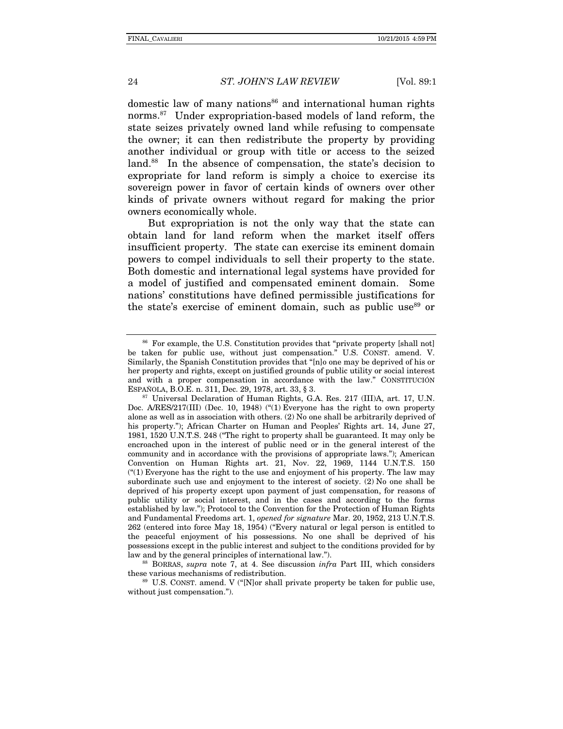domestic law of many nations[86] and international human rights norms.[87] Under expropriation-based models of land reform, the state seizes privately owned land while refusing to compensate the owner; it can then redistribute the property by providing another individual or group with title or access to the seized land.[88] In the absence of compensation, the state's decision to expropriate for land reform is simply a choice to exercise its sovereign power in favor of certain kinds of owners over other kinds of private owners without regard for making the prior owners economically whole.

But expropriation is not the only way that the state can obtain land for land reform when the market itself offers insufficient property. The state can exercise its eminent domain powers to compel individuals to sell their property to the state. Both domestic and international legal systems have provided for a model of justified and compensated eminent domain. Some nations' constitutions have defined permissible justifications for the state's exercise of eminent domain, such as public use[89] or

---

[86] For example, the U.S. Constitution provides that "private property [shall not] be taken for public use, without just compensation." U.S. CONST. amend. V. Similarly, the Spanish Constitution provides that "[n]o one may be deprived of his or her property and rights, except on justified grounds of public utility or social interest and with a proper compensation in accordance with the law." CONSTITUCIÓN ESPAÑOLA, B.O.E. n. 311, Dec. 29, 1978, art. 33, § 3.

[87] Universal Declaration of Human Rights, G.A. Res. 217 (III)A, art. 17, U.N. Doc. A/RES/217(III) (Dec. 10, 1948) ("(1) Everyone has the right to own property alone as well as in association with others. (2) No one shall be arbitrarily deprived of his property."); African Charter on Human and Peoples' Rights art. 14, June 27, 1981, 1520 U.N.T.S. 248 ("The right to property shall be guaranteed. It may only be encroached upon in the interest of public need or in the general interest of the community and in accordance with the provisions of appropriate laws."); American Convention on Human Rights art. 21, Nov. 22, 1969, 1144 U.N.T.S. 150 ("(1) Everyone has the right to the use and enjoyment of his property. The law may subordinate such use and enjoyment to the interest of society. (2) No one shall be deprived of his property except upon payment of just compensation, for reasons of public utility or social interest, and in the cases and according to the forms established by law."); Protocol to the Convention for the Protection of Human Rights and Fundamental Freedoms art. 1, *opened for signature* Mar. 20, 1952, 213 U.N.T.S. 262 (entered into force May 18, 1954) ("Every natural or legal person is entitled to the peaceful enjoyment of his possessions. No one shall be deprived of his possessions except in the public interest and subject to the conditions provided for by law and by the general principles of international law.").

[88] BORRAS, *supra* note 7, at 4. See discussion *infra* Part III, which considers these various mechanisms of redistribution.

[89] U.S. CONST. amend. V ("[N]or shall private property be taken for public use, without just compensation.").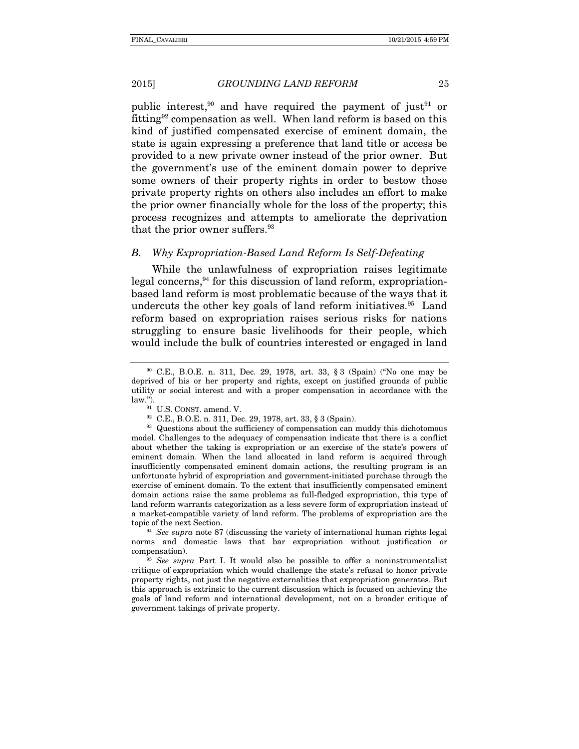public interest,[90] and have required the payment of just[91] or fitting[92] compensation as well. When land reform is based on this kind of justified compensated exercise of eminent domain, the state is again expressing a preference that land title or access be provided to a new private owner instead of the prior owner. But the government's use of the eminent domain power to deprive some owners of their property rights in order to bestow those private property rights on others also includes an effort to make the prior owner financially whole for the loss of the property; this process recognizes and attempts to ameliorate the deprivation that the prior owner suffers.[93]

### *B. Why Expropriation-Based Land Reform Is Self-Defeating*

While the unlawfulness of expropriation raises legitimate legal concerns,[94] for this discussion of land reform, expropriation-based land reform is most problematic because of the ways that it undercuts the other key goals of land reform initiatives.[95] Land reform based on expropriation raises serious risks for nations struggling to ensure basic livelihoods for their people, which would include the bulk of countries interested or engaged in land

---

[90] C.E., B.O.E. n. 311, Dec. 29, 1978, art. 33, § 3 (Spain) ("No one may be deprived of his or her property and rights, except on justified grounds of public utility or social interest and with a proper compensation in accordance with the law.").

[91] U.S. CONST. amend. V.

[92] C.E., B.O.E. n. 311, Dec. 29, 1978, art. 33, § 3 (Spain).

[93] Questions about the sufficiency of compensation can muddy this dichotomous model. Challenges to the adequacy of compensation indicate that there is a conflict about whether the taking is expropriation or an exercise of the state's powers of eminent domain. When the land allocated in land reform is acquired through insufficiently compensated eminent domain actions, the resulting program is an unfortunate hybrid of expropriation and government-initiated purchase through the exercise of eminent domain. To the extent that insufficiently compensated eminent domain actions raise the same problems as full-fledged expropriation, this type of land reform warrants categorization as a less severe form of expropriation instead of a market-compatible variety of land reform. The problems of expropriation are the topic of the next Section.

[94] *See supra* note 87 (discussing the variety of international human rights legal norms and domestic laws that bar expropriation without justification or compensation).

[95] *See supra* Part I. It would also be possible to offer a noninstrumentalist critique of expropriation which would challenge the state's refusal to honor private property rights, not just the negative externalities that expropriation generates. But this approach is extrinsic to the current discussion which is focused on achieving the goals of land reform and international development, not on a broader critique of government takings of private property.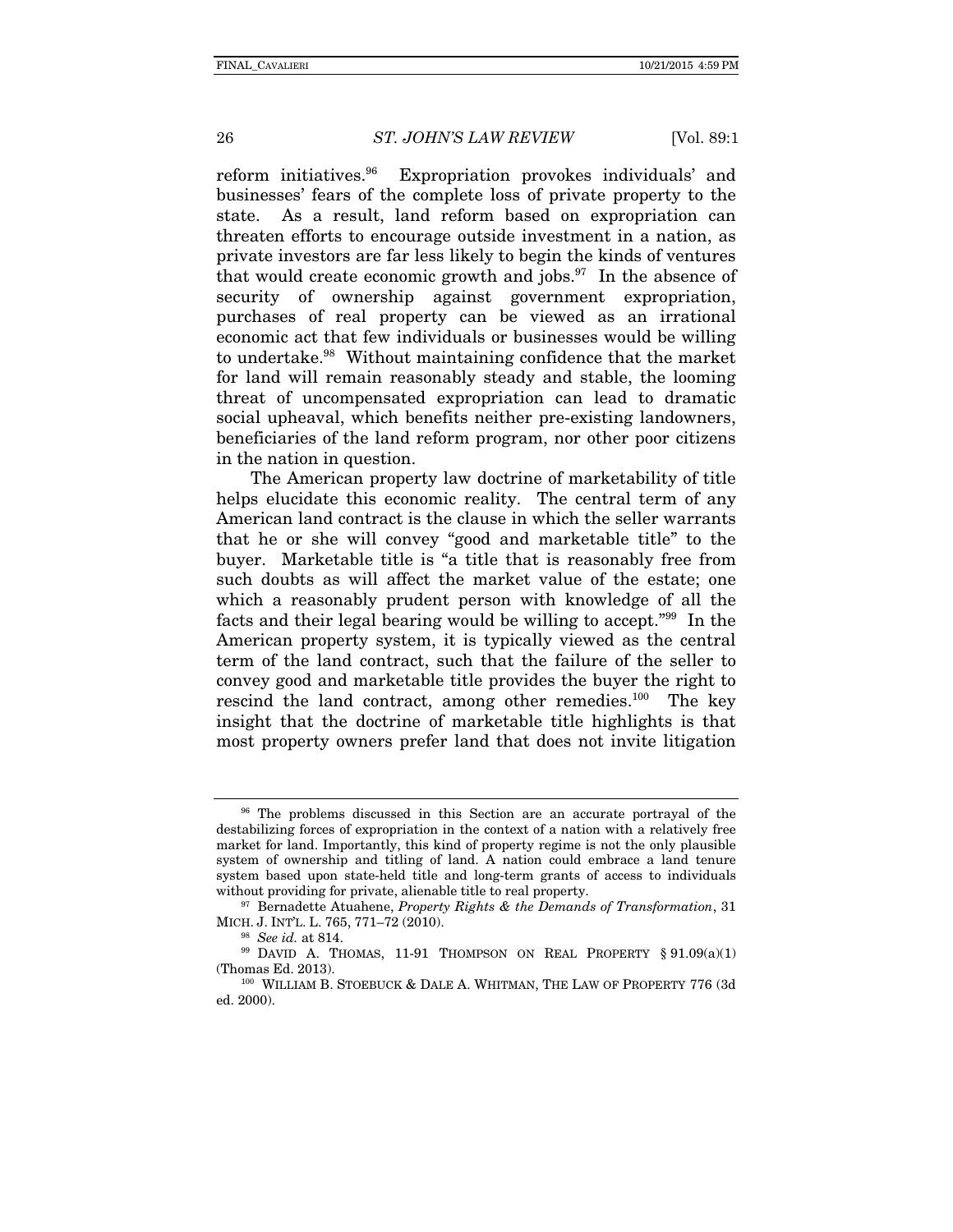reform initiatives.[96] Expropriation provokes individuals' and businesses' fears of the complete loss of private property to the state. As a result, land reform based on expropriation can threaten efforts to encourage outside investment in a nation, as private investors are far less likely to begin the kinds of ventures that would create economic growth and jobs.[97] In the absence of security of ownership against government expropriation, purchases of real property can be viewed as an irrational economic act that few individuals or businesses would be willing to undertake.[98] Without maintaining confidence that the market for land will remain reasonably steady and stable, the looming threat of uncompensated expropriation can lead to dramatic social upheaval, which benefits neither pre-existing landowners, beneficiaries of the land reform program, nor other poor citizens in the nation in question.

The American property law doctrine of marketability of title helps elucidate this economic reality. The central term of any American land contract is the clause in which the seller warrants that he or she will convey "good and marketable title" to the buyer. Marketable title is "a title that is reasonably free from such doubts as will affect the market value of the estate; one which a reasonably prudent person with knowledge of all the facts and their legal bearing would be willing to accept."[99] In the American property system, it is typically viewed as the central term of the land contract, such that the failure of the seller to convey good and marketable title provides the buyer the right to rescind the land contract, among other remedies.[100] The key insight that the doctrine of marketable title highlights is that most property owners prefer land that does not invite litigation

---

[96] The problems discussed in this Section are an accurate portrayal of the destabilizing forces of expropriation in the context of a nation with a relatively free market for land. Importantly, this kind of property regime is not the only plausible system of ownership and titling of land. A nation could embrace a land tenure system based upon state-held title and long-term grants of access to individuals without providing for private, alienable title to real property.

[97] Bernadette Atuahene, *Property Rights & the Demands of Transformation*, 31 MICH. J. INT'L. L. 765, 771–72 (2010).

[98] *See id.* at 814.

[99] DAVID A. THOMAS, 11-91 THOMPSON ON REAL PROPERTY § 91.09(a)(1) (Thomas Ed. 2013).

[100] WILLIAM B. STOEBUCK & DALE A. WHITMAN, THE LAW OF PROPERTY 776 (3d ed. 2000).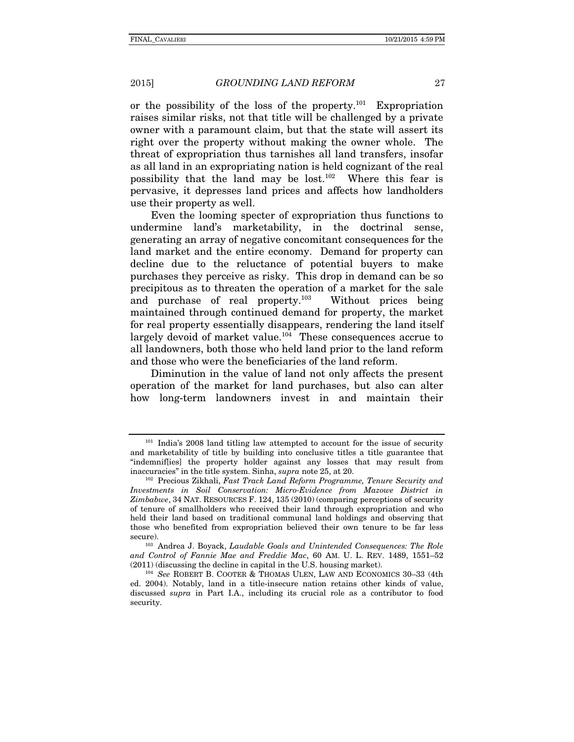or the possibility of the loss of the property.[101] Expropriation raises similar risks, not that title will be challenged by a private owner with a paramount claim, but that the state will assert its right over the property without making the owner whole. The threat of expropriation thus tarnishes all land transfers, insofar as all land in an expropriating nation is held cognizant of the real possibility that the land may be lost.[102] Where this fear is pervasive, it depresses land prices and affects how landholders use their property as well.

Even the looming specter of expropriation thus functions to undermine land's marketability, in the doctrinal sense, generating an array of negative concomitant consequences for the land market and the entire economy. Demand for property can decline due to the reluctance of potential buyers to make purchases they perceive as risky. This drop in demand can be so precipitous as to threaten the operation of a market for the sale and purchase of real property.[103] Without prices being maintained through continued demand for property, the market for real property essentially disappears, rendering the land itself largely devoid of market value.[104] These consequences accrue to all landowners, both those who held land prior to the land reform and those who were the beneficiaries of the land reform.

Diminution in the value of land not only affects the present operation of the market for land purchases, but also can alter how long-term landowners invest in and maintain their

---

[101] India's 2008 land titling law attempted to account for the issue of security and marketability of title by building into conclusive titles a title guarantee that "indemnif[ies] the property holder against any losses that may result from inaccuracies" in the title system. Sinha, *supra* note 25, at 20.

[102] Precious Zikhali, *Fast Track Land Reform Programme, Tenure Security and Investments in Soil Conservation: Micro-Evidence from Mazowe District in Zimbabwe*, 34 NAT. RESOURCES F. 124, 135 (2010) (comparing perceptions of security of tenure of smallholders who received their land through expropriation and who held their land based on traditional communal land holdings and observing that those who benefited from expropriation believed their own tenure to be far less secure).

[103] Andrea J. Boyack, *Laudable Goals and Unintended Consequences: The Role and Control of Fannie Mae and Freddie Mac*, 60 AM. U. L. REV. 1489, 1551–52 (2011) (discussing the decline in capital in the U.S. housing market).

[104] *See* ROBERT B. COOTER & THOMAS ULEN, LAW AND ECONOMICS 30–33 (4th ed. 2004). Notably, land in a title-insecure nation retains other kinds of value, discussed *supra* in Part I.A., including its crucial role as a contributor to food security.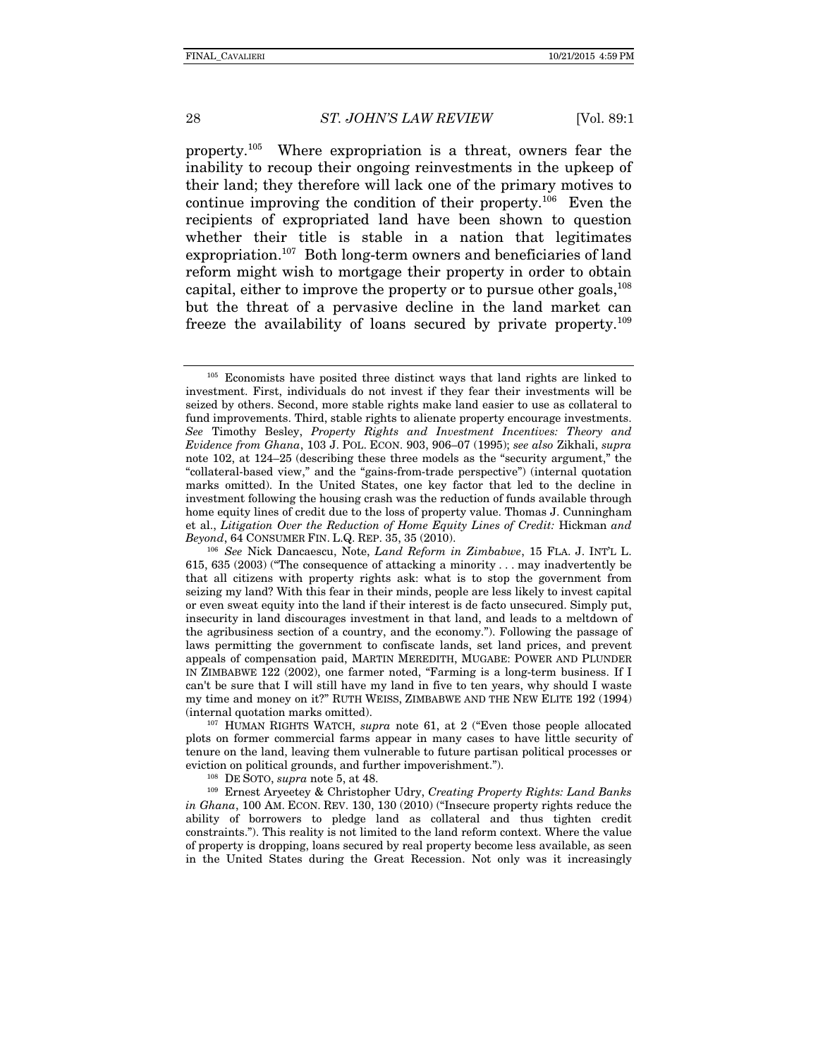property.[105] Where expropriation is a threat, owners fear the inability to recoup their ongoing reinvestments in the upkeep of their land; they therefore will lack one of the primary motives to continue improving the condition of their property.[106] Even the recipients of expropriated land have been shown to question whether their title is stable in a nation that legitimates expropriation.[107] Both long-term owners and beneficiaries of land reform might wish to mortgage their property in order to obtain capital, either to improve the property or to pursue other goals,[108] but the threat of a pervasive decline in the land market can freeze the availability of loans secured by private property.[109]

---

[105] Economists have posited three distinct ways that land rights are linked to investment. First, individuals do not invest if they fear their investments will be seized by others. Second, more stable rights make land easier to use as collateral to fund improvements. Third, stable rights to alienate property encourage investments. *See* Timothy Besley, *Property Rights and Investment Incentives: Theory and Evidence from Ghana*, 103 J. POL. ECON. 903, 906–07 (1995); *see also* Zikhali, *supra* note 102, at 124–25 (describing these three models as the "security argument," the "collateral-based view," and the "gains-from-trade perspective") (internal quotation marks omitted). In the United States, one key factor that led to the decline in investment following the housing crash was the reduction of funds available through home equity lines of credit due to the loss of property value. Thomas J. Cunningham et al., *Litigation Over the Reduction of Home Equity Lines of Credit:* Hickman *and Beyond*, 64 CONSUMER FIN. L.Q. REP. 35, 35 (2010).

[106] *See* Nick Dancaescu, Note, *Land Reform in Zimbabwe*, 15 FLA. J. INT'L L. 615, 635 (2003) ("The consequence of attacking a minority . . . may inadvertently be that all citizens with property rights ask: what is to stop the government from seizing my land? With this fear in their minds, people are less likely to invest capital or even sweat equity into the land if their interest is de facto unsecured. Simply put, insecurity in land discourages investment in that land, and leads to a meltdown of the agribusiness section of a country, and the economy."). Following the passage of laws permitting the government to confiscate lands, set land prices, and prevent appeals of compensation paid, MARTIN MEREDITH, MUGABE: POWER AND PLUNDER IN ZIMBABWE 122 (2002), one farmer noted, "Farming is a long-term business. If I can't be sure that I will still have my land in five to ten years, why should I waste my time and money on it?" RUTH WEISS, ZIMBABWE AND THE NEW ELITE 192 (1994) (internal quotation marks omitted).

[107] HUMAN RIGHTS WATCH, *supra* note 61, at 2 ("Even those people allocated plots on former commercial farms appear in many cases to have little security of tenure on the land, leaving them vulnerable to future partisan political processes or eviction on political grounds, and further impoverishment.").

[108] DE SOTO, *supra* note 5, at 48.

[109] Ernest Aryeetey & Christopher Udry, *Creating Property Rights: Land Banks in Ghana*, 100 AM. ECON. REV. 130, 130 (2010) ("Insecure property rights reduce the ability of borrowers to pledge land as collateral and thus tighten credit constraints."). This reality is not limited to the land reform context. Where the value of property is dropping, loans secured by real property become less available, as seen in the United States during the Great Recession. Not only was it increasingly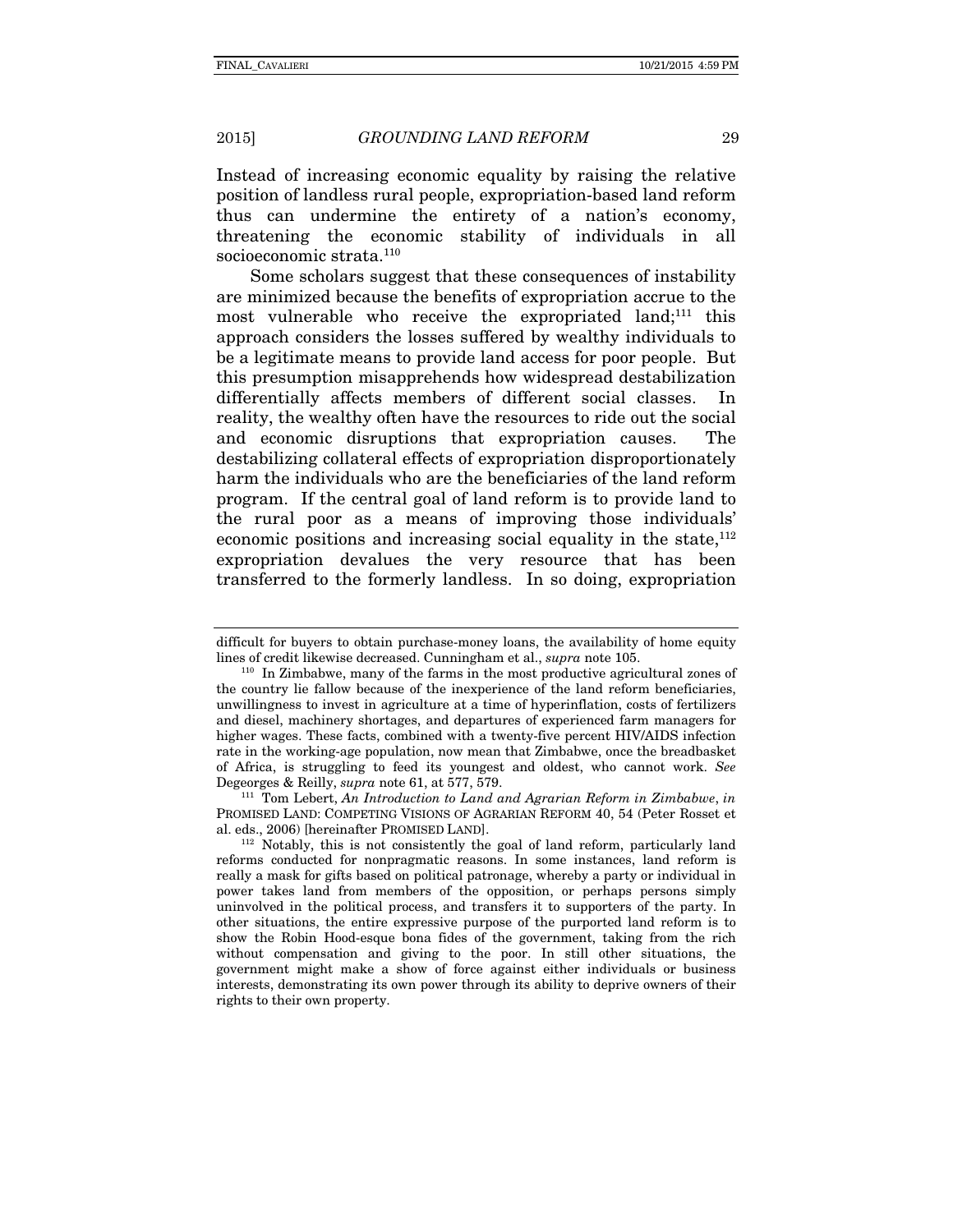Instead of increasing economic equality by raising the relative position of landless rural people, expropriation-based land reform thus can undermine the entirety of a nation's economy, threatening the economic stability of individuals in all socioeconomic strata.[110]

Some scholars suggest that these consequences of instability are minimized because the benefits of expropriation accrue to the most vulnerable who receive the expropriated land;[111] this approach considers the losses suffered by wealthy individuals to be a legitimate means to provide land access for poor people. But this presumption misapprehends how widespread destabilization differentially affects members of different social classes. In reality, the wealthy often have the resources to ride out the social and economic disruptions that expropriation causes. The destabilizing collateral effects of expropriation disproportionately harm the individuals who are the beneficiaries of the land reform program. If the central goal of land reform is to provide land to the rural poor as a means of improving those individuals' economic positions and increasing social equality in the state,[112] expropriation devalues the very resource that has been transferred to the formerly landless. In so doing, expropriation

---

difficult for buyers to obtain purchase-money loans, the availability of home equity lines of credit likewise decreased. Cunningham et al., *supra* note 105.

[110] In Zimbabwe, many of the farms in the most productive agricultural zones of the country lie fallow because of the inexperience of the land reform beneficiaries, unwillingness to invest in agriculture at a time of hyperinflation, costs of fertilizers and diesel, machinery shortages, and departures of experienced farm managers for higher wages. These facts, combined with a twenty-five percent HIV/AIDS infection rate in the working-age population, now mean that Zimbabwe, once the breadbasket of Africa, is struggling to feed its youngest and oldest, who cannot work. *See* Degeorges & Reilly, *supra* note 61, at 577, 579.

[111] Tom Lebert, *An Introduction to Land and Agrarian Reform in Zimbabwe*, *in* PROMISED LAND: COMPETING VISIONS OF AGRARIAN REFORM 40, 54 (Peter Rosset et al. eds., 2006) [hereinafter PROMISED LAND].

[112] Notably, this is not consistently the goal of land reform, particularly land reforms conducted for nonpragmatic reasons. In some instances, land reform is really a mask for gifts based on political patronage, whereby a party or individual in power takes land from members of the opposition, or perhaps persons simply uninvolved in the political process, and transfers it to supporters of the party. In other situations, the entire expressive purpose of the purported land reform is to show the Robin Hood-esque bona fides of the government, taking from the rich without compensation and giving to the poor. In still other situations, the government might make a show of force against either individuals or business interests, demonstrating its own power through its ability to deprive owners of their rights to their own property.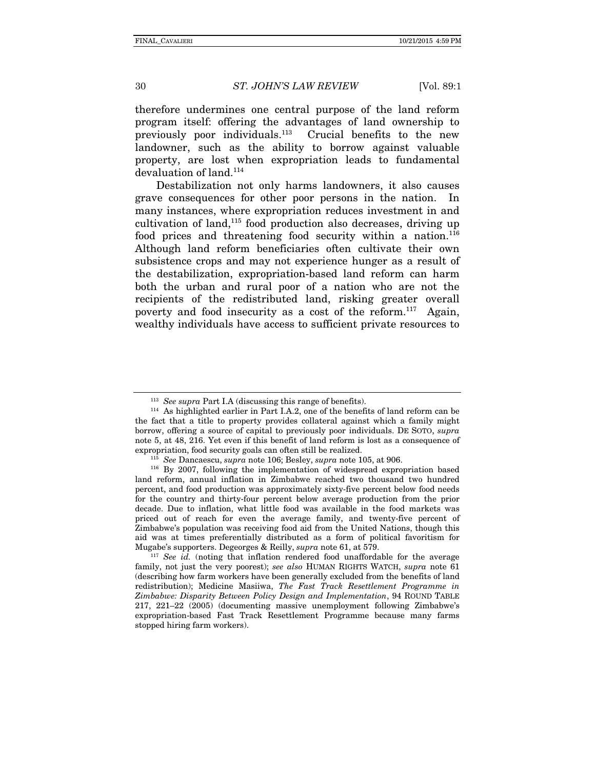therefore undermines one central purpose of the land reform program itself: offering the advantages of land ownership to previously poor individuals.[113] Crucial benefits to the new landowner, such as the ability to borrow against valuable property, are lost when expropriation leads to fundamental devaluation of land.[114]

Destabilization not only harms landowners, it also causes grave consequences for other poor persons in the nation. In many instances, where expropriation reduces investment in and cultivation of land,[115] food production also decreases, driving up food prices and threatening food security within a nation.[116] Although land reform beneficiaries often cultivate their own subsistence crops and may not experience hunger as a result of the destabilization, expropriation-based land reform can harm both the urban and rural poor of a nation who are not the recipients of the redistributed land, risking greater overall poverty and food insecurity as a cost of the reform.[117] Again, wealthy individuals have access to sufficient private resources to

---

[113] *See supra* Part I.A (discussing this range of benefits).

[114] As highlighted earlier in Part I.A.2, one of the benefits of land reform can be the fact that a title to property provides collateral against which a family might borrow, offering a source of capital to previously poor individuals. DE SOTO, *supra* note 5, at 48, 216. Yet even if this benefit of land reform is lost as a consequence of expropriation, food security goals can often still be realized.

[115] *See* Dancaescu, *supra* note 106; Besley, *supra* note 105, at 906.

[116] By 2007, following the implementation of widespread expropriation based land reform, annual inflation in Zimbabwe reached two thousand two hundred percent, and food production was approximately sixty-five percent below food needs for the country and thirty-four percent below average production from the prior decade. Due to inflation, what little food was available in the food markets was priced out of reach for even the average family, and twenty-five percent of Zimbabwe's population was receiving food aid from the United Nations, though this aid was at times preferentially distributed as a form of political favoritism for Mugabe's supporters. Degeorges & Reilly, *supra* note 61, at 579.

[117] *See id.* (noting that inflation rendered food unaffordable for the average family, not just the very poorest); *see also* HUMAN RIGHTS WATCH, *supra* note 61 (describing how farm workers have been generally excluded from the benefits of land redistribution); Medicine Masiiwa, *The Fast Track Resettlement Programme in Zimbabwe: Disparity Between Policy Design and Implementation*, 94 ROUND TABLE 217, 221–22 (2005) (documenting massive unemployment following Zimbabwe's expropriation-based Fast Track Resettlement Programme because many farms stopped hiring farm workers).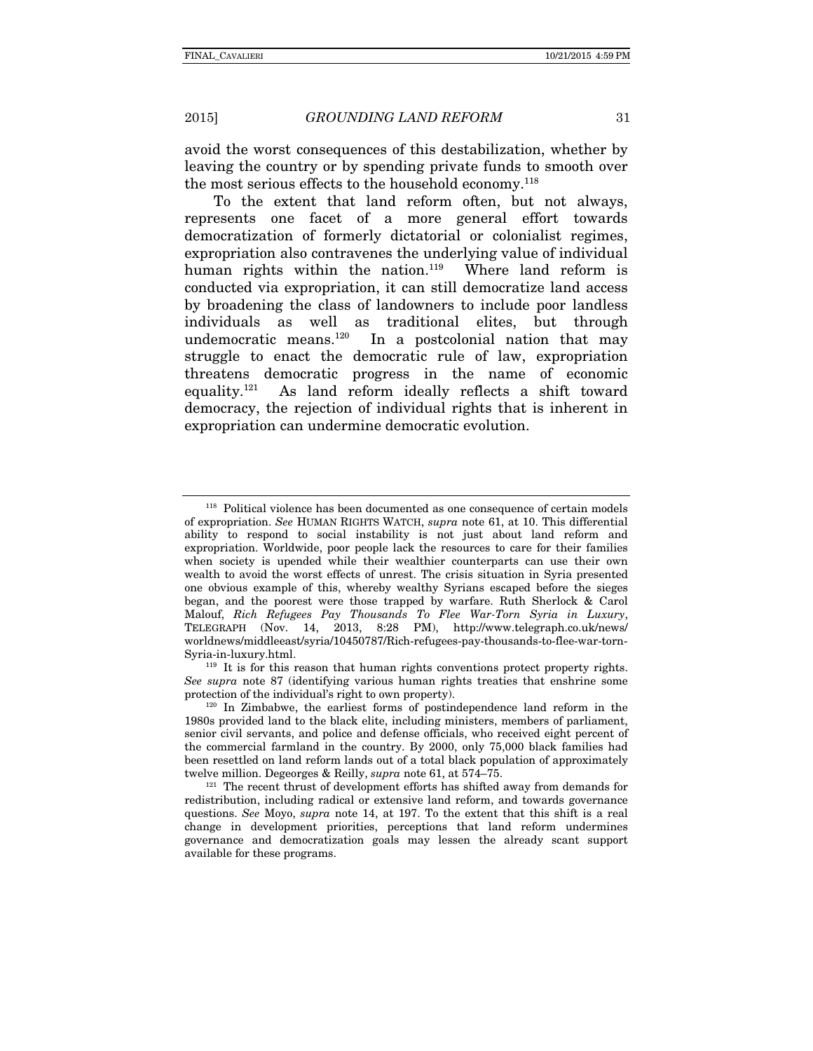avoid the worst consequences of this destabilization, whether by leaving the country or by spending private funds to smooth over the most serious effects to the household economy.[118]

To the extent that land reform often, but not always, represents one facet of a more general effort towards democratization of formerly dictatorial or colonialist regimes, expropriation also contravenes the underlying value of individual human rights within the nation.[119] Where land reform is conducted via expropriation, it can still democratize land access by broadening the class of landowners to include poor landless individuals as well as traditional elites, but through undemocratic means.[120] In a postcolonial nation that may struggle to enact the democratic rule of law, expropriation threatens democratic progress in the name of economic equality.[121] As land reform ideally reflects a shift toward democracy, the rejection of individual rights that is inherent in expropriation can undermine democratic evolution.

---

[118] Political violence has been documented as one consequence of certain models of expropriation. *See* HUMAN RIGHTS WATCH, *supra* note 61, at 10. This differential ability to respond to social instability is not just about land reform and expropriation. Worldwide, poor people lack the resources to care for their families when society is upended while their wealthier counterparts can use their own wealth to avoid the worst effects of unrest. The crisis situation in Syria presented one obvious example of this, whereby wealthy Syrians escaped before the sieges began, and the poorest were those trapped by warfare. Ruth Sherlock & Carol Malouf, *Rich Refugees Pay Thousands To Flee War-Torn Syria in Luxury*, TELEGRAPH (Nov. 14, 2013, 8:28 PM), http://www.telegraph.co.uk/news/worldnews/middleeast/syria/10450787/Rich-refugees-pay-thousands-to-flee-war-torn-Syria-in-luxury.html.

[119] It is for this reason that human rights conventions protect property rights. *See supra* note 87 (identifying various human rights treaties that enshrine some protection of the individual's right to own property).

[120] In Zimbabwe, the earliest forms of postindependence land reform in the 1980s provided land to the black elite, including ministers, members of parliament, senior civil servants, and police and defense officials, who received eight percent of the commercial farmland in the country. By 2000, only 75,000 black families had been resettled on land reform lands out of a total black population of approximately twelve million. Degeorges & Reilly, *supra* note 61, at 574–75.

[121] The recent thrust of development efforts has shifted away from demands for redistribution, including radical or extensive land reform, and towards governance questions. *See* Moyo, *supra* note 14, at 197. To the extent that this shift is a real change in development priorities, perceptions that land reform undermines governance and democratization goals may lessen the already scant support available for these programs.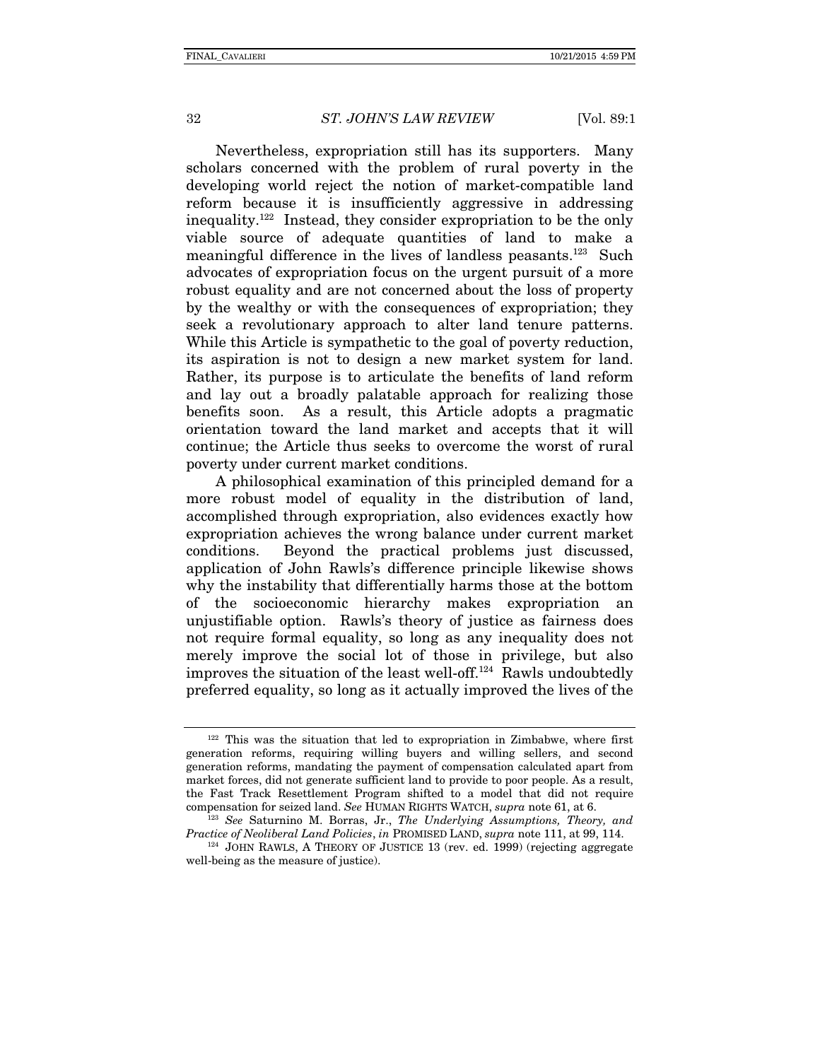Nevertheless, expropriation still has its supporters. Many scholars concerned with the problem of rural poverty in the developing world reject the notion of market-compatible land reform because it is insufficiently aggressive in addressing inequality.[122] Instead, they consider expropriation to be the only viable source of adequate quantities of land to make a meaningful difference in the lives of landless peasants.[123] Such advocates of expropriation focus on the urgent pursuit of a more robust equality and are not concerned about the loss of property by the wealthy or with the consequences of expropriation; they seek a revolutionary approach to alter land tenure patterns. While this Article is sympathetic to the goal of poverty reduction, its aspiration is not to design a new market system for land. Rather, its purpose is to articulate the benefits of land reform and lay out a broadly palatable approach for realizing those benefits soon. As a result, this Article adopts a pragmatic orientation toward the land market and accepts that it will continue; the Article thus seeks to overcome the worst of rural poverty under current market conditions.

A philosophical examination of this principled demand for a more robust model of equality in the distribution of land, accomplished through expropriation, also evidences exactly how expropriation achieves the wrong balance under current market conditions. Beyond the practical problems just discussed, application of John Rawls's difference principle likewise shows why the instability that differentially harms those at the bottom of the socioeconomic hierarchy makes expropriation an unjustifiable option. Rawls's theory of justice as fairness does not require formal equality, so long as any inequality does not merely improve the social lot of those in privilege, but also improves the situation of the least well-off.[124] Rawls undoubtedly preferred equality, so long as it actually improved the lives of the

---

[122] This was the situation that led to expropriation in Zimbabwe, where first generation reforms, requiring willing buyers and willing sellers, and second generation reforms, mandating the payment of compensation calculated apart from market forces, did not generate sufficient land to provide to poor people. As a result, the Fast Track Resettlement Program shifted to a model that did not require compensation for seized land. *See* HUMAN RIGHTS WATCH, *supra* note 61, at 6.

[123] *See* Saturnino M. Borras, Jr., *The Underlying Assumptions, Theory, and Practice of Neoliberal Land Policies*, *in* PROMISED LAND, *supra* note 111, at 99, 114.

[124] JOHN RAWLS, A THEORY OF JUSTICE 13 (rev. ed. 1999) (rejecting aggregate well-being as the measure of justice).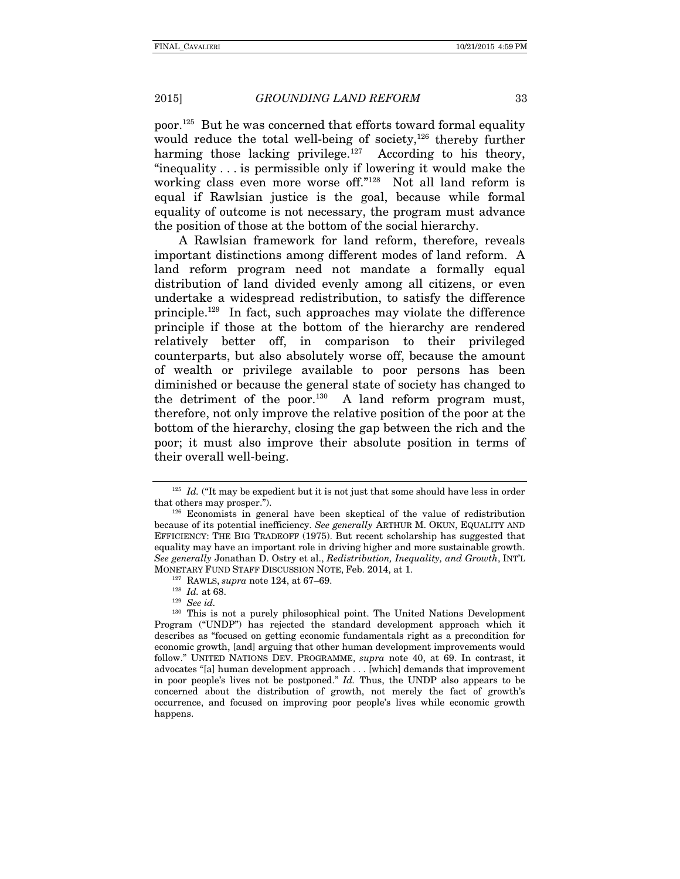poor.[125] But he was concerned that efforts toward formal equality would reduce the total well-being of society,[126] thereby further harming those lacking privilege.[127] According to his theory, "inequality . . . is permissible only if lowering it would make the working class even more worse off."[128] Not all land reform is equal if Rawlsian justice is the goal, because while formal equality of outcome is not necessary, the program must advance the position of those at the bottom of the social hierarchy.

A Rawlsian framework for land reform, therefore, reveals important distinctions among different modes of land reform. A land reform program need not mandate a formally equal distribution of land divided evenly among all citizens, or even undertake a widespread redistribution, to satisfy the difference principle.[129] In fact, such approaches may violate the difference principle if those at the bottom of the hierarchy are rendered relatively better off, in comparison to their privileged counterparts, but also absolutely worse off, because the amount of wealth or privilege available to poor persons has been diminished or because the general state of society has changed to the detriment of the poor.[130] A land reform program must, therefore, not only improve the relative position of the poor at the bottom of the hierarchy, closing the gap between the rich and the poor; it must also improve their absolute position in terms of their overall well-being.

---

[125] *Id.* ("It may be expedient but it is not just that some should have less in order that others may prosper.").

[126] Economists in general have been skeptical of the value of redistribution because of its potential inefficiency. *See generally* ARTHUR M. OKUN, EQUALITY AND EFFICIENCY: THE BIG TRADEOFF (1975). But recent scholarship has suggested that equality may have an important role in driving higher and more sustainable growth. *See generally* Jonathan D. Ostry et al., *Redistribution, Inequality, and Growth*, INT'L MONETARY FUND STAFF DISCUSSION NOTE, Feb. 2014, at 1.

[127] RAWLS, *supra* note 124, at 67–69.

[128] *Id.* at 68.

[129] *See id.*

[130] This is not a purely philosophical point. The United Nations Development Program ("UNDP") has rejected the standard development approach which it describes as "focused on getting economic fundamentals right as a precondition for economic growth, [and] arguing that other human development improvements would follow." UNITED NATIONS DEV. PROGRAMME, *supra* note 40, at 69. In contrast, it advocates "[a] human development approach . . . [which] demands that improvement in poor people's lives not be postponed." *Id.* Thus, the UNDP also appears to be concerned about the distribution of growth, not merely the fact of growth's occurrence, and focused on improving poor people's lives while economic growth happens.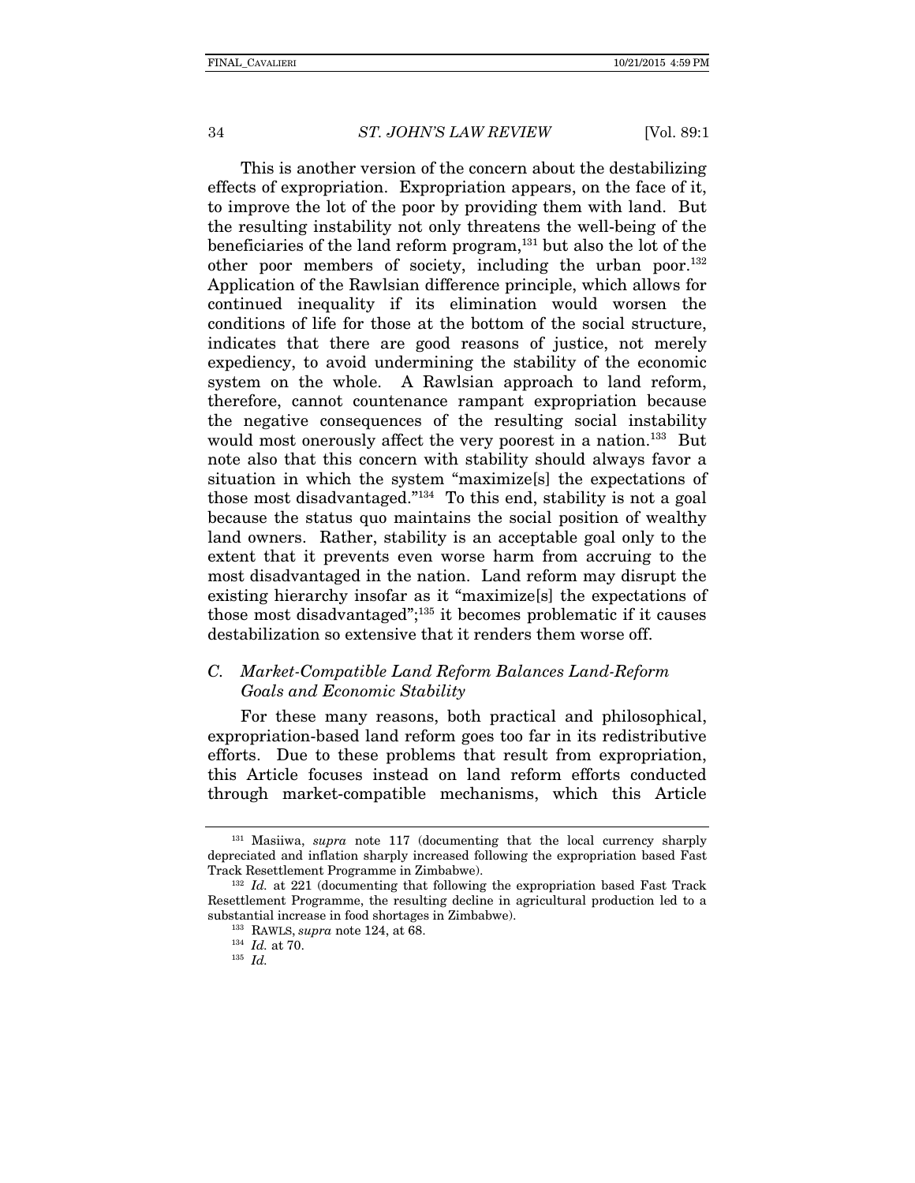This is another version of the concern about the destabilizing effects of expropriation. Expropriation appears, on the face of it, to improve the lot of the poor by providing them with land. But the resulting instability not only threatens the well-being of the beneficiaries of the land reform program,[131] but also the lot of the other poor members of society, including the urban poor.[132] Application of the Rawlsian difference principle, which allows for continued inequality if its elimination would worsen the conditions of life for those at the bottom of the social structure, indicates that there are good reasons of justice, not merely expediency, to avoid undermining the stability of the economic system on the whole. A Rawlsian approach to land reform, therefore, cannot countenance rampant expropriation because the negative consequences of the resulting social instability would most onerously affect the very poorest in a nation.[133] But note also that this concern with stability should always favor a situation in which the system "maximize[s] the expectations of those most disadvantaged."[134] To this end, stability is not a goal because the status quo maintains the social position of wealthy land owners. Rather, stability is an acceptable goal only to the extent that it prevents even worse harm from accruing to the most disadvantaged in the nation. Land reform may disrupt the existing hierarchy insofar as it "maximize[s] the expectations of those most disadvantaged";[135] it becomes problematic if it causes destabilization so extensive that it renders them worse off.

### *C. Market-Compatible Land Reform Balances Land-Reform Goals and Economic Stability*

For these many reasons, both practical and philosophical, expropriation-based land reform goes too far in its redistributive efforts. Due to these problems that result from expropriation, this Article focuses instead on land reform efforts conducted through market-compatible mechanisms, which this Article

---

[131] Masiiwa, *supra* note 117 (documenting that the local currency sharply depreciated and inflation sharply increased following the expropriation based Fast Track Resettlement Programme in Zimbabwe).

[132] *Id.* at 221 (documenting that following the expropriation based Fast Track Resettlement Programme, the resulting decline in agricultural production led to a substantial increase in food shortages in Zimbabwe).

[133] RAWLS, *supra* note 124, at 68.

[134] *Id.* at 70.

[135] *Id.*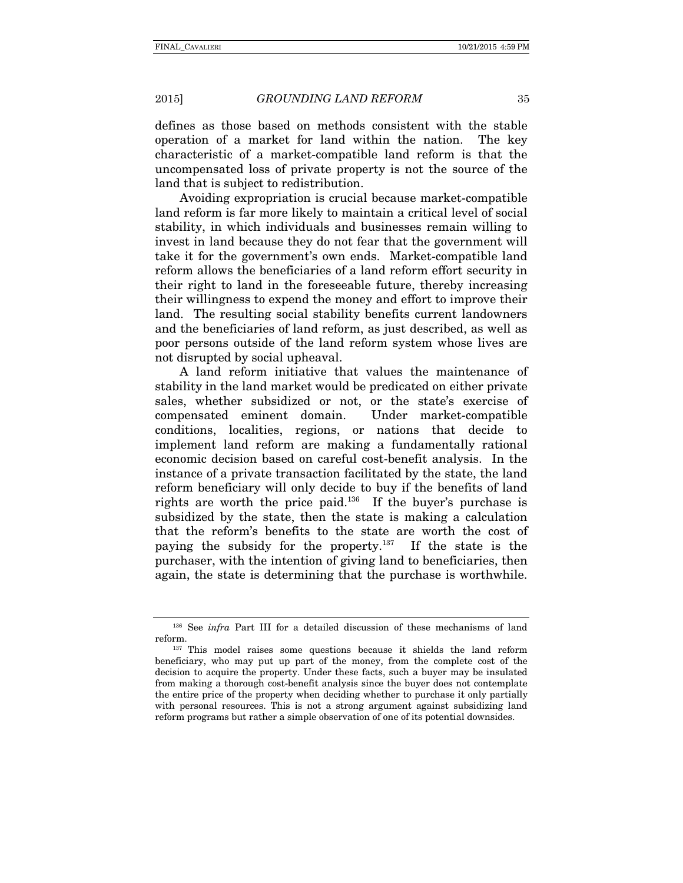defines as those based on methods consistent with the stable operation of a market for land within the nation. The key characteristic of a market-compatible land reform is that the uncompensated loss of private property is not the source of the land that is subject to redistribution.

Avoiding expropriation is crucial because market-compatible land reform is far more likely to maintain a critical level of social stability, in which individuals and businesses remain willing to invest in land because they do not fear that the government will take it for the government's own ends. Market-compatible land reform allows the beneficiaries of a land reform effort security in their right to land in the foreseeable future, thereby increasing their willingness to expend the money and effort to improve their land. The resulting social stability benefits current landowners and the beneficiaries of land reform, as just described, as well as poor persons outside of the land reform system whose lives are not disrupted by social upheaval.

A land reform initiative that values the maintenance of stability in the land market would be predicated on either private sales, whether subsidized or not, or the state's exercise of compensated eminent domain. Under market-compatible conditions, localities, regions, or nations that decide to implement land reform are making a fundamentally rational economic decision based on careful cost-benefit analysis. In the instance of a private transaction facilitated by the state, the land reform beneficiary will only decide to buy if the benefits of land rights are worth the price paid.[136] If the buyer's purchase is subsidized by the state, then the state is making a calculation that the reform's benefits to the state are worth the cost of paying the subsidy for the property.[137] If the state is the purchaser, with the intention of giving land to beneficiaries, then again, the state is determining that the purchase is worthwhile.

---

[136] See *infra* Part III for a detailed discussion of these mechanisms of land reform.

[137] This model raises some questions because it shields the land reform beneficiary, who may put up part of the money, from the complete cost of the decision to acquire the property. Under these facts, such a buyer may be insulated from making a thorough cost-benefit analysis since the buyer does not contemplate the entire price of the property when deciding whether to purchase it only partially with personal resources. This is not a strong argument against subsidizing land reform programs but rather a simple observation of one of its potential downsides.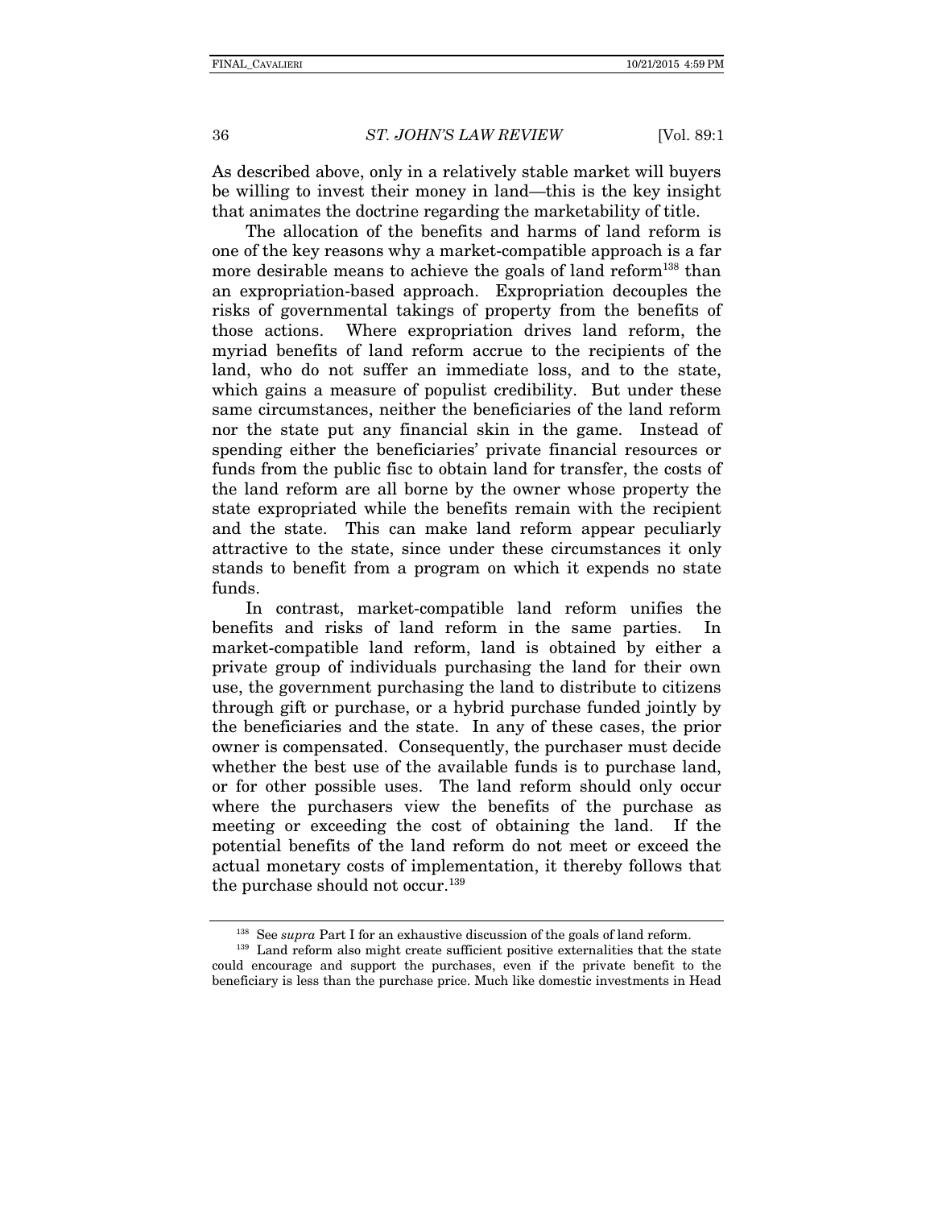As described above, only in a relatively stable market will buyers be willing to invest their money in land—this is the key insight that animates the doctrine regarding the marketability of title.

The allocation of the benefits and harms of land reform is one of the key reasons why a market-compatible approach is a far more desirable means to achieve the goals of land reform[138] than an expropriation-based approach. Expropriation decouples the risks of governmental takings of property from the benefits of those actions. Where expropriation drives land reform, the myriad benefits of land reform accrue to the recipients of the land, who do not suffer an immediate loss, and to the state, which gains a measure of populist credibility. But under these same circumstances, neither the beneficiaries of the land reform nor the state put any financial skin in the game. Instead of spending either the beneficiaries' private financial resources or funds from the public fisc to obtain land for transfer, the costs of the land reform are all borne by the owner whose property the state expropriated while the benefits remain with the recipient and the state. This can make land reform appear peculiarly attractive to the state, since under these circumstances it only stands to benefit from a program on which it expends no state funds.

In contrast, market-compatible land reform unifies the benefits and risks of land reform in the same parties. In market-compatible land reform, land is obtained by either a private group of individuals purchasing the land for their own use, the government purchasing the land to distribute to citizens through gift or purchase, or a hybrid purchase funded jointly by the beneficiaries and the state. In any of these cases, the prior owner is compensated. Consequently, the purchaser must decide whether the best use of the available funds is to purchase land, or for other possible uses. The land reform should only occur where the purchasers view the benefits of the purchase as meeting or exceeding the cost of obtaining the land. If the potential benefits of the land reform do not meet or exceed the actual monetary costs of implementation, it thereby follows that the purchase should not occur.[139]

---

[138] See *supra* Part I for an exhaustive discussion of the goals of land reform.

[139] Land reform also might create sufficient positive externalities that the state could encourage and support the purchases, even if the private benefit to the beneficiary is less than the purchase price. Much like domestic investments in Head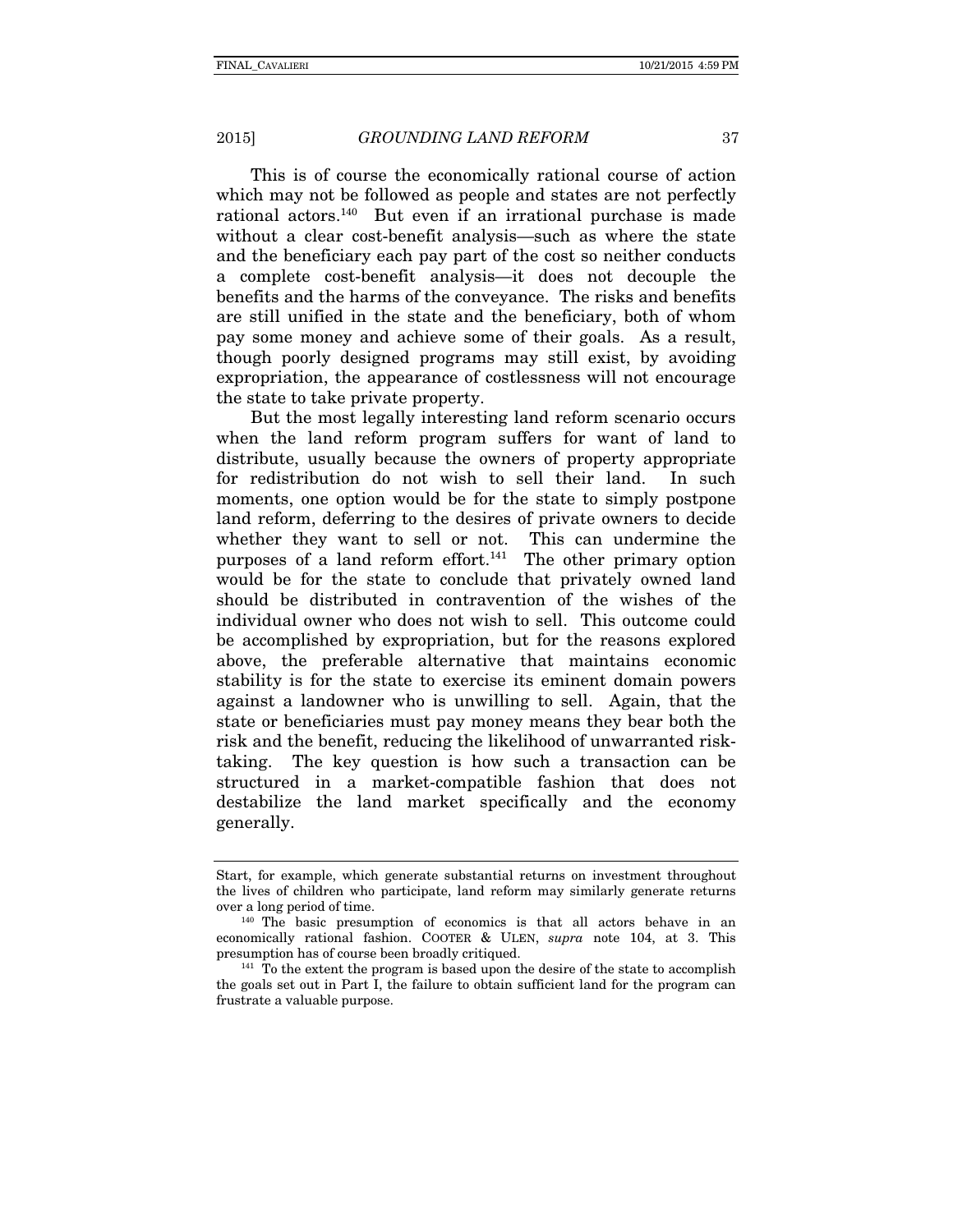This is of course the economically rational course of action which may not be followed as people and states are not perfectly rational actors.[140] But even if an irrational purchase is made without a clear cost-benefit analysis—such as where the state and the beneficiary each pay part of the cost so neither conducts a complete cost-benefit analysis—it does not decouple the benefits and the harms of the conveyance. The risks and benefits are still unified in the state and the beneficiary, both of whom pay some money and achieve some of their goals. As a result, though poorly designed programs may still exist, by avoiding expropriation, the appearance of costlessness will not encourage the state to take private property.

But the most legally interesting land reform scenario occurs when the land reform program suffers for want of land to distribute, usually because the owners of property appropriate for redistribution do not wish to sell their land. In such moments, one option would be for the state to simply postpone land reform, deferring to the desires of private owners to decide whether they want to sell or not. This can undermine the purposes of a land reform effort.[141] The other primary option would be for the state to conclude that privately owned land should be distributed in contravention of the wishes of the individual owner who does not wish to sell. This outcome could be accomplished by expropriation, but for the reasons explored above, the preferable alternative that maintains economic stability is for the state to exercise its eminent domain powers against a landowner who is unwilling to sell. Again, that the state or beneficiaries must pay money means they bear both the risk and the benefit, reducing the likelihood of unwarranted risk-taking. The key question is how such a transaction can be structured in a market-compatible fashion that does not destabilize the land market specifically and the economy generally.

---

Start, for example, which generate substantial returns on investment throughout the lives of children who participate, land reform may similarly generate returns over a long period of time.

[140] The basic presumption of economics is that all actors behave in an economically rational fashion. COOTER & ULEN, *supra* note 104, at 3. This presumption has of course been broadly critiqued.

[141] To the extent the program is based upon the desire of the state to accomplish the goals set out in Part I, the failure to obtain sufficient land for the program can frustrate a valuable purpose.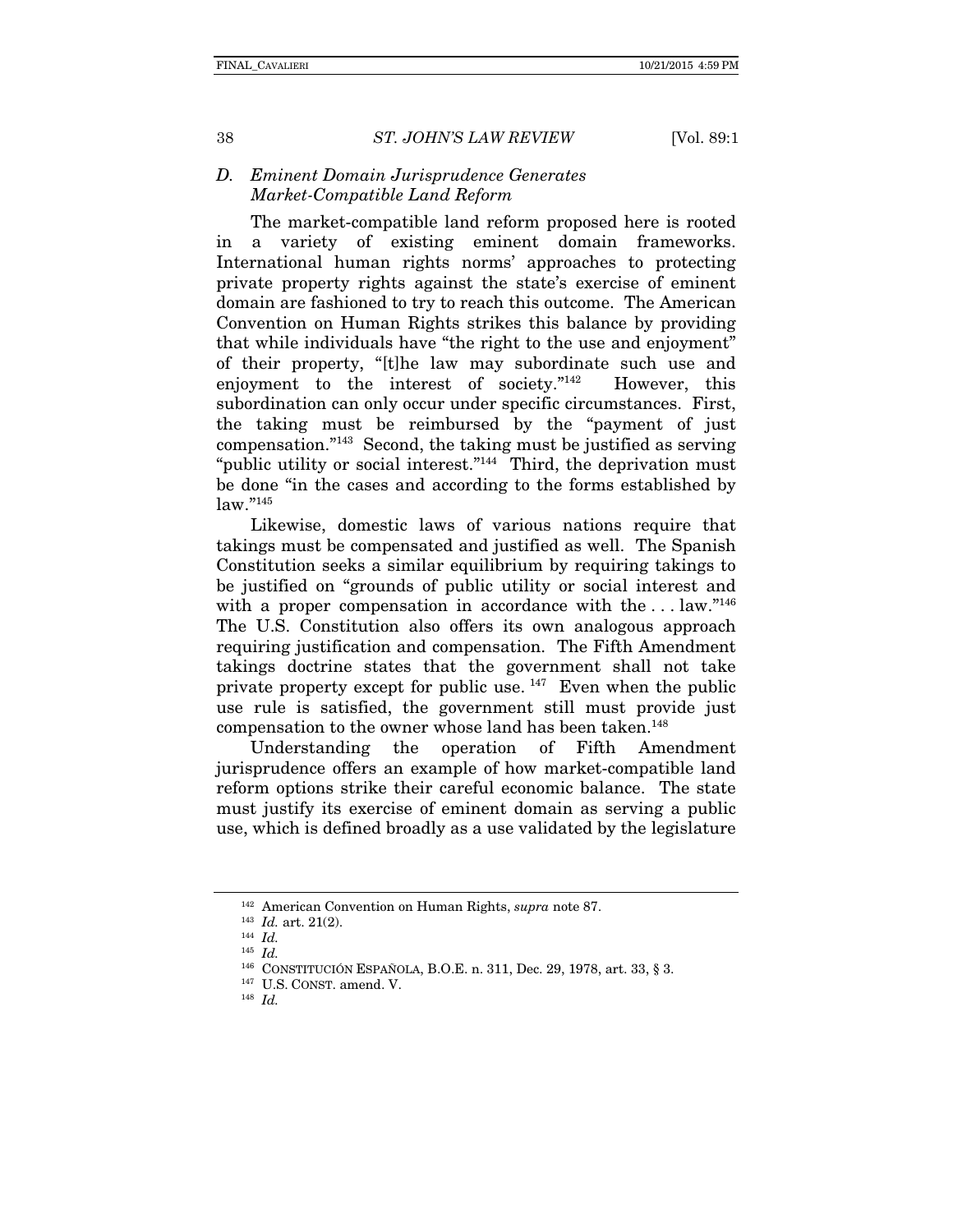### D. *Eminent Domain Jurisprudence Generates Market-Compatible Land Reform*

The market-compatible land reform proposed here is rooted in a variety of existing eminent domain frameworks. International human rights norms' approaches to protecting private property rights against the state's exercise of eminent domain are fashioned to try to reach this outcome. The American Convention on Human Rights strikes this balance by providing that while individuals have "the right to the use and enjoyment" of their property, "[t]he law may subordinate such use and enjoyment to the interest of society."[142] However, this subordination can only occur under specific circumstances. First, the taking must be reimbursed by the "payment of just compensation."[143] Second, the taking must be justified as serving "public utility or social interest."[144] Third, the deprivation must be done "in the cases and according to the forms established by law."[145]

Likewise, domestic laws of various nations require that takings must be compensated and justified as well. The Spanish Constitution seeks a similar equilibrium by requiring takings to be justified on "grounds of public utility or social interest and with a proper compensation in accordance with the . . . law."[146] The U.S. Constitution also offers its own analogous approach requiring justification and compensation. The Fifth Amendment takings doctrine states that the government shall not take private property except for public use.[147] Even when the public use rule is satisfied, the government still must provide just compensation to the owner whose land has been taken.[148]

Understanding the operation of Fifth Amendment jurisprudence offers an example of how market-compatible land reform options strike their careful economic balance. The state must justify its exercise of eminent domain as serving a public use, which is defined broadly as a use validated by the legislature

---

[142] American Convention on Human Rights, *supra* note 87.

[143] *Id.* art. 21(2).

[144] *Id.*

[145] *Id.*

[146] CONSTITUCIÓN ESPAÑOLA, B.O.E. n. 311, Dec. 29, 1978, art. 33, § 3.

[147] U.S. CONST. amend. V.

[148] *Id.*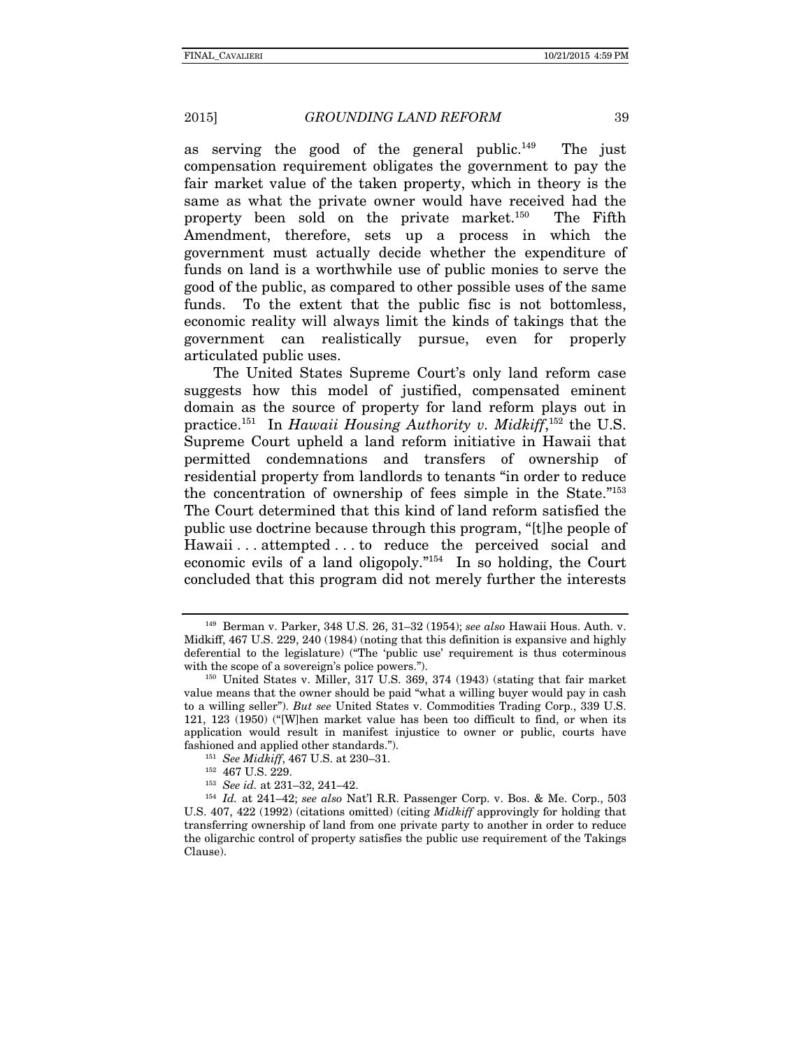as serving the good of the general public.[149] The just compensation requirement obligates the government to pay the fair market value of the taken property, which in theory is the same as what the private owner would have received had the property been sold on the private market.[150] The Fifth Amendment, therefore, sets up a process in which the government must actually decide whether the expenditure of funds on land is a worthwhile use of public monies to serve the good of the public, as compared to other possible uses of the same funds. To the extent that the public fisc is not bottomless, economic reality will always limit the kinds of takings that the government can realistically pursue, even for properly articulated public uses.

The United States Supreme Court's only land reform case suggests how this model of justified, compensated eminent domain as the source of property for land reform plays out in practice.[151] In *Hawaii Housing Authority v. Midkiff*,[152] the U.S. Supreme Court upheld a land reform initiative in Hawaii that permitted condemnations and transfers of ownership of residential property from landlords to tenants "in order to reduce the concentration of ownership of fees simple in the State."[153] The Court determined that this kind of land reform satisfied the public use doctrine because through this program, "[t]he people of Hawaii . . . attempted . . . to reduce the perceived social and economic evils of a land oligopoly."[154] In so holding, the Court concluded that this program did not merely further the interests

---

[149] Berman v. Parker, 348 U.S. 26, 31–32 (1954); *see also* Hawaii Hous. Auth. v. Midkiff, 467 U.S. 229, 240 (1984) (noting that this definition is expansive and highly deferential to the legislature) ("The 'public use' requirement is thus coterminous with the scope of a sovereign's police powers.").

[150] United States v. Miller, 317 U.S. 369, 374 (1943) (stating that fair market value means that the owner should be paid "what a willing buyer would pay in cash to a willing seller"). *But see* United States v. Commodities Trading Corp., 339 U.S. 121, 123 (1950) ("[W]hen market value has been too difficult to find, or when its application would result in manifest injustice to owner or public, courts have fashioned and applied other standards.").

[151] *See Midkiff*, 467 U.S. at 230–31.

[152] 467 U.S. 229.

[153] *See id.* at 231–32, 241–42.

[154] *Id.* at 241–42; *see also* Nat'l R.R. Passenger Corp. v. Bos. & Me. Corp., 503 U.S. 407, 422 (1992) (citations omitted) (citing *Midkiff* approvingly for holding that transferring ownership of land from one private party to another in order to reduce the oligarchic control of property satisfies the public use requirement of the Takings Clause).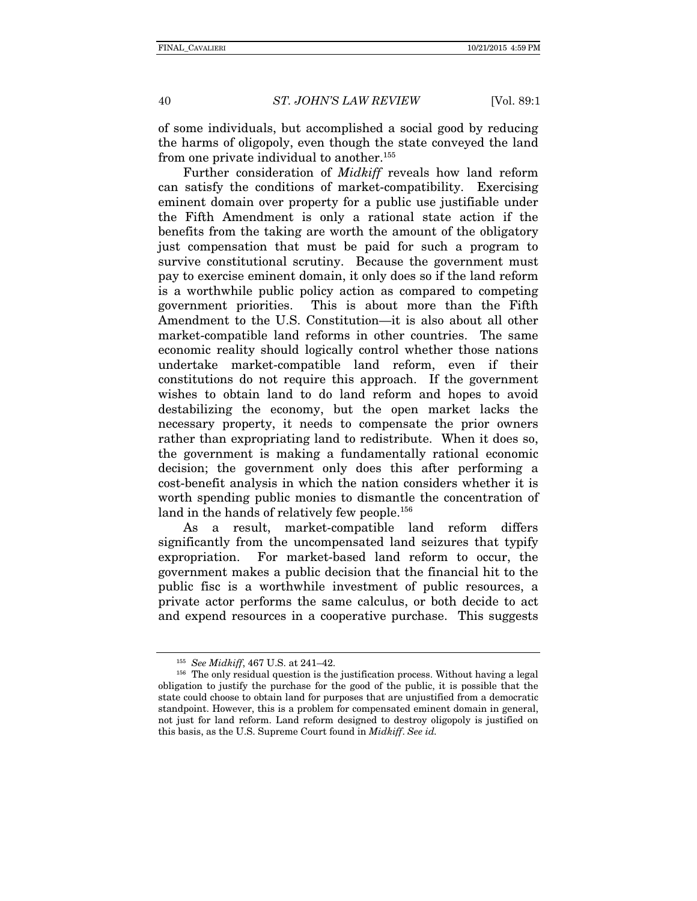of some individuals, but accomplished a social good by reducing the harms of oligopoly, even though the state conveyed the land from one private individual to another.[155]

Further consideration of *Midkiff* reveals how land reform can satisfy the conditions of market-compatibility. Exercising eminent domain over property for a public use justifiable under the Fifth Amendment is only a rational state action if the benefits from the taking are worth the amount of the obligatory just compensation that must be paid for such a program to survive constitutional scrutiny. Because the government must pay to exercise eminent domain, it only does so if the land reform is a worthwhile public policy action as compared to competing government priorities. This is about more than the Fifth Amendment to the U.S. Constitution—it is also about all other market-compatible land reforms in other countries. The same economic reality should logically control whether those nations undertake market-compatible land reform, even if their constitutions do not require this approach. If the government wishes to obtain land to do land reform and hopes to avoid destabilizing the economy, but the open market lacks the necessary property, it needs to compensate the prior owners rather than expropriating land to redistribute. When it does so, the government is making a fundamentally rational economic decision; the government only does this after performing a cost-benefit analysis in which the nation considers whether it is worth spending public monies to dismantle the concentration of land in the hands of relatively few people.[156]

As a result, market-compatible land reform differs significantly from the uncompensated land seizures that typify expropriation. For market-based land reform to occur, the government makes a public decision that the financial hit to the public fisc is a worthwhile investment of public resources, a private actor performs the same calculus, or both decide to act and expend resources in a cooperative purchase. This suggests

---

[155] *See Midkiff*, 467 U.S. at 241–42.

[156] The only residual question is the justification process. Without having a legal obligation to justify the purchase for the good of the public, it is possible that the state could choose to obtain land for purposes that are unjustified from a democratic standpoint. However, this is a problem for compensated eminent domain in general, not just for land reform. Land reform designed to destroy oligopoly is justified on this basis, as the U.S. Supreme Court found in *Midkiff*. *See id.*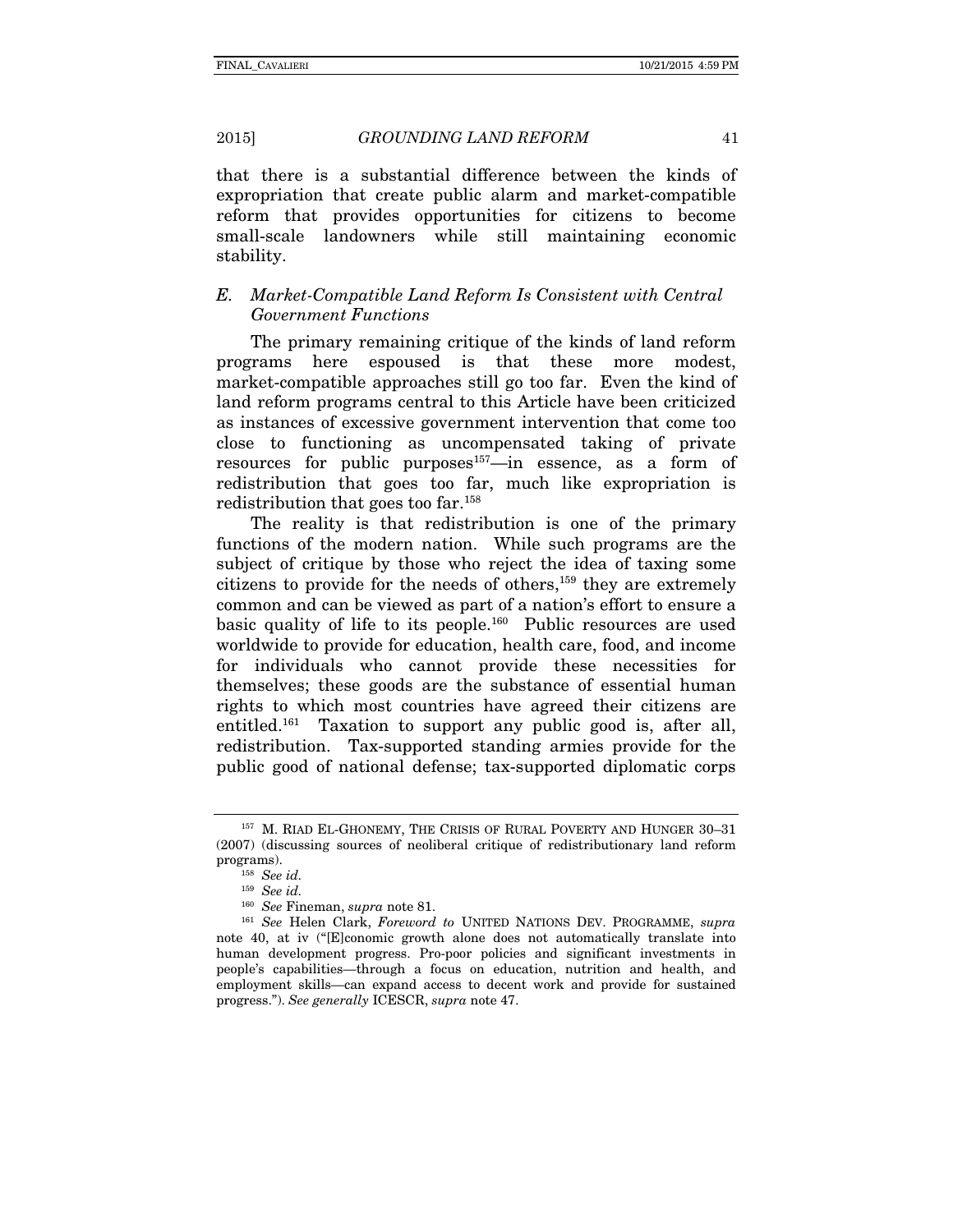that there is a substantial difference between the kinds of expropriation that create public alarm and market-compatible reform that provides opportunities for citizens to become small-scale landowners while still maintaining economic stability.

### *E. Market-Compatible Land Reform Is Consistent with Central Government Functions*

The primary remaining critique of the kinds of land reform programs here espoused is that these more modest, market-compatible approaches still go too far. Even the kind of land reform programs central to this Article have been criticized as instances of excessive government intervention that come too close to functioning as uncompensated taking of private resources for public purposes[157]—in essence, as a form of redistribution that goes too far, much like expropriation is redistribution that goes too far.[158]

The reality is that redistribution is one of the primary functions of the modern nation. While such programs are the subject of critique by those who reject the idea of taxing some citizens to provide for the needs of others,[159] they are extremely common and can be viewed as part of a nation's effort to ensure a basic quality of life to its people.[160] Public resources are used worldwide to provide for education, health care, food, and income for individuals who cannot provide these necessities for themselves; these goods are the substance of essential human rights to which most countries have agreed their citizens are entitled.[161] Taxation to support any public good is, after all, redistribution. Tax-supported standing armies provide for the public good of national defense; tax-supported diplomatic corps

---

[157] M. RIAD EL-GHONEMY, THE CRISIS OF RURAL POVERTY AND HUNGER 30–31 (2007) (discussing sources of neoliberal critique of redistributionary land reform programs).

[158] *See id.*

[159] *See id.*

[160] *See* Fineman, *supra* note 81.

[161] *See* Helen Clark, *Foreword to* UNITED NATIONS DEV. PROGRAMME, *supra* note 40, at iv ("[E]conomic growth alone does not automatically translate into human development progress. Pro-poor policies and significant investments in people's capabilities—through a focus on education, nutrition and health, and employment skills—can expand access to decent work and provide for sustained progress."). *See generally* ICESCR, *supra* note 47.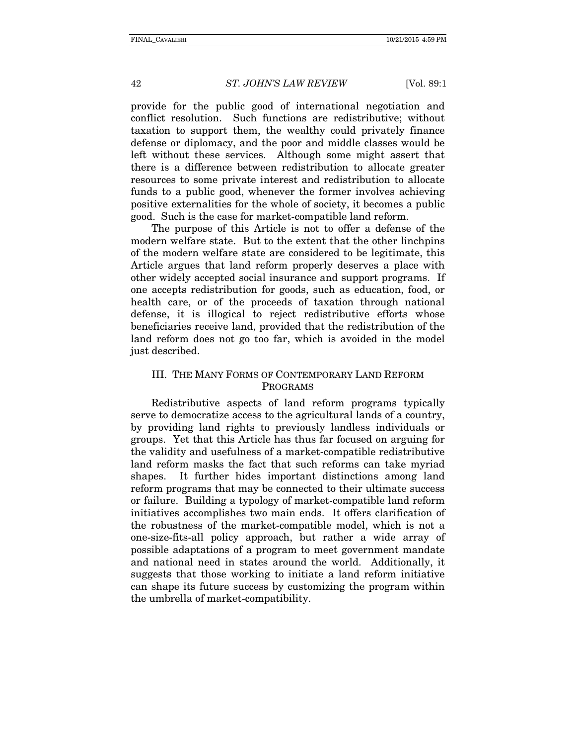provide for the public good of international negotiation and conflict resolution. Such functions are redistributive; without taxation to support them, the wealthy could privately finance defense or diplomacy, and the poor and middle classes would be left without these services. Although some might assert that there is a difference between redistribution to allocate greater resources to some private interest and redistribution to allocate funds to a public good, whenever the former involves achieving positive externalities for the whole of society, it becomes a public good. Such is the case for market-compatible land reform.

The purpose of this Article is not to offer a defense of the modern welfare state. But to the extent that the other linchpins of the modern welfare state are considered to be legitimate, this Article argues that land reform properly deserves a place with other widely accepted social insurance and support programs. If one accepts redistribution for goods, such as education, food, or health care, or of the proceeds of taxation through national defense, it is illogical to reject redistributive efforts whose beneficiaries receive land, provided that the redistribution of the land reform does not go too far, which is avoided in the model just described.

## III. THE MANY FORMS OF CONTEMPORARY LAND REFORM PROGRAMS

Redistributive aspects of land reform programs typically serve to democratize access to the agricultural lands of a country, by providing land rights to previously landless individuals or groups. Yet that this Article has thus far focused on arguing for the validity and usefulness of a market-compatible redistributive land reform masks the fact that such reforms can take myriad shapes. It further hides important distinctions among land reform programs that may be connected to their ultimate success or failure. Building a typology of market-compatible land reform initiatives accomplishes two main ends. It offers clarification of the robustness of the market-compatible model, which is not a one-size-fits-all policy approach, but rather a wide array of possible adaptations of a program to meet government mandate and national need in states around the world. Additionally, it suggests that those working to initiate a land reform initiative can shape its future success by customizing the program within the umbrella of market-compatibility.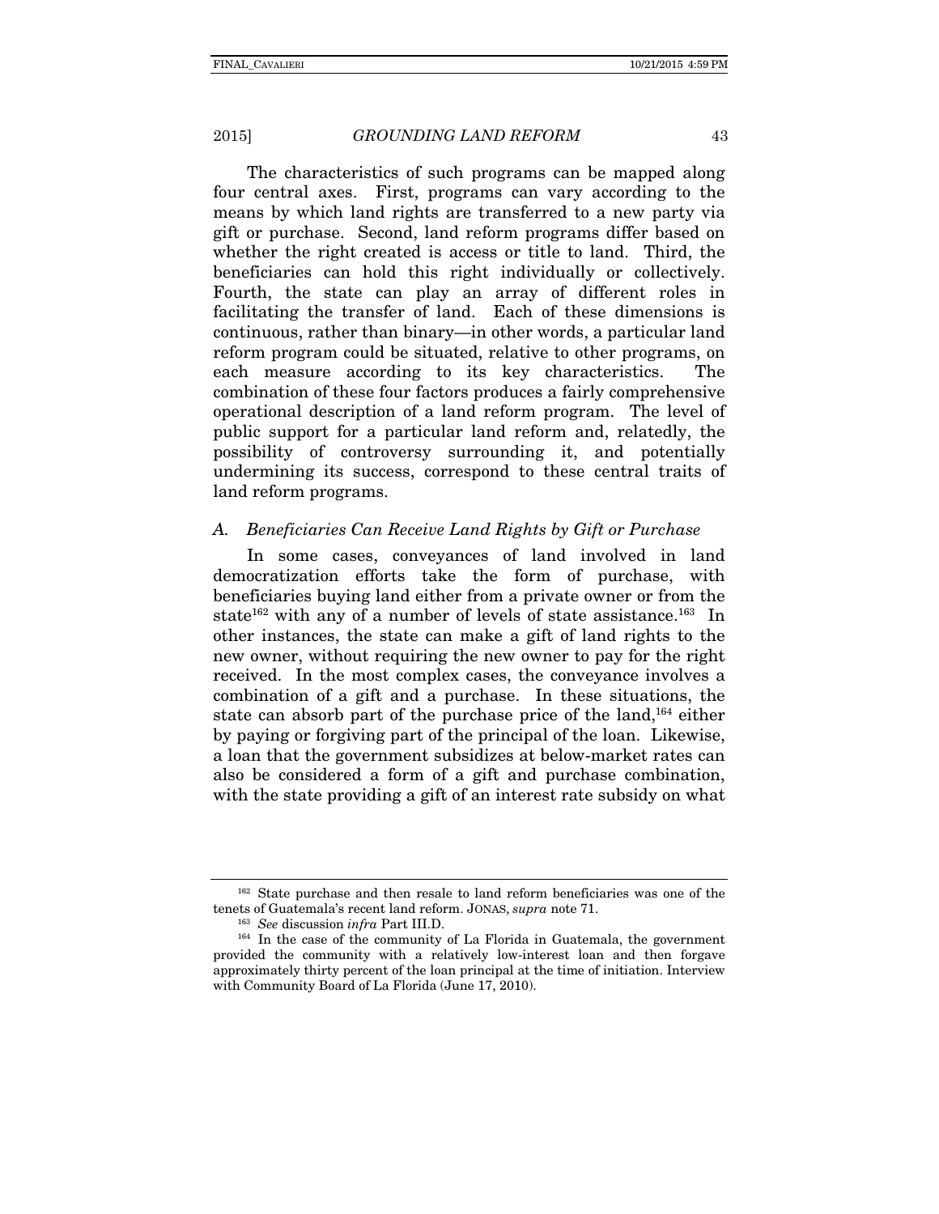The characteristics of such programs can be mapped along four central axes. First, programs can vary according to the means by which land rights are transferred to a new party via gift or purchase. Second, land reform programs differ based on whether the right created is access or title to land. Third, the beneficiaries can hold this right individually or collectively. Fourth, the state can play an array of different roles in facilitating the transfer of land. Each of these dimensions is continuous, rather than binary—in other words, a particular land reform program could be situated, relative to other programs, on each measure according to its key characteristics. The combination of these four factors produces a fairly comprehensive operational description of a land reform program. The level of public support for a particular land reform and, relatedly, the possibility of controversy surrounding it, and potentially undermining its success, correspond to these central traits of land reform programs.

### *A. Beneficiaries Can Receive Land Rights by Gift or Purchase*

In some cases, conveyances of land involved in land democratization efforts take the form of purchase, with beneficiaries buying land either from a private owner or from the state[162] with any of a number of levels of state assistance.[163] In other instances, the state can make a gift of land rights to the new owner, without requiring the new owner to pay for the right received. In the most complex cases, the conveyance involves a combination of a gift and a purchase. In these situations, the state can absorb part of the purchase price of the land,[164] either by paying or forgiving part of the principal of the loan. Likewise, a loan that the government subsidizes at below-market rates can also be considered a form of a gift and purchase combination, with the state providing a gift of an interest rate subsidy on what

---

[162] State purchase and then resale to land reform beneficiaries was one of the tenets of Guatemala's recent land reform. JONAS, *supra* note 71.

[163] *See* discussion *infra* Part III.D.

[164] In the case of the community of La Florida in Guatemala, the government provided the community with a relatively low-interest loan and then forgave approximately thirty percent of the loan principal at the time of initiation. Interview with Community Board of La Florida (June 17, 2010).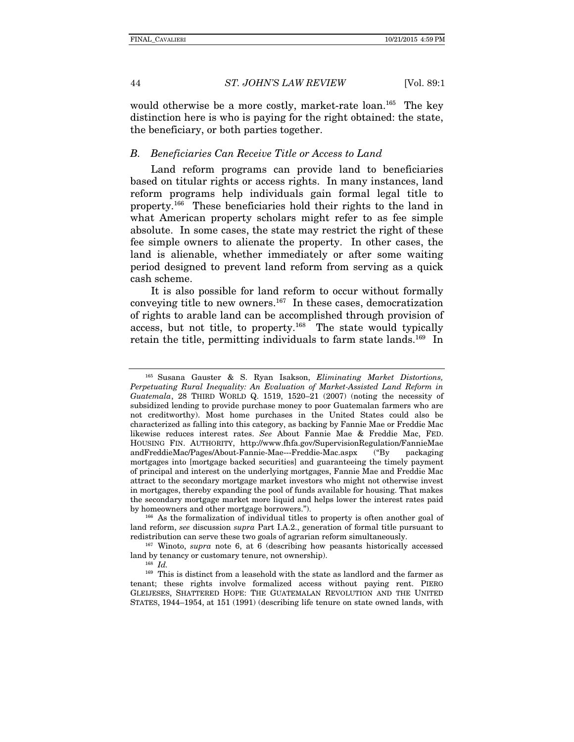would otherwise be a more costly, market-rate loan.[165] The key distinction here is who is paying for the right obtained: the state, the beneficiary, or both parties together.

### *B. Beneficiaries Can Receive Title or Access to Land*

Land reform programs can provide land to beneficiaries based on titular rights or access rights. In many instances, land reform programs help individuals gain formal legal title to property.[166] These beneficiaries hold their rights to the land in what American property scholars might refer to as fee simple absolute. In some cases, the state may restrict the right of these fee simple owners to alienate the property. In other cases, the land is alienable, whether immediately or after some waiting period designed to prevent land reform from serving as a quick cash scheme.

It is also possible for land reform to occur without formally conveying title to new owners.[167] In these cases, democratization of rights to arable land can be accomplished through provision of access, but not title, to property.[168] The state would typically retain the title, permitting individuals to farm state lands.[169] In

---

[165] Susana Gauster & S. Ryan Isakson, *Eliminating Market Distortions, Perpetuating Rural Inequality: An Evaluation of Market-Assisted Land Reform in Guatemala*, 28 THIRD WORLD Q. 1519, 1520–21 (2007) (noting the necessity of subsidized lending to provide purchase money to poor Guatemalan farmers who are not creditworthy). Most home purchases in the United States could also be characterized as falling into this category, as backing by Fannie Mae or Freddie Mac likewise reduces interest rates. *See* About Fannie Mae & Freddie Mac, FED. HOUSING FIN. AUTHORITY, http://www.fhfa.gov/SupervisionRegulation/FannieMaeandFreddieMac/Pages/About-Fannie-Mae---Freddie-Mac.aspx ("By packaging mortgages into [mortgage backed securities] and guaranteeing the timely payment of principal and interest on the underlying mortgages, Fannie Mae and Freddie Mac attract to the secondary mortgage market investors who might not otherwise invest in mortgages, thereby expanding the pool of funds available for housing. That makes the secondary mortgage market more liquid and helps lower the interest rates paid by homeowners and other mortgage borrowers.").

[166] As the formalization of individual titles to property is often another goal of land reform, *see* discussion *supra* Part I.A.2., generation of formal title pursuant to redistribution can serve these two goals of agrarian reform simultaneously.

[167] Winoto, *supra* note 6, at 6 (describing how peasants historically accessed land by tenancy or customary tenure, not ownership).

[168] *Id.*

[169] This is distinct from a leasehold with the state as landlord and the farmer as tenant; these rights involve formalized access without paying rent. PIERO GLEIJESES, SHATTERED HOPE: THE GUATEMALAN REVOLUTION AND THE UNITED STATES, 1944–1954, at 151 (1991) (describing life tenure on state owned lands, with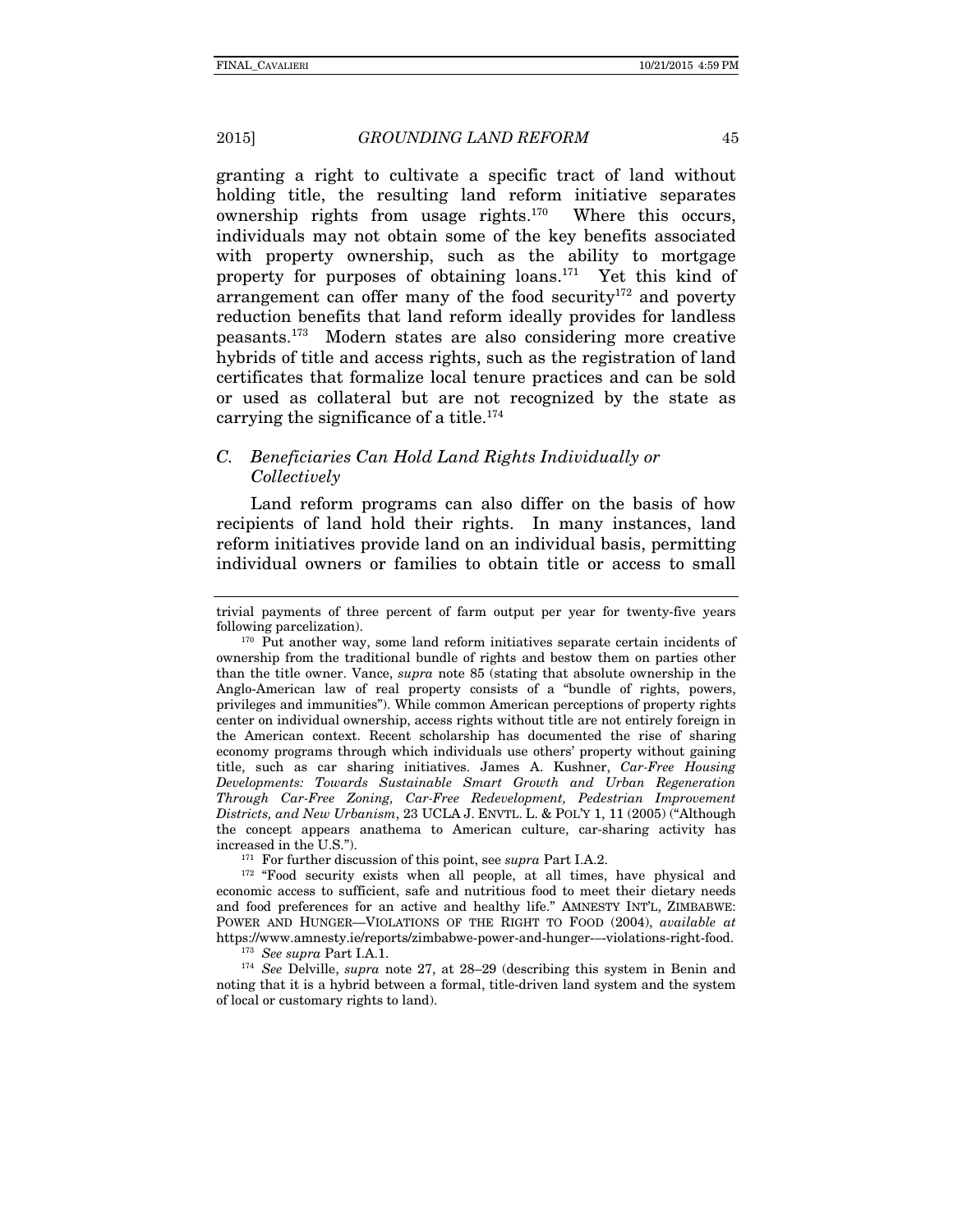granting a right to cultivate a specific tract of land without holding title, the resulting land reform initiative separates ownership rights from usage rights.[170] Where this occurs, individuals may not obtain some of the key benefits associated with property ownership, such as the ability to mortgage property for purposes of obtaining loans.[171] Yet this kind of arrangement can offer many of the food security[172] and poverty reduction benefits that land reform ideally provides for landless peasants.[173] Modern states are also considering more creative hybrids of title and access rights, such as the registration of land certificates that formalize local tenure practices and can be sold or used as collateral but are not recognized by the state as carrying the significance of a title.[174]

## *C. Beneficiaries Can Hold Land Rights Individually or Collectively*

Land reform programs can also differ on the basis of how recipients of land hold their rights. In many instances, land reform initiatives provide land on an individual basis, permitting individual owners or families to obtain title or access to small

---

trivial payments of three percent of farm output per year for twenty-five years following parcelization).

[170] Put another way, some land reform initiatives separate certain incidents of ownership from the traditional bundle of rights and bestow them on parties other than the title owner. Vance, *supra* note 85 (stating that absolute ownership in the Anglo-American law of real property consists of a "bundle of rights, powers, privileges and immunities"). While common American perceptions of property rights center on individual ownership, access rights without title are not entirely foreign in the American context. Recent scholarship has documented the rise of sharing economy programs through which individuals use others' property without gaining title, such as car sharing initiatives. James A. Kushner, *Car-Free Housing Developments: Towards Sustainable Smart Growth and Urban Regeneration Through Car-Free Zoning, Car-Free Redevelopment, Pedestrian Improvement Districts, and New Urbanism*, 23 UCLA J. ENVTL. L. & POL'Y 1, 11 (2005) ("Although the concept appears anathema to American culture, car-sharing activity has increased in the U.S.").

[171] For further discussion of this point, see *supra* Part I.A.2.

[172] "Food security exists when all people, at all times, have physical and economic access to sufficient, safe and nutritious food to meet their dietary needs and food preferences for an active and healthy life." AMNESTY INT'L, ZIMBABWE: POWER AND HUNGER—VIOLATIONS OF THE RIGHT TO FOOD (2004), *available at* https://www.amnesty.ie/reports/zimbabwe-power-and-hunger-—-violations-right-food.

[173] *See supra* Part I.A.1.

[174] *See* Delville, *supra* note 27, at 28–29 (describing this system in Benin and noting that it is a hybrid between a formal, title-driven land system and the system of local or customary rights to land).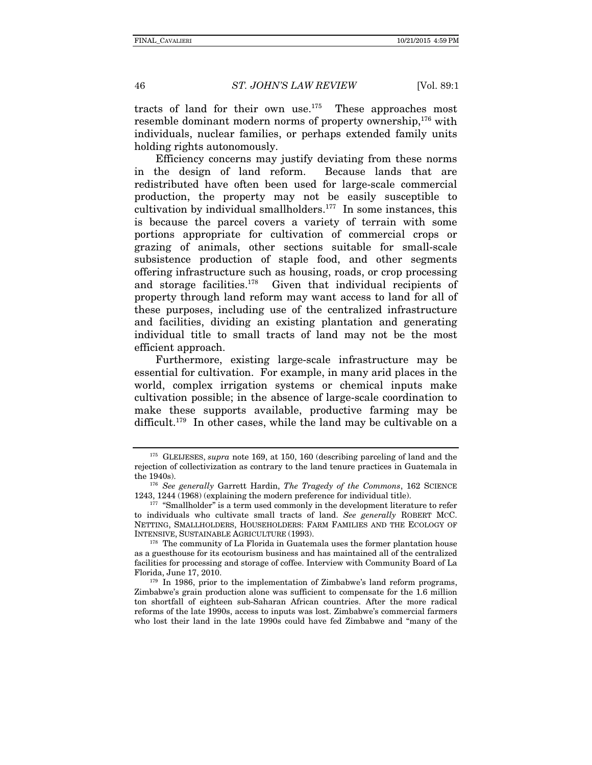tracts of land for their own use.[175] These approaches most resemble dominant modern norms of property ownership,[176] with individuals, nuclear families, or perhaps extended family units holding rights autonomously.

Efficiency concerns may justify deviating from these norms in the design of land reform. Because lands that are redistributed have often been used for large-scale commercial production, the property may not be easily susceptible to cultivation by individual smallholders.[177] In some instances, this is because the parcel covers a variety of terrain with some portions appropriate for cultivation of commercial crops or grazing of animals, other sections suitable for small-scale subsistence production of staple food, and other segments offering infrastructure such as housing, roads, or crop processing and storage facilities.[178] Given that individual recipients of property through land reform may want access to land for all of these purposes, including use of the centralized infrastructure and facilities, dividing an existing plantation and generating individual title to small tracts of land may not be the most efficient approach.

Furthermore, existing large-scale infrastructure may be essential for cultivation. For example, in many arid places in the world, complex irrigation systems or chemical inputs make cultivation possible; in the absence of large-scale coordination to make these supports available, productive farming may be difficult.[179] In other cases, while the land may be cultivable on a

---

[175] GLEIJESES, *supra* note 169, at 150, 160 (describing parceling of land and the rejection of collectivization as contrary to the land tenure practices in Guatemala in the 1940s).

[176] *See generally* Garrett Hardin, *The Tragedy of the Commons*, 162 SCIENCE 1243, 1244 (1968) (explaining the modern preference for individual title).

[177] "Smallholder" is a term used commonly in the development literature to refer to individuals who cultivate small tracts of land. *See generally* ROBERT MCC. NETTING, SMALLHOLDERS, HOUSEHOLDERS: FARM FAMILIES AND THE ECOLOGY OF INTENSIVE, SUSTAINABLE AGRICULTURE (1993).

[178] The community of La Florida in Guatemala uses the former plantation house as a guesthouse for its ecotourism business and has maintained all of the centralized facilities for processing and storage of coffee. Interview with Community Board of La Florida, June 17, 2010.

[179] In 1986, prior to the implementation of Zimbabwe's land reform programs, Zimbabwe's grain production alone was sufficient to compensate for the 1.6 million ton shortfall of eighteen sub-Saharan African countries. After the more radical reforms of the late 1990s, access to inputs was lost. Zimbabwe's commercial farmers who lost their land in the late 1990s could have fed Zimbabwe and "many of the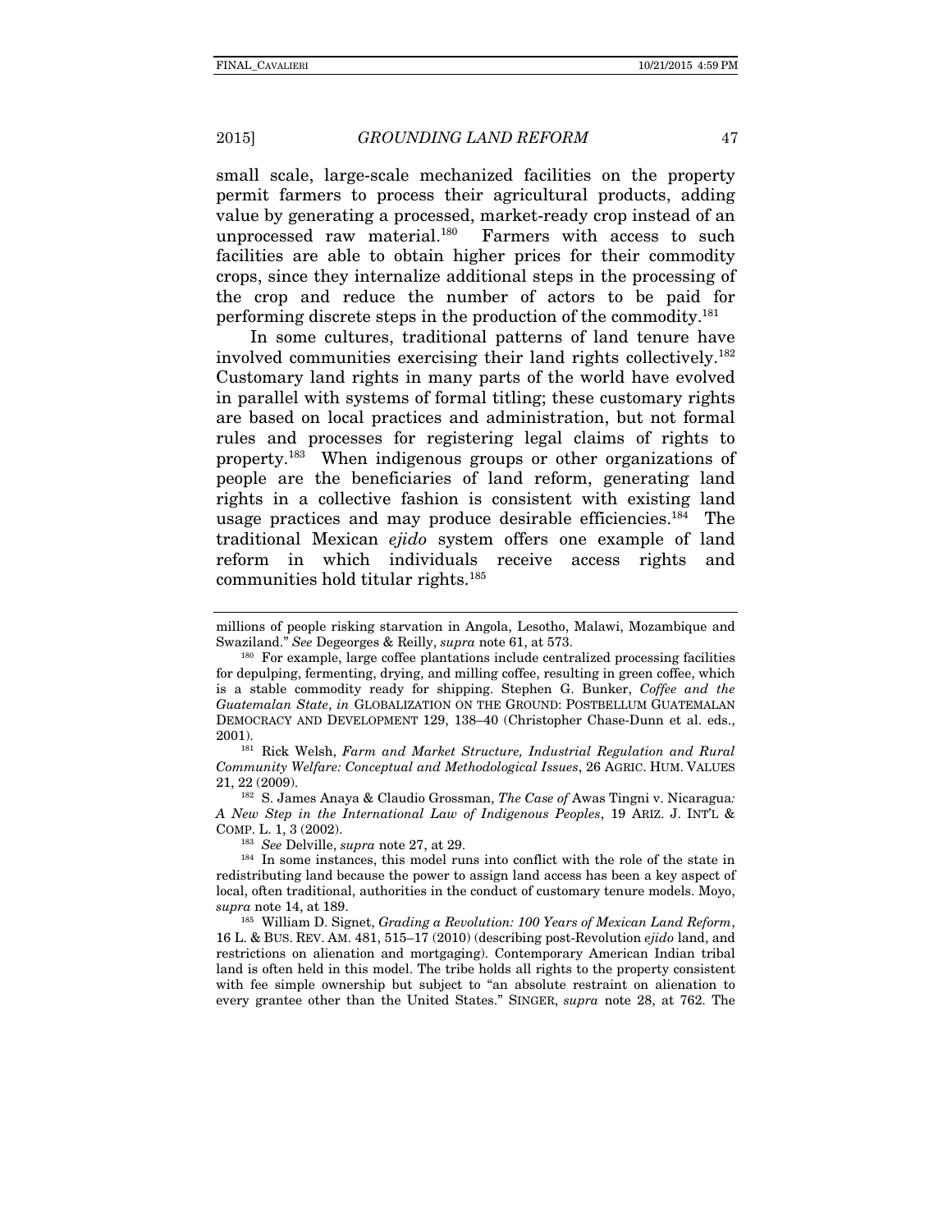small scale, large-scale mechanized facilities on the property permit farmers to process their agricultural products, adding value by generating a processed, market-ready crop instead of an unprocessed raw material.[180] Farmers with access to such facilities are able to obtain higher prices for their commodity crops, since they internalize additional steps in the processing of the crop and reduce the number of actors to be paid for performing discrete steps in the production of the commodity.[181]

In some cultures, traditional patterns of land tenure have involved communities exercising their land rights collectively.[182] Customary land rights in many parts of the world have evolved in parallel with systems of formal titling; these customary rights are based on local practices and administration, but not formal rules and processes for registering legal claims of rights to property.[183] When indigenous groups or other organizations of people are the beneficiaries of land reform, generating land rights in a collective fashion is consistent with existing land usage practices and may produce desirable efficiencies.[184] The traditional Mexican *ejido* system offers one example of land reform in which individuals receive access rights and communities hold titular rights.[185]

---

millions of people risking starvation in Angola, Lesotho, Malawi, Mozambique and Swaziland." *See* Degeorges & Reilly, *supra* note 61, at 573.

[180] For example, large coffee plantations include centralized processing facilities for depulping, fermenting, drying, and milling coffee, resulting in green coffee, which is a stable commodity ready for shipping. Stephen G. Bunker, *Coffee and the Guatemalan State*, *in* GLOBALIZATION ON THE GROUND: POSTBELLUM GUATEMALAN DEMOCRACY AND DEVELOPMENT 129, 138–40 (Christopher Chase-Dunn et al. eds., 2001).

[181] Rick Welsh, *Farm and Market Structure, Industrial Regulation and Rural Community Welfare: Conceptual and Methodological Issues*, 26 AGRIC. HUM. VALUES 21, 22 (2009).

[182] S. James Anaya & Claudio Grossman, *The Case of* Awas Tingni v. Nicaragua*: A New Step in the International Law of Indigenous Peoples*, 19 ARIZ. J. INT'L & COMP. L. 1, 3 (2002).

[183] *See* Delville, *supra* note 27, at 29.

[184] In some instances, this model runs into conflict with the role of the state in redistributing land because the power to assign land access has been a key aspect of local, often traditional, authorities in the conduct of customary tenure models. Moyo, *supra* note 14, at 189.

[185] William D. Signet, *Grading a Revolution: 100 Years of Mexican Land Reform*, 16 L. & BUS. REV. AM. 481, 515–17 (2010) (describing post-Revolution *ejido* land, and restrictions on alienation and mortgaging). Contemporary American Indian tribal land is often held in this model. The tribe holds all rights to the property consistent with fee simple ownership but subject to "an absolute restraint on alienation to every grantee other than the United States." SINGER, *supra* note 28, at 762. The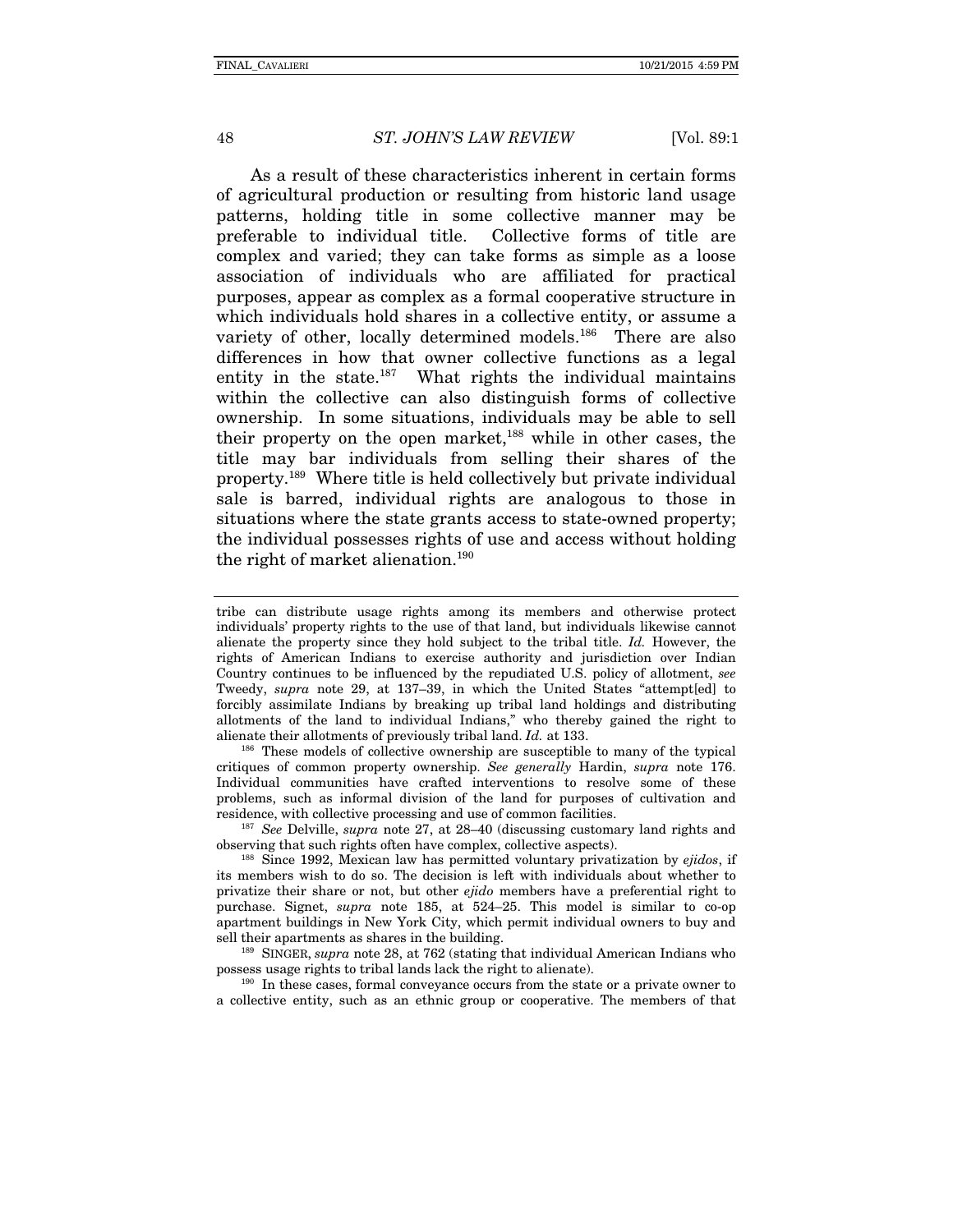As a result of these characteristics inherent in certain forms of agricultural production or resulting from historic land usage patterns, holding title in some collective manner may be preferable to individual title. Collective forms of title are complex and varied; they can take forms as simple as a loose association of individuals who are affiliated for practical purposes, appear as complex as a formal cooperative structure in which individuals hold shares in a collective entity, or assume a variety of other, locally determined models.[186] There are also differences in how that owner collective functions as a legal entity in the state.[187] What rights the individual maintains within the collective can also distinguish forms of collective ownership. In some situations, individuals may be able to sell their property on the open market,[188] while in other cases, the title may bar individuals from selling their shares of the property.[189] Where title is held collectively but private individual sale is barred, individual rights are analogous to those in situations where the state grants access to state-owned property; the individual possesses rights of use and access without holding the right of market alienation.[190]

---

tribe can distribute usage rights among its members and otherwise protect individuals' property rights to the use of that land, but individuals likewise cannot alienate the property since they hold subject to the tribal title. *Id.* However, the rights of American Indians to exercise authority and jurisdiction over Indian Country continues to be influenced by the repudiated U.S. policy of allotment, *see* Tweedy, *supra* note 29, at 137–39, in which the United States "attempt[ed] to forcibly assimilate Indians by breaking up tribal land holdings and distributing allotments of the land to individual Indians," who thereby gained the right to alienate their allotments of previously tribal land. *Id.* at 133.

[186] These models of collective ownership are susceptible to many of the typical critiques of common property ownership. *See generally* Hardin, *supra* note 176. Individual communities have crafted interventions to resolve some of these problems, such as informal division of the land for purposes of cultivation and residence, with collective processing and use of common facilities.

[187] *See* Delville, *supra* note 27, at 28–40 (discussing customary land rights and observing that such rights often have complex, collective aspects).

[188] Since 1992, Mexican law has permitted voluntary privatization by *ejidos*, if its members wish to do so. The decision is left with individuals about whether to privatize their share or not, but other *ejido* members have a preferential right to purchase. Signet, *supra* note 185, at 524–25. This model is similar to co-op apartment buildings in New York City, which permit individual owners to buy and sell their apartments as shares in the building.

[189] SINGER, *supra* note 28, at 762 (stating that individual American Indians who possess usage rights to tribal lands lack the right to alienate).

[190] In these cases, formal conveyance occurs from the state or a private owner to a collective entity, such as an ethnic group or cooperative. The members of that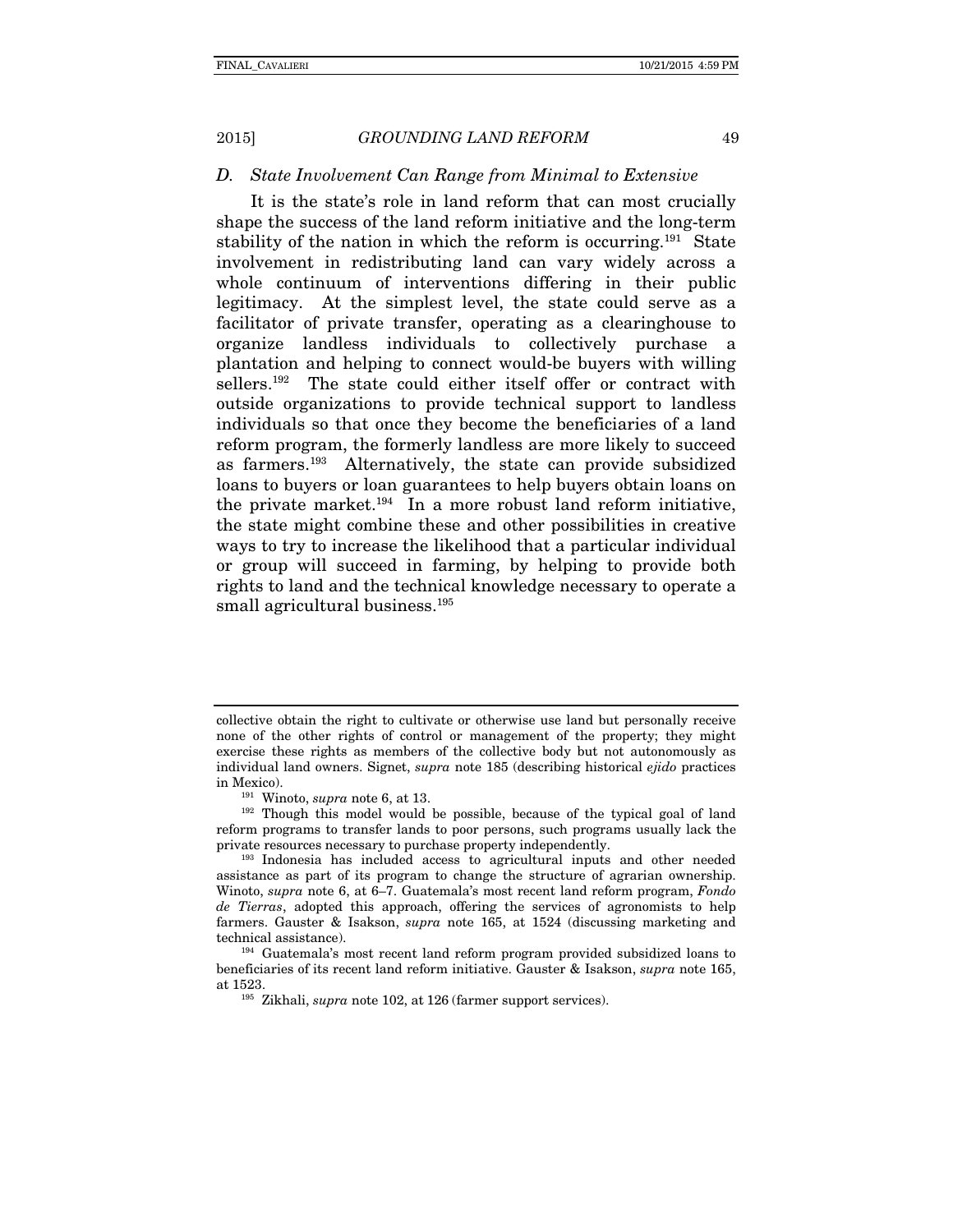### *D. State Involvement Can Range from Minimal to Extensive*

It is the state's role in land reform that can most crucially shape the success of the land reform initiative and the long-term stability of the nation in which the reform is occurring.[191] State involvement in redistributing land can vary widely across a whole continuum of interventions differing in their public legitimacy. At the simplest level, the state could serve as a facilitator of private transfer, operating as a clearinghouse to organize landless individuals to collectively purchase a plantation and helping to connect would-be buyers with willing sellers.[192] The state could either itself offer or contract with outside organizations to provide technical support to landless individuals so that once they become the beneficiaries of a land reform program, the formerly landless are more likely to succeed as farmers.[193] Alternatively, the state can provide subsidized loans to buyers or loan guarantees to help buyers obtain loans on the private market.[194] In a more robust land reform initiative, the state might combine these and other possibilities in creative ways to try to increase the likelihood that a particular individual or group will succeed in farming, by helping to provide both rights to land and the technical knowledge necessary to operate a small agricultural business.[195]

---

collective obtain the right to cultivate or otherwise use land but personally receive none of the other rights of control or management of the property; they might exercise these rights as members of the collective body but not autonomously as individual land owners. Signet, *supra* note 185 (describing historical *ejido* practices in Mexico).

[191] Winoto, *supra* note 6, at 13.

[192] Though this model would be possible, because of the typical goal of land reform programs to transfer lands to poor persons, such programs usually lack the private resources necessary to purchase property independently.

[193] Indonesia has included access to agricultural inputs and other needed assistance as part of its program to change the structure of agrarian ownership. Winoto, *supra* note 6, at 6–7. Guatemala's most recent land reform program, *Fondo de Tierras*, adopted this approach, offering the services of agronomists to help farmers. Gauster & Isakson, *supra* note 165, at 1524 (discussing marketing and technical assistance).

[194] Guatemala's most recent land reform program provided subsidized loans to beneficiaries of its recent land reform initiative. Gauster & Isakson, *supra* note 165, at 1523.

[195] Zikhali, *supra* note 102, at 126 (farmer support services).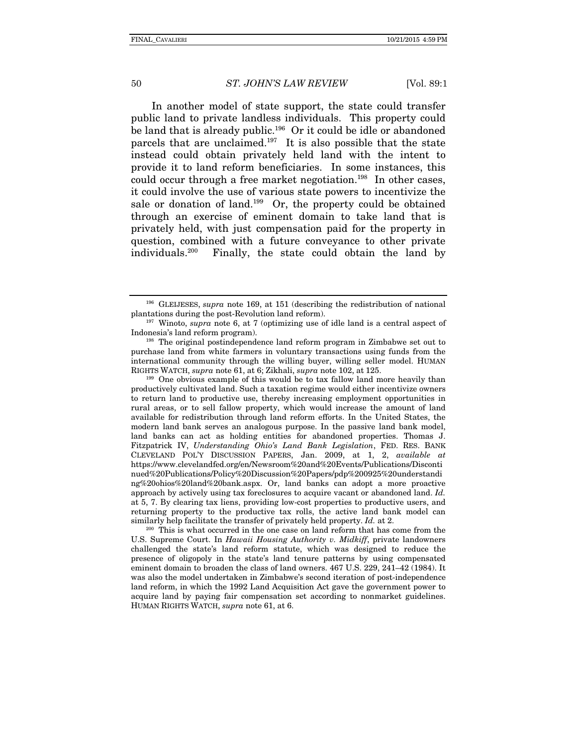In another model of state support, the state could transfer public land to private landless individuals. This property could be land that is already public.[196] Or it could be idle or abandoned parcels that are unclaimed.[197] It is also possible that the state instead could obtain privately held land with the intent to provide it to land reform beneficiaries. In some instances, this could occur through a free market negotiation.[198] In other cases, it could involve the use of various state powers to incentivize the sale or donation of land.[199] Or, the property could be obtained through an exercise of eminent domain to take land that is privately held, with just compensation paid for the property in question, combined with a future conveyance to other private individuals.[200] Finally, the state could obtain the land by

---

[196] GLEIJESES, *supra* note 169, at 151 (describing the redistribution of national plantations during the post-Revolution land reform).

[197] Winoto, *supra* note 6, at 7 (optimizing use of idle land is a central aspect of Indonesia's land reform program).

[198] The original postindependence land reform program in Zimbabwe set out to purchase land from white farmers in voluntary transactions using funds from the international community through the willing buyer, willing seller model. HUMAN RIGHTS WATCH, *supra* note 61, at 6; Zikhali, *supra* note 102, at 125.

[199] One obvious example of this would be to tax fallow land more heavily than productively cultivated land. Such a taxation regime would either incentivize owners to return land to productive use, thereby increasing employment opportunities in rural areas, or to sell fallow property, which would increase the amount of land available for redistribution through land reform efforts. In the United States, the modern land bank serves an analogous purpose. In the passive land bank model, land banks can act as holding entities for abandoned properties. Thomas J. Fitzpatrick IV, *Understanding Ohio's Land Bank Legislation*, FED. RES. BANK CLEVELAND POL'Y DISCUSSION PAPERS, Jan. 2009, at 1, 2, *available at* https://www.clevelandfed.org/en/Newsroom%20and%20Events/Publications/Discontinued%20Publications/Policy%20Discussion%20Papers/pdp%200925%20understanding%20ohios%20land%20bank.aspx. Or, land banks can adopt a more proactive approach by actively using tax foreclosures to acquire vacant or abandoned land. *Id.* at 5, 7. By clearing tax liens, providing low-cost properties to productive users, and returning property to the productive tax rolls, the active land bank model can similarly help facilitate the transfer of privately held property. *Id.* at 2.

[200] This is what occurred in the one case on land reform that has come from the U.S. Supreme Court. In *Hawaii Housing Authority v. Midkiff*, private landowners challenged the state's land reform statute, which was designed to reduce the presence of oligopoly in the state's land tenure patterns by using compensated eminent domain to broaden the class of land owners. 467 U.S. 229, 241–42 (1984). It was also the model undertaken in Zimbabwe's second iteration of post-independence land reform, in which the 1992 Land Acquisition Act gave the government power to acquire land by paying fair compensation set according to nonmarket guidelines. HUMAN RIGHTS WATCH, *supra* note 61, at 6.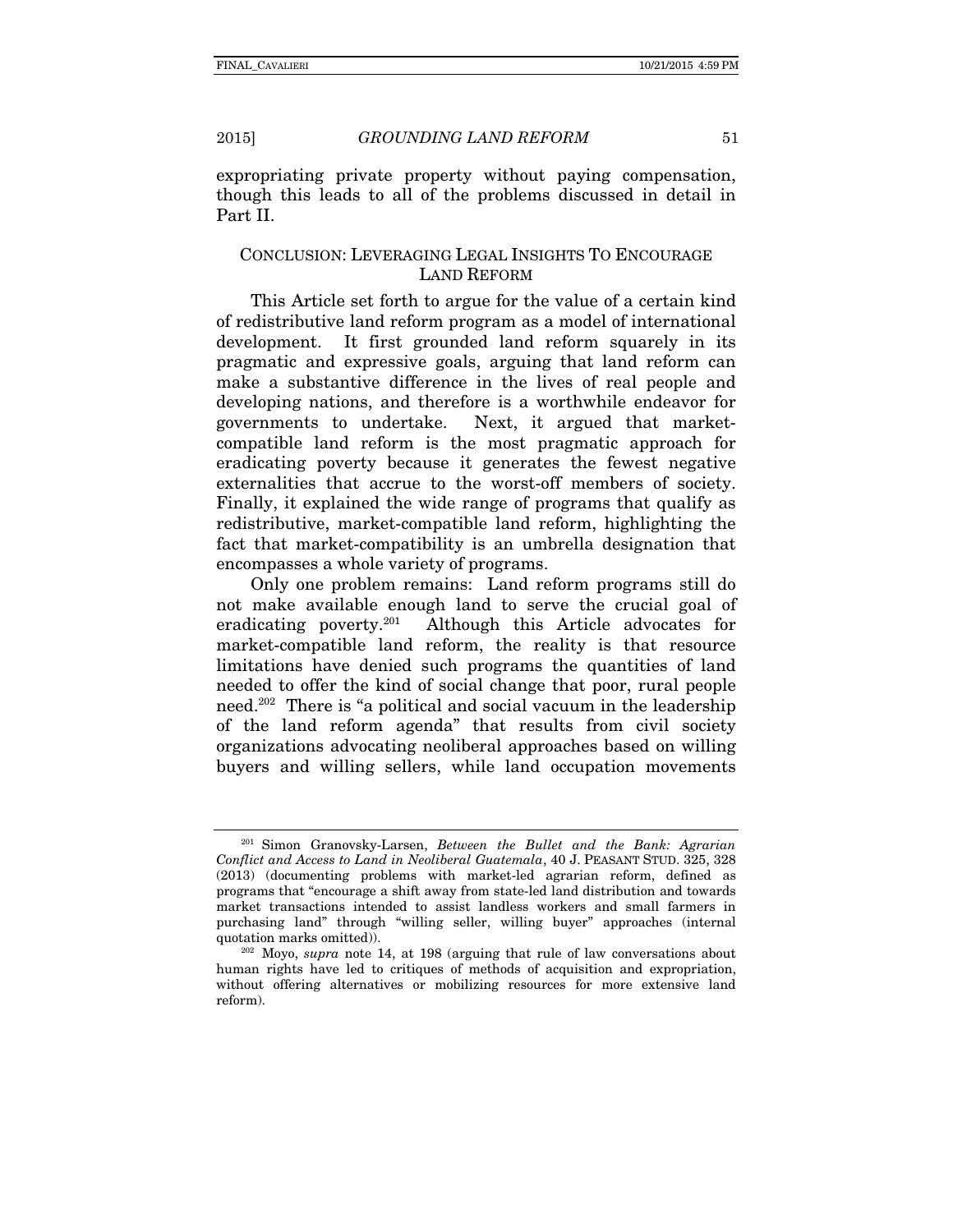expropriating private property without paying compensation, though this leads to all of the problems discussed in detail in Part II.

## CONCLUSION: LEVERAGING LEGAL INSIGHTS TO ENCOURAGE LAND REFORM

This Article set forth to argue for the value of a certain kind of redistributive land reform program as a model of international development. It first grounded land reform squarely in its pragmatic and expressive goals, arguing that land reform can make a substantive difference in the lives of real people and developing nations, and therefore is a worthwhile endeavor for governments to undertake. Next, it argued that market-compatible land reform is the most pragmatic approach for eradicating poverty because it generates the fewest negative externalities that accrue to the worst-off members of society. Finally, it explained the wide range of programs that qualify as redistributive, market-compatible land reform, highlighting the fact that market-compatibility is an umbrella designation that encompasses a whole variety of programs.

Only one problem remains: Land reform programs still do not make available enough land to serve the crucial goal of eradicating poverty.[201] Although this Article advocates for market-compatible land reform, the reality is that resource limitations have denied such programs the quantities of land needed to offer the kind of social change that poor, rural people need.[202] There is "a political and social vacuum in the leadership of the land reform agenda" that results from civil society organizations advocating neoliberal approaches based on willing buyers and willing sellers, while land occupation movements

---

[201] Simon Granovsky-Larsen, *Between the Bullet and the Bank: Agrarian Conflict and Access to Land in Neoliberal Guatemala*, 40 J. PEASANT STUD. 325, 328 (2013) (documenting problems with market-led agrarian reform, defined as programs that "encourage a shift away from state-led land distribution and towards market transactions intended to assist landless workers and small farmers in purchasing land" through "willing seller, willing buyer" approaches (internal quotation marks omitted)).

[202] Moyo, *supra* note 14, at 198 (arguing that rule of law conversations about human rights have led to critiques of methods of acquisition and expropriation, without offering alternatives or mobilizing resources for more extensive land reform).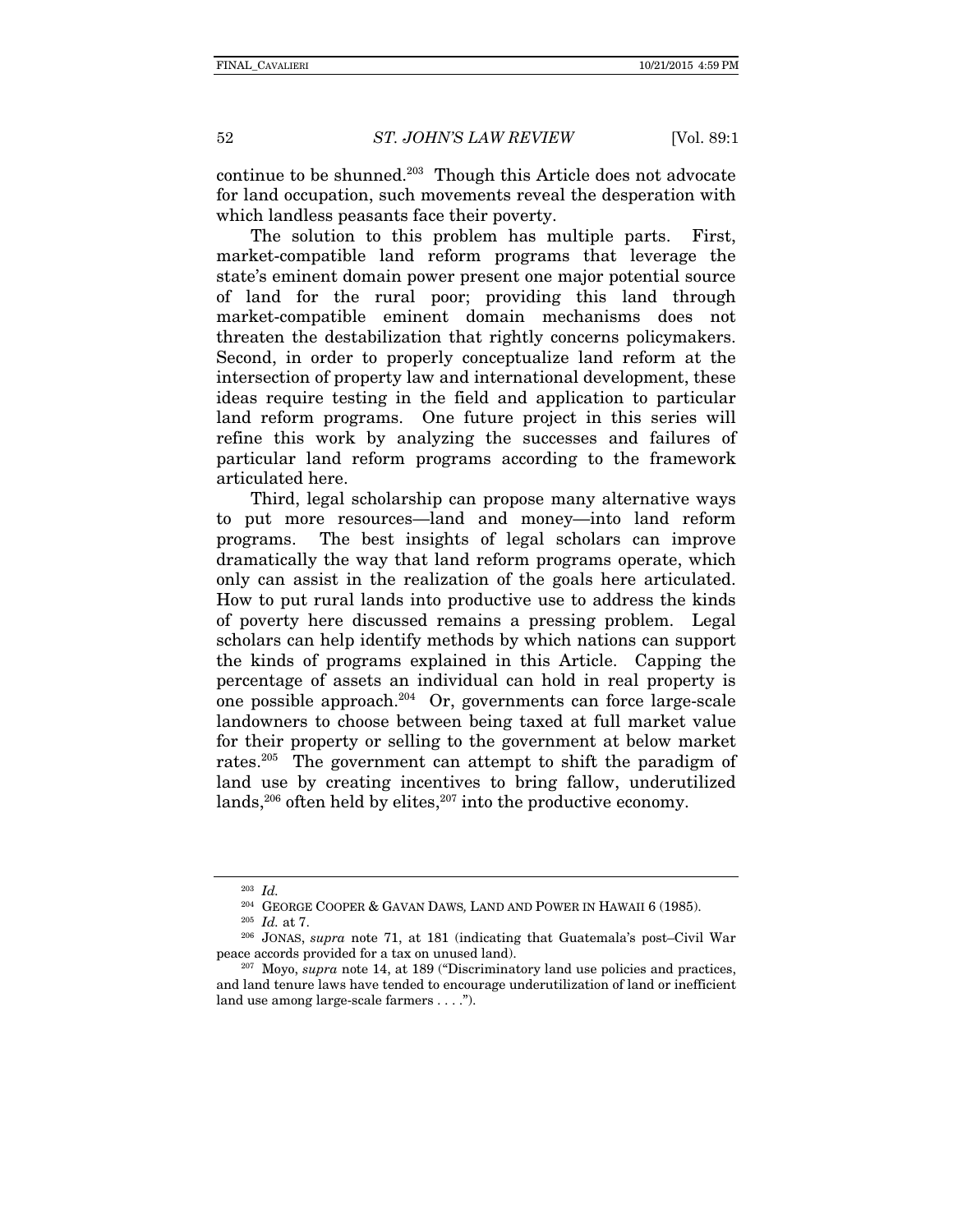continue to be shunned.[203] Though this Article does not advocate for land occupation, such movements reveal the desperation with which landless peasants face their poverty.

The solution to this problem has multiple parts. First, market-compatible land reform programs that leverage the state's eminent domain power present one major potential source of land for the rural poor; providing this land through market-compatible eminent domain mechanisms does not threaten the destabilization that rightly concerns policymakers. Second, in order to properly conceptualize land reform at the intersection of property law and international development, these ideas require testing in the field and application to particular land reform programs. One future project in this series will refine this work by analyzing the successes and failures of particular land reform programs according to the framework articulated here.

Third, legal scholarship can propose many alternative ways to put more resources—land and money—into land reform programs. The best insights of legal scholars can improve dramatically the way that land reform programs operate, which only can assist in the realization of the goals here articulated. How to put rural lands into productive use to address the kinds of poverty here discussed remains a pressing problem. Legal scholars can help identify methods by which nations can support the kinds of programs explained in this Article. Capping the percentage of assets an individual can hold in real property is one possible approach.[204] Or, governments can force large-scale landowners to choose between being taxed at full market value for their property or selling to the government at below market rates.[205] The government can attempt to shift the paradigm of land use by creating incentives to bring fallow, underutilized lands,[206] often held by elites,[207] into the productive economy.

---

[203] *Id.*

[204] GEORGE COOPER & GAVAN DAWS, LAND AND POWER IN HAWAII 6 (1985).

[205] *Id.* at 7.

[206] JONAS, *supra* note 71, at 181 (indicating that Guatemala's post–Civil War peace accords provided for a tax on unused land).

[207] Moyo, *supra* note 14, at 189 ("Discriminatory land use policies and practices, and land tenure laws have tended to encourage underutilization of land or inefficient land use among large-scale farmers . . . .").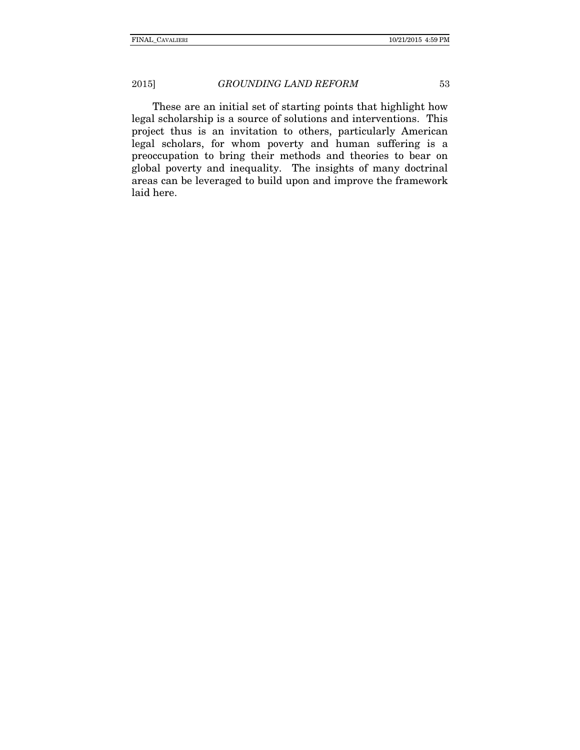These are an initial set of starting points that highlight how legal scholarship is a source of solutions and interventions. This project thus is an invitation to others, particularly American legal scholars, for whom poverty and human suffering is a preoccupation to bring their methods and theories to bear on global poverty and inequality. The insights of many doctrinal areas can be leveraged to build upon and improve the framework laid here.